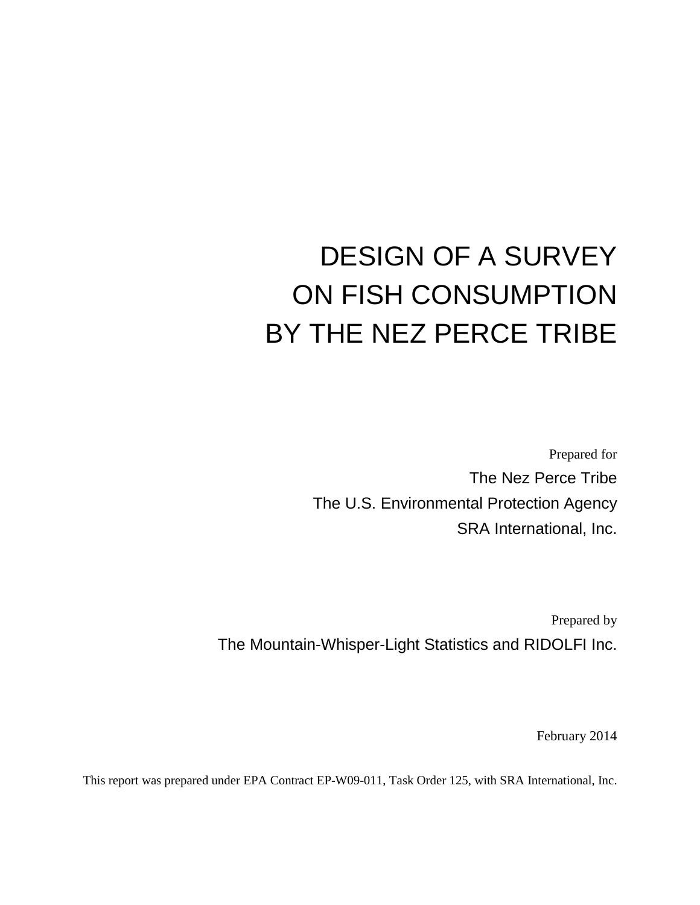# DESIGN OF A SURVEY ON FISH CONSUMPTION BY THE NEZ PERCE TRIBE

Prepared for

The Nez Perce Tribe

The U.S. Environmental Protection Agency

SRA International, Inc.

Prepared by

The Mountain-Whisper-Light Statistics and RIDOLFI Inc.

February 2014

This report was prepared under EPA Contract EP-W09-011, Task Order 125, with SRA International, Inc.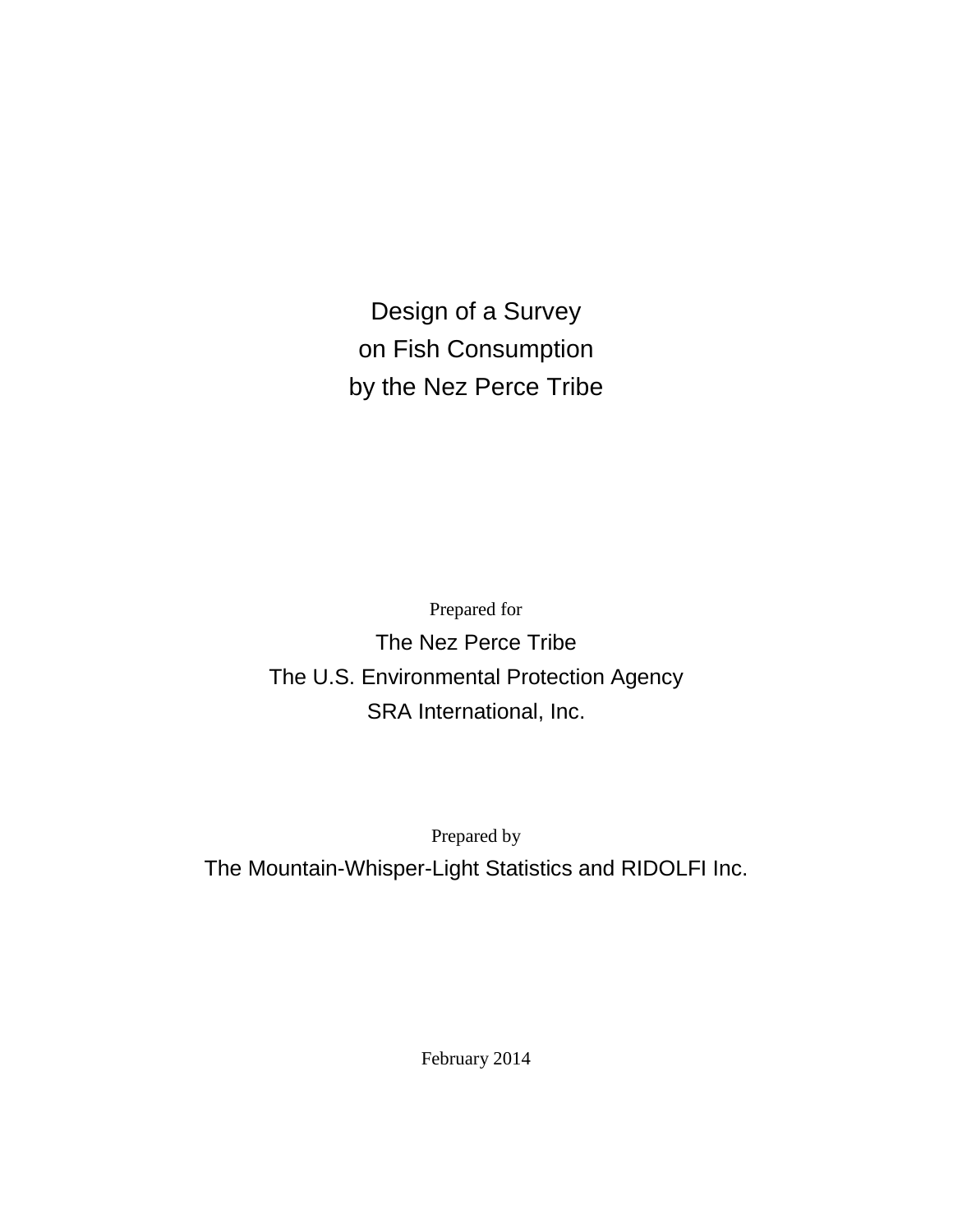# Design of a Survey on Fish Consumption by the Nez Perce Tribe

Prepared for

The Nez Perce Tribe

The U.S. Environmental Protection Agency

SRA International, Inc.

Prepared by

The Mountain-Whisper-Light Statistics and RIDOLFI Inc.

February 2014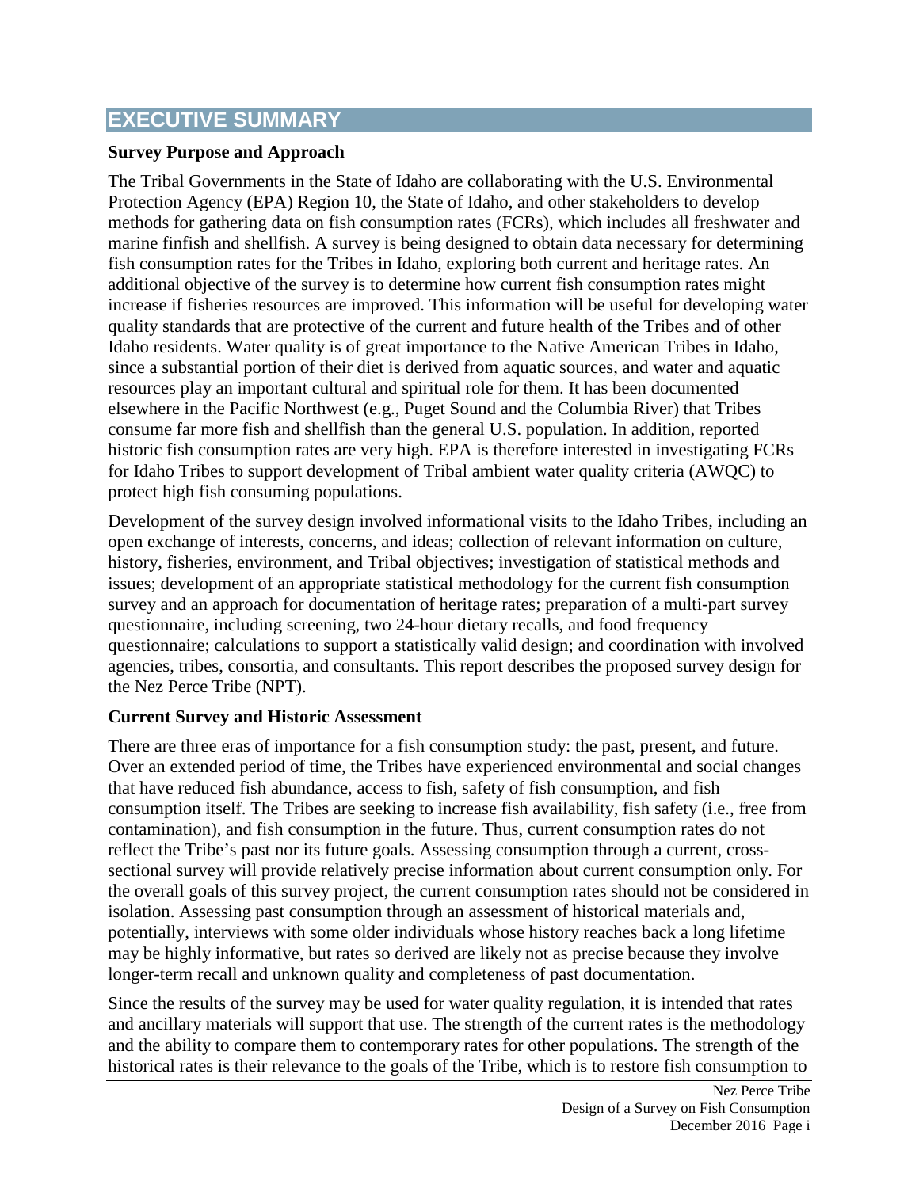# EXECUTIVE SUMMARY

**Survey Purpose and Approach**

The Tribal Governments in the State of Idaho are collaborating with the U.S. Environmental Protection Agency (EPA) Region 10, the State of Idaho, and other stakeholders to develop methods for gathering data on fish consumption rates (FCRs), which includes all freshwater and marine finfish and shellfish. A survey is being designed to obtain data necessary for determining fish consumption rates for the Tribes in Idaho, exploring both current and heritage rates. An additional objective of the survey is to determine how current fish consumption rates might increase if fisheries resources are improved. This information will be useful for developing water quality standards that are protective of the current and future health of the Tribes and of other Idaho residents. Water quality is of great importance to the Native American Tribes in Idaho, since a substantial portion of their diet is derived from aquatic sources, and water and aquatic resources play an important cultural and spiritual role for them. It has been documented elsewhere in the Pacific Northwest (e.g., Puget Sound and the Columbia River) that Tribes consume far more fish and shellfish than the general U.S. population. In addition, reported historic fish consumption rates are very high. EPA is therefore interested in investigating FCRs for Idaho Tribes to support development of Tribal ambient water quality criteria (AWQC) to protect high fish consuming populations.

Development of the survey design involved informational visits to the Idaho Tribes, including an open exchange of interests, concerns, and ideas; collection of relevant information on culture, history, fisheries, environment, and Tribal objectives; investigation of statistical methods and issues; development of an appropriate statistical methodology for the current fish consumption survey and an approach for documentation of heritage rates; preparation of a multi-part survey questionnaire, including screening, two 24-hour dietary recalls, and food frequency questionnaire; calculations to support a statistically valid design; and coordination with involved agencies, tribes, consortia, and consultants. This report describes the proposed survey design for the Nez Perce Tribe (NPT).

**Current Survey and Historic Assessment**

There are three eras of importance for a fish consumption study: the past, present, and future. Over an extended period of time, the Tribes have experienced environmental and social changes that have reduced fish abundance, access to fish, safety of fish consumption, and fish consumption itself. The Tribes are seeking to increase fish availability, fish safety (i.e., free from contamination), and fish consumption in the future. Thus, current consumption rates do not reflect the Tribe's past nor its future goals. Assessing consumption through a current, cross-sectional survey will provide relatively precise information about current consumption only. For the overall goals of this survey project, the current consumption rates should not be considered in isolation. Assessing past consumption through an assessment of historical materials and, potentially, interviews with some older individuals whose history reaches back a long lifetime may be highly informative, but rates so derived are likely not as precise because they involve longer-term recall and unknown quality and completeness of past documentation.

Since the results of the survey may be used for water quality regulation, it is intended that rates and ancillary materials will support that use. The strength of the current rates is the methodology and the ability to compare them to contemporary rates for other populations. The strength of the historical rates is their relevance to the goals of the Tribe, which is to restore fish consumption to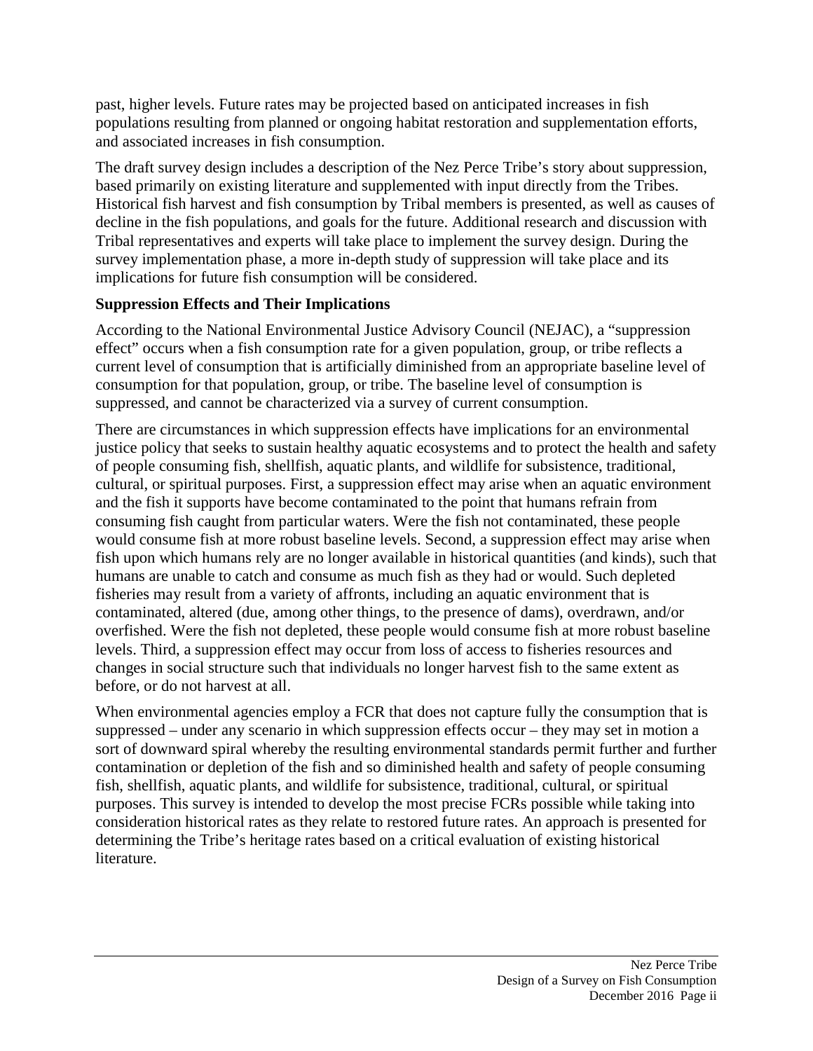past, higher levels. Future rates may be projected based on anticipated increases in fish populations resulting from planned or ongoing habitat restoration and supplementation efforts, and associated increases in fish consumption.

The draft survey design includes a description of the Nez Perce Tribe's story about suppression, based primarily on existing literature and supplemented with input directly from the Tribes. Historical fish harvest and fish consumption by Tribal members is presented, as well as causes of decline in the fish populations, and goals for the future. Additional research and discussion with Tribal representatives and experts will take place to implement the survey design. During the survey implementation phase, a more in-depth study of suppression will take place and its implications for future fish consumption will be considered.

**Suppression Effects and Their Implications**

According to the National Environmental Justice Advisory Council (NEJAC), a "suppression effect" occurs when a fish consumption rate for a given population, group, or tribe reflects a current level of consumption that is artificially diminished from an appropriate baseline level of consumption for that population, group, or tribe. The baseline level of consumption is suppressed, and cannot be characterized via a survey of current consumption.

There are circumstances in which suppression effects have implications for an environmental justice policy that seeks to sustain healthy aquatic ecosystems and to protect the health and safety of people consuming fish, shellfish, aquatic plants, and wildlife for subsistence, traditional, cultural, or spiritual purposes. First, a suppression effect may arise when an aquatic environment and the fish it supports have become contaminated to the point that humans refrain from consuming fish caught from particular waters. Were the fish not contaminated, these people would consume fish at more robust baseline levels. Second, a suppression effect may arise when fish upon which humans rely are no longer available in historical quantities (and kinds), such that humans are unable to catch and consume as much fish as they had or would. Such depleted fisheries may result from a variety of affronts, including an aquatic environment that is contaminated, altered (due, among other things, to the presence of dams), overdrawn, and/or overfished. Were the fish not depleted, these people would consume fish at more robust baseline levels. Third, a suppression effect may occur from loss of access to fisheries resources and changes in social structure such that individuals no longer harvest fish to the same extent as before, or do not harvest at all.

When environmental agencies employ a FCR that does not capture fully the consumption that is suppressed – under any scenario in which suppression effects occur – they may set in motion a sort of downward spiral whereby the resulting environmental standards permit further and further contamination or depletion of the fish and so diminished health and safety of people consuming fish, shellfish, aquatic plants, and wildlife for subsistence, traditional, cultural, or spiritual purposes. This survey is intended to develop the most precise FCRs possible while taking into consideration historical rates as they relate to restored future rates. An approach is presented for determining the Tribe's heritage rates based on a critical evaluation of existing historical literature.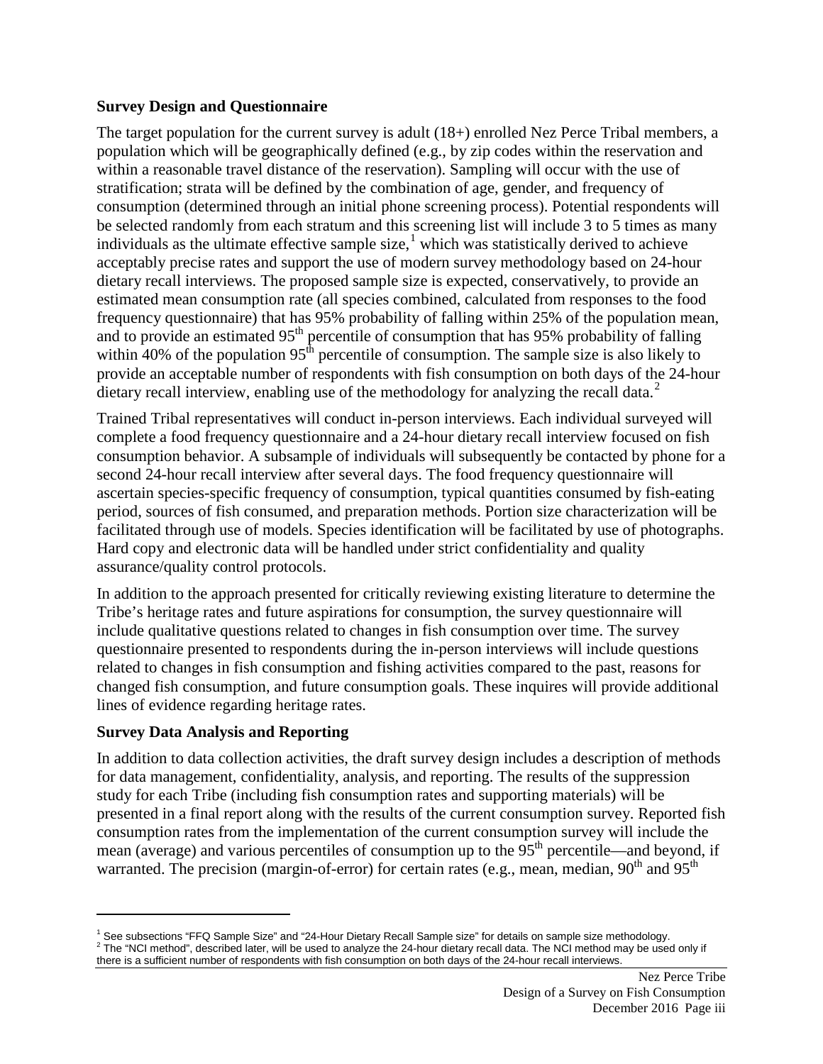**Survey Design and Questionnaire**

The target population for the current survey is adult (18+) enrolled Nez Perce Tribal members, a population which will be geographically defined (e.g., by zip codes within the reservation and within a reasonable travel distance of the reservation). Sampling will occur with the use of stratification; strata will be defined by the combination of age, gender, and frequency of consumption (determined through an initial phone screening process). Potential respondents will be selected randomly from each stratum and this screening list will include 3 to 5 times as many individuals as the ultimate effective sample size,[1] which was statistically derived to achieve acceptably precise rates and support the use of modern survey methodology based on 24-hour dietary recall interviews. The proposed sample size is expected, conservatively, to provide an estimated mean consumption rate (all species combined, calculated from responses to the food frequency questionnaire) that has 95% probability of falling within 25% of the population mean, and to provide an estimated 95$^{th}$ percentile of consumption that has 95% probability of falling within 40% of the population 95$^{th}$ percentile of consumption. The sample size is also likely to provide an acceptable number of respondents with fish consumption on both days of the 24-hour dietary recall interview, enabling use of the methodology for analyzing the recall data.[2]

Trained Tribal representatives will conduct in-person interviews. Each individual surveyed will complete a food frequency questionnaire and a 24-hour dietary recall interview focused on fish consumption behavior. A subsample of individuals will subsequently be contacted by phone for a second 24-hour recall interview after several days. The food frequency questionnaire will ascertain species-specific frequency of consumption, typical quantities consumed by fish-eating period, sources of fish consumed, and preparation methods. Portion size characterization will be facilitated through use of models. Species identification will be facilitated by use of photographs. Hard copy and electronic data will be handled under strict confidentiality and quality assurance/quality control protocols.

In addition to the approach presented for critically reviewing existing literature to determine the Tribe's heritage rates and future aspirations for consumption, the survey questionnaire will include qualitative questions related to changes in fish consumption over time. The survey questionnaire presented to respondents during the in-person interviews will include questions related to changes in fish consumption and fishing activities compared to the past, reasons for changed fish consumption, and future consumption goals. These inquires will provide additional lines of evidence regarding heritage rates.

**Survey Data Analysis and Reporting**

In addition to data collection activities, the draft survey design includes a description of methods for data management, confidentiality, analysis, and reporting. The results of the suppression study for each Tribe (including fish consumption rates and supporting materials) will be presented in a final report along with the results of the current consumption survey. Reported fish consumption rates from the implementation of the current consumption survey will include the mean (average) and various percentiles of consumption up to the 95$^{th}$ percentile—and beyond, if warranted. The precision (margin-of-error) for certain rates (e.g., mean, median, 90$^{th}$ and 95$^{th}$

---

[1] See subsections "FFQ Sample Size" and "24-Hour Dietary Recall Sample size" for details on sample size methodology.

[2] The "NCI method", described later, will be used to analyze the 24-hour dietary recall data. The NCI method may be used only if there is a sufficient number of respondents with fish consumption on both days of the 24-hour recall interviews.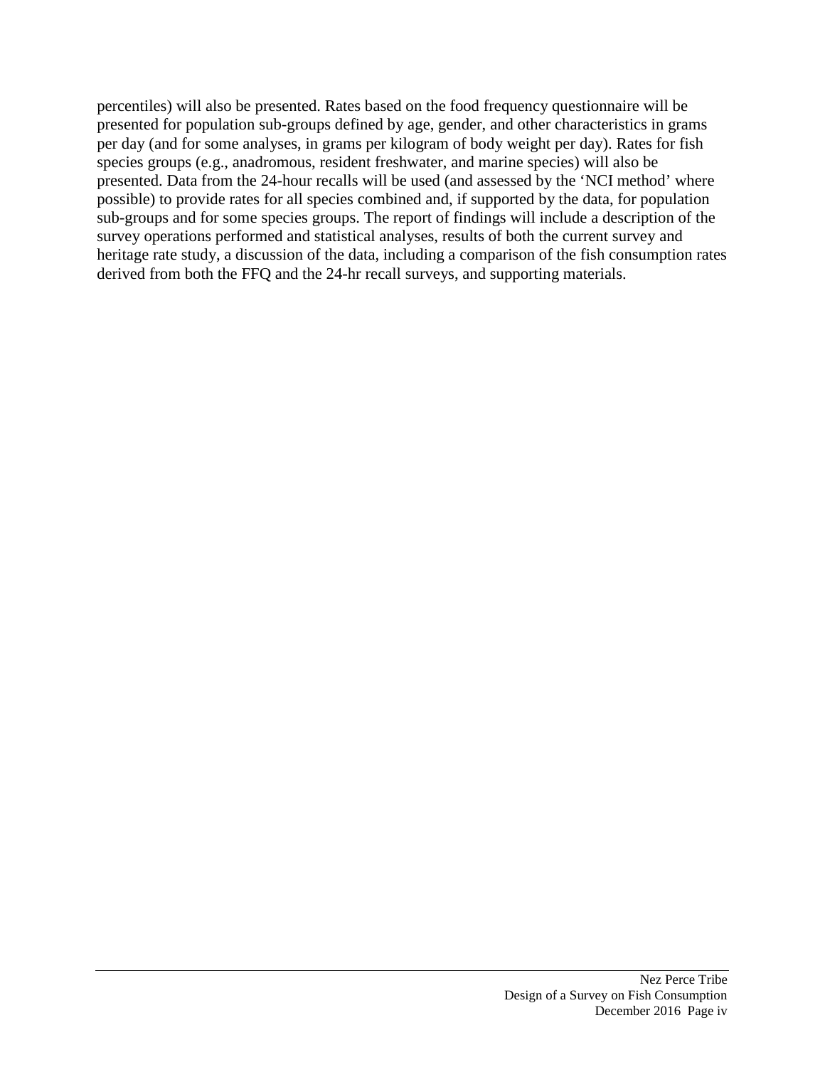percentiles) will also be presented. Rates based on the food frequency questionnaire will be presented for population sub-groups defined by age, gender, and other characteristics in grams per day (and for some analyses, in grams per kilogram of body weight per day). Rates for fish species groups (e.g., anadromous, resident freshwater, and marine species) will also be presented. Data from the 24-hour recalls will be used (and assessed by the 'NCI method' where possible) to provide rates for all species combined and, if supported by the data, for population sub-groups and for some species groups. The report of findings will include a description of the survey operations performed and statistical analyses, results of both the current survey and heritage rate study, a discussion of the data, including a comparison of the fish consumption rates derived from both the FFQ and the 24-hr recall surveys, and supporting materials.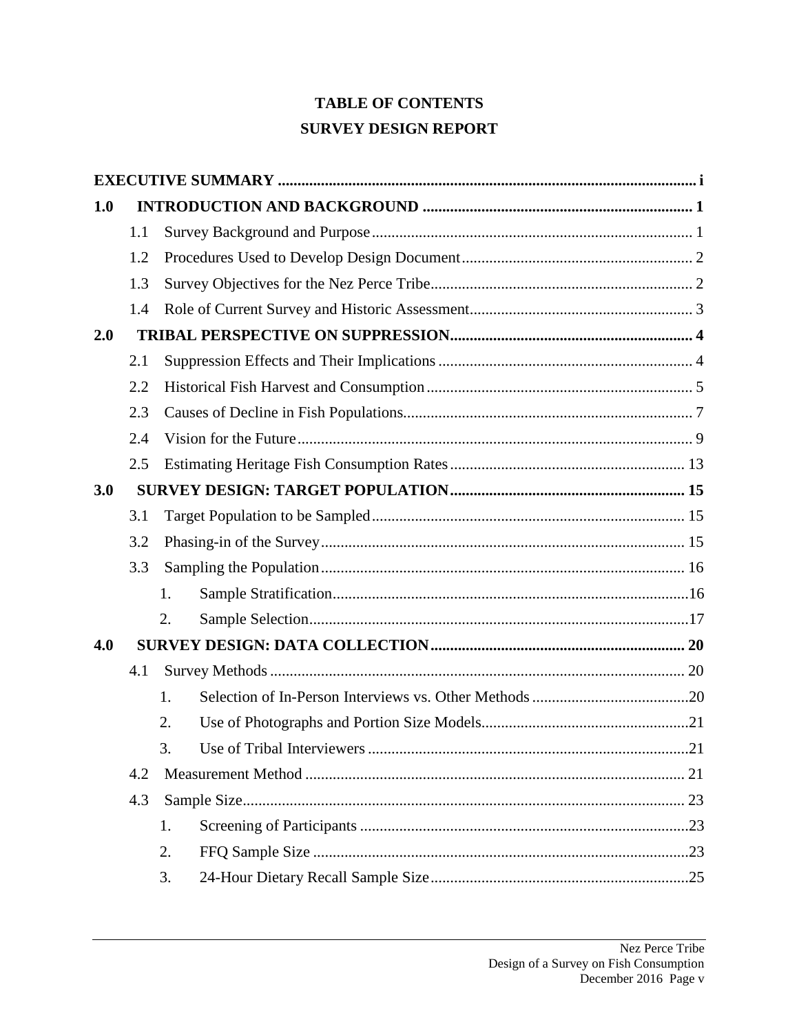# TABLE OF CONTENTS

## SURVEY DESIGN REPORT

**EXECUTIVE SUMMARY** ........................................................ i

**1.0 INTRODUCTION AND BACKGROUND** ........................................................ 1

- 1.1 Survey Background and Purpose ........................................................ 1
- 1.2 Procedures Used to Develop Design Document ........................................................ 2
- 1.3 Survey Objectives for the Nez Perce Tribe ........................................................ 2
- 1.4 Role of Current Survey and Historic Assessment ........................................................ 3

**2.0 TRIBAL PERSPECTIVE ON SUPPRESSION** ........................................................ 4

- 2.1 Suppression Effects and Their Implications ........................................................ 4
- 2.2 Historical Fish Harvest and Consumption ........................................................ 5
- 2.3 Causes of Decline in Fish Populations ........................................................ 7
- 2.4 Vision for the Future ........................................................ 9
- 2.5 Estimating Heritage Fish Consumption Rates ........................................................ 13

**3.0 SURVEY DESIGN: TARGET POPULATION** ........................................................ 15

- 3.1 Target Population to be Sampled ........................................................ 15
- 3.2 Phasing-in of the Survey ........................................................ 15
- 3.3 Sampling the Population ........................................................ 16
  1. Sample Stratification ........................................................ 16
  2. Sample Selection ........................................................ 17

**4.0 SURVEY DESIGN: DATA COLLECTION** ........................................................ 20

- 4.1 Survey Methods ........................................................ 20
  1. Selection of In-Person Interviews vs. Other Methods ........................................................ 20
  2. Use of Photographs and Portion Size Models ........................................................ 21
  3. Use of Tribal Interviewers ........................................................ 21
- 4.2 Measurement Method ........................................................ 21
- 4.3 Sample Size ........................................................ 23
  1. Screening of Participants ........................................................ 23
  2. FFQ Sample Size ........................................................ 23
  3. 24-Hour Dietary Recall Sample Size ........................................................ 25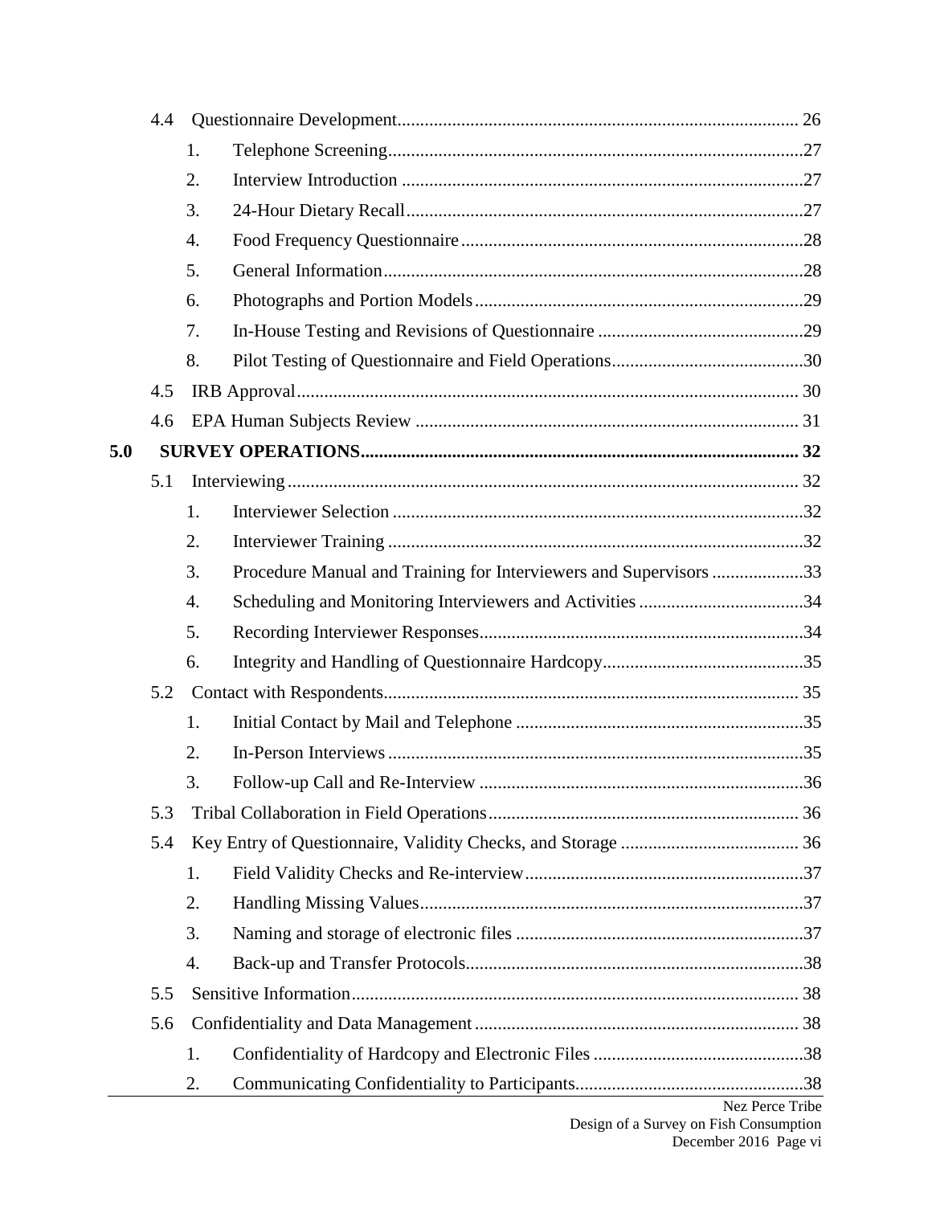- 4.4 Questionnaire Development ....... 26
  1. Telephone Screening ....... 27
  2. Interview Introduction ....... 27
  3. 24-Hour Dietary Recall ....... 27
  4. Food Frequency Questionnaire ....... 28
  5. General Information ....... 28
  6. Photographs and Portion Models ....... 29
  7. In-House Testing and Revisions of Questionnaire ....... 29
  8. Pilot Testing of Questionnaire and Field Operations ....... 30
- 4.5 IRB Approval ....... 30
- 4.6 EPA Human Subjects Review ....... 31

**5.0 SURVEY OPERATIONS ....... 32**

- 5.1 Interviewing ....... 32
  1. Interviewer Selection ....... 32
  2. Interviewer Training ....... 32
  3. Procedure Manual and Training for Interviewers and Supervisors ....... 33
  4. Scheduling and Monitoring Interviewers and Activities ....... 34
  5. Recording Interviewer Responses ....... 34
  6. Integrity and Handling of Questionnaire Hardcopy ....... 35
- 5.2 Contact with Respondents ....... 35
  1. Initial Contact by Mail and Telephone ....... 35
  2. In-Person Interviews ....... 35
  3. Follow-up Call and Re-Interview ....... 36
- 5.3 Tribal Collaboration in Field Operations ....... 36
- 5.4 Key Entry of Questionnaire, Validity Checks, and Storage ....... 36
  1. Field Validity Checks and Re-interview ....... 37
  2. Handling Missing Values ....... 37
  3. Naming and storage of electronic files ....... 37
  4. Back-up and Transfer Protocols ....... 38
- 5.5 Sensitive Information ....... 38
- 5.6 Confidentiality and Data Management ....... 38
  1. Confidentiality of Hardcopy and Electronic Files ....... 38
  2. Communicating Confidentiality to Participants ....... 38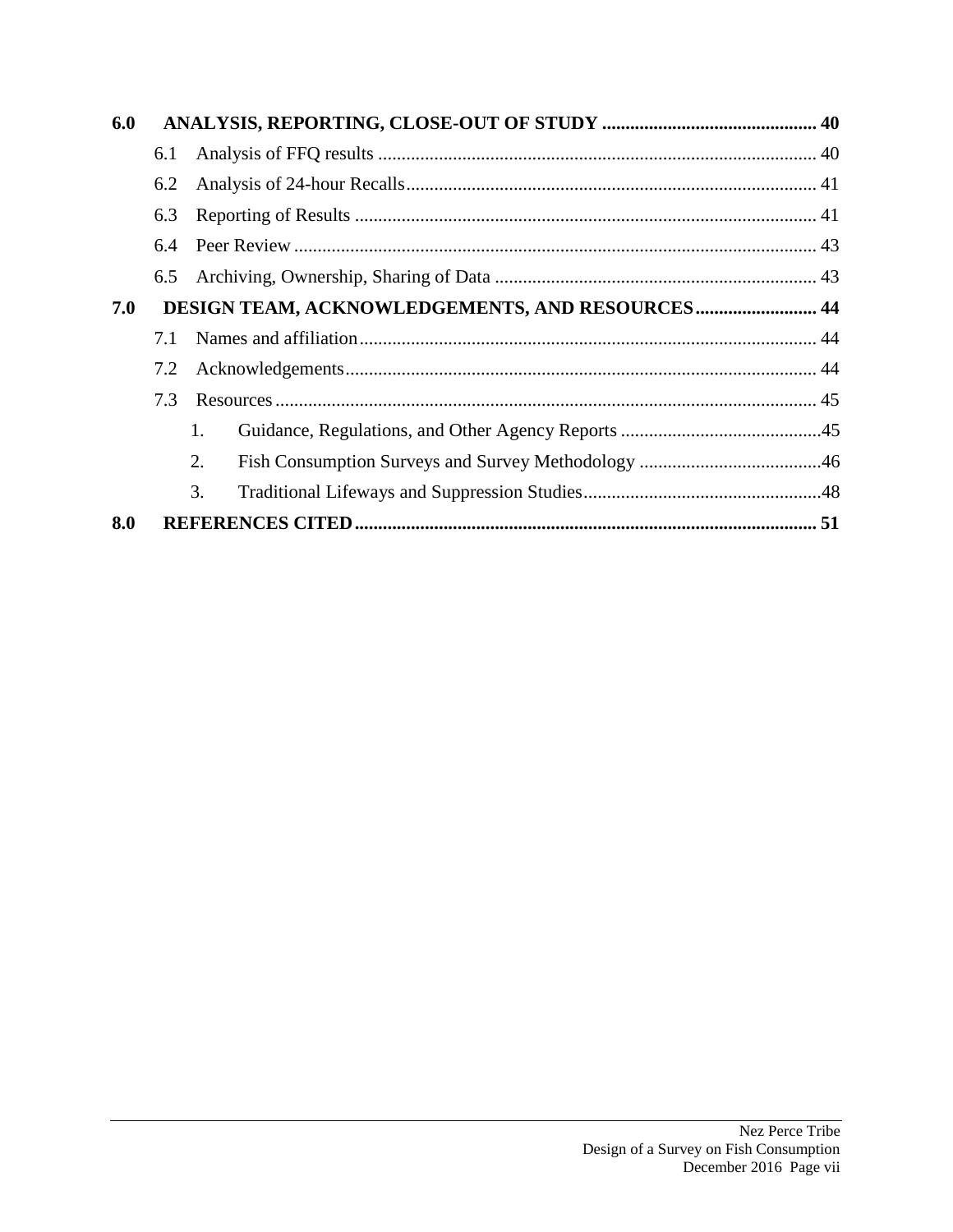**6.0 ANALYSIS, REPORTING, CLOSE-OUT OF STUDY ............................................. 40**

- 6.1 Analysis of FFQ results ............................................................................................. 40
- 6.2 Analysis of 24-hour Recalls....................................................................................... 41
- 6.3 Reporting of Results .................................................................................................. 41
- 6.4 Peer Review ............................................................................................................... 43
- 6.5 Archiving, Ownership, Sharing of Data .................................................................... 43

**7.0 DESIGN TEAM, ACKNOWLEDGEMENTS, AND RESOURCES.......................... 44**

- 7.1 Names and affiliation................................................................................................. 44
- 7.2 Acknowledgements.................................................................................................... 44
- 7.3 Resources................................................................................................................... 45
  1. Guidance, Regulations, and Other Agency Reports ...........................................45
  2. Fish Consumption Surveys and Survey Methodology .......................................46
  3. Traditional Lifeways and Suppression Studies..................................................48

**8.0 REFERENCES CITED.................................................................................................. 51**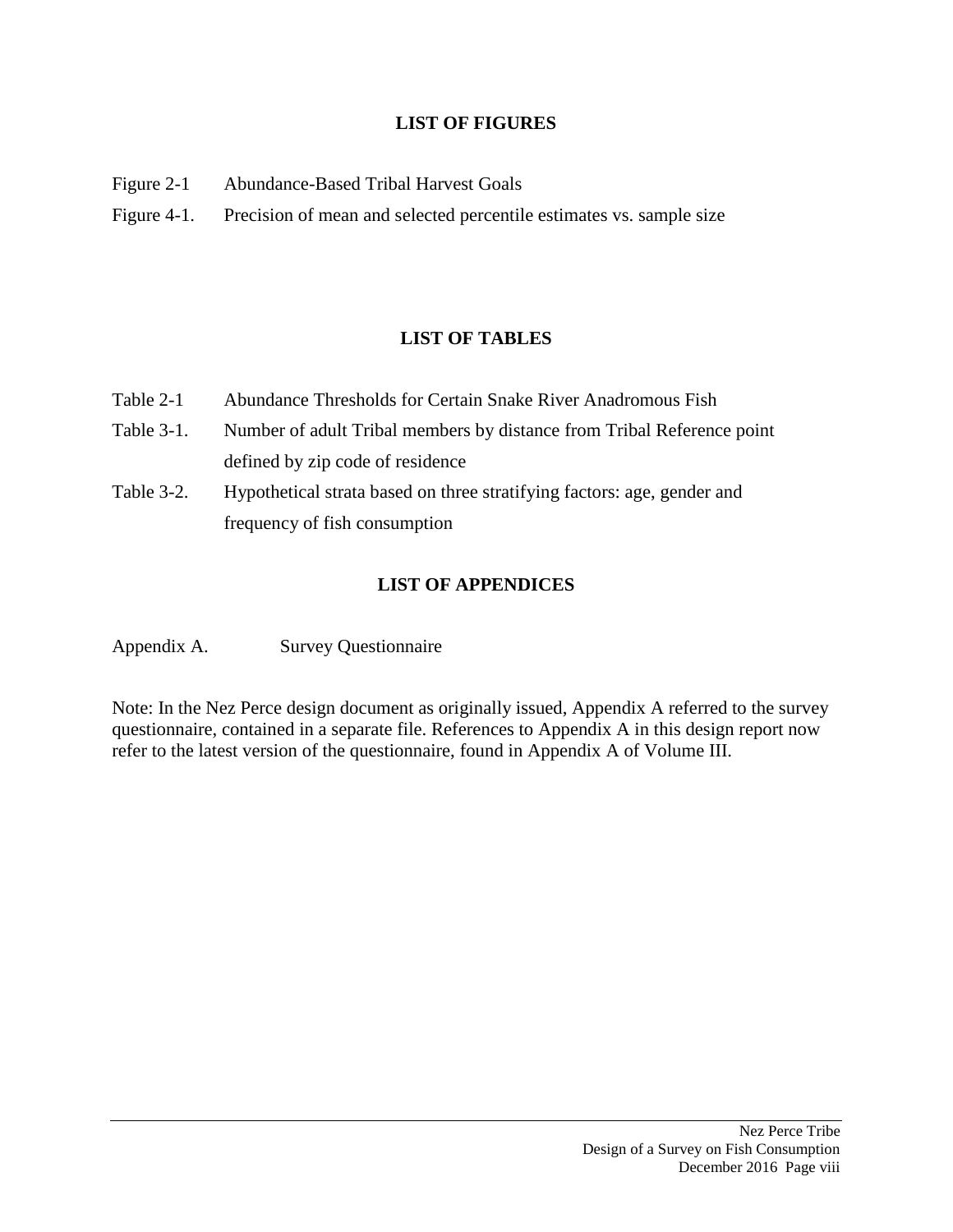## LIST OF FIGURES

| | |
|---|---|
| Figure 2-1 | Abundance-Based Tribal Harvest Goals |
| Figure 4-1. | Precision of mean and selected percentile estimates vs. sample size |

## LIST OF TABLES

| | |
|---|---|
| Table 2-1 | Abundance Thresholds for Certain Snake River Anadromous Fish |
| Table 3-1. | Number of adult Tribal members by distance from Tribal Reference point defined by zip code of residence |
| Table 3-2. | Hypothetical strata based on three stratifying factors: age, gender and frequency of fish consumption |

## LIST OF APPENDICES

| | |
|---|---|
| Appendix A. | Survey Questionnaire |

Note: In the Nez Perce design document as originally issued, Appendix A referred to the survey questionnaire, contained in a separate file. References to Appendix A in this design report now refer to the latest version of the questionnaire, found in Appendix A of Volume III.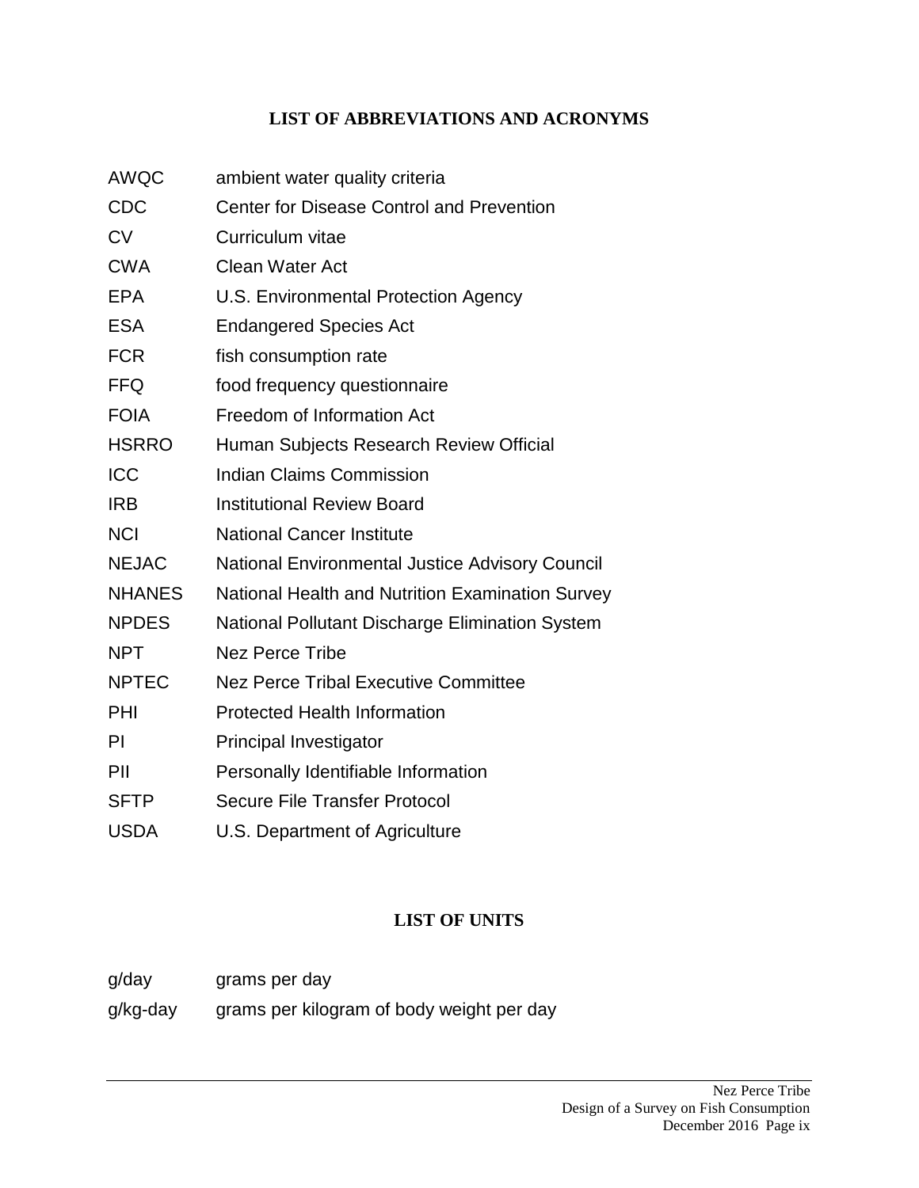## LIST OF ABBREVIATIONS AND ACRONYMS

| | |
|---|---|
| AWQC | ambient water quality criteria |
| CDC | Center for Disease Control and Prevention |
| CV | Curriculum vitae |
| CWA | Clean Water Act |
| EPA | U.S. Environmental Protection Agency |
| ESA | Endangered Species Act |
| FCR | fish consumption rate |
| FFQ | food frequency questionnaire |
| FOIA | Freedom of Information Act |
| HSRRO | Human Subjects Research Review Official |
| ICC | Indian Claims Commission |
| IRB | Institutional Review Board |
| NCI | National Cancer Institute |
| NEJAC | National Environmental Justice Advisory Council |
| NHANES | National Health and Nutrition Examination Survey |
| NPDES | National Pollutant Discharge Elimination System |
| NPT | Nez Perce Tribe |
| NPTEC | Nez Perce Tribal Executive Committee |
| PHI | Protected Health Information |
| PI | Principal Investigator |
| PII | Personally Identifiable Information |
| SFTP | Secure File Transfer Protocol |
| USDA | U.S. Department of Agriculture |

## LIST OF UNITS

| | |
|---|---|
| g/day | grams per day |
| g/kg-day | grams per kilogram of body weight per day |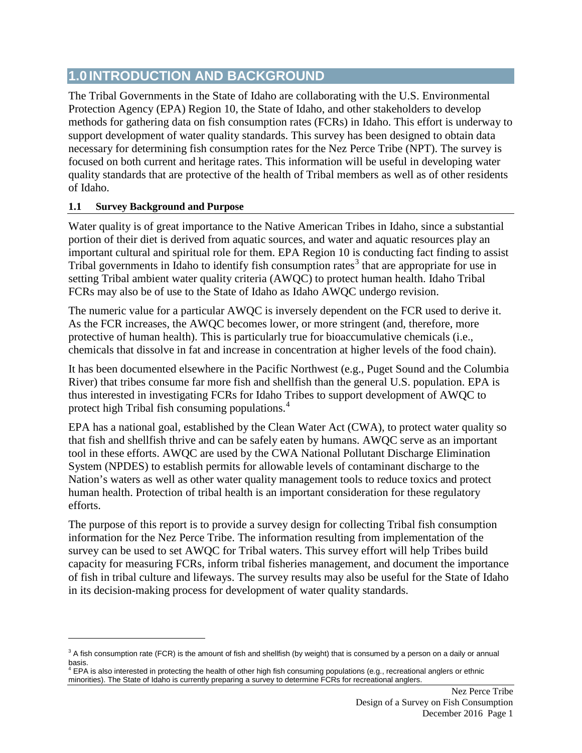# 1.0 INTRODUCTION AND BACKGROUND

The Tribal Governments in the State of Idaho are collaborating with the U.S. Environmental Protection Agency (EPA) Region 10, the State of Idaho, and other stakeholders to develop methods for gathering data on fish consumption rates (FCRs) in Idaho. This effort is underway to support development of water quality standards. This survey has been designed to obtain data necessary for determining fish consumption rates for the Nez Perce Tribe (NPT). The survey is focused on both current and heritage rates. This information will be useful in developing water quality standards that are protective of the health of Tribal members as well as of other residents of Idaho.

### 1.1 Survey Background and Purpose

Water quality is of great importance to the Native American Tribes in Idaho, since a substantial portion of their diet is derived from aquatic sources, and water and aquatic resources play an important cultural and spiritual role for them. EPA Region 10 is conducting fact finding to assist Tribal governments in Idaho to identify fish consumption rates[3] that are appropriate for use in setting Tribal ambient water quality criteria (AWQC) to protect human health. Idaho Tribal FCRs may also be of use to the State of Idaho as Idaho AWQC undergo revision.

The numeric value for a particular AWQC is inversely dependent on the FCR used to derive it. As the FCR increases, the AWQC becomes lower, or more stringent (and, therefore, more protective of human health). This is particularly true for bioaccumulative chemicals (i.e., chemicals that dissolve in fat and increase in concentration at higher levels of the food chain).

It has been documented elsewhere in the Pacific Northwest (e.g., Puget Sound and the Columbia River) that tribes consume far more fish and shellfish than the general U.S. population. EPA is thus interested in investigating FCRs for Idaho Tribes to support development of AWQC to protect high Tribal fish consuming populations.[4]

EPA has a national goal, established by the Clean Water Act (CWA), to protect water quality so that fish and shellfish thrive and can be safely eaten by humans. AWQC serve as an important tool in these efforts. AWQC are used by the CWA National Pollutant Discharge Elimination System (NPDES) to establish permits for allowable levels of contaminant discharge to the Nation's waters as well as other water quality management tools to reduce toxics and protect human health. Protection of tribal health is an important consideration for these regulatory efforts.

The purpose of this report is to provide a survey design for collecting Tribal fish consumption information for the Nez Perce Tribe. The information resulting from implementation of the survey can be used to set AWQC for Tribal waters. This survey effort will help Tribes build capacity for measuring FCRs, inform tribal fisheries management, and document the importance of fish in tribal culture and lifeways. The survey results may also be useful for the State of Idaho in its decision-making process for development of water quality standards.

---

[3] A fish consumption rate (FCR) is the amount of fish and shellfish (by weight) that is consumed by a person on a daily or annual basis.

[4] EPA is also interested in protecting the health of other high fish consuming populations (e.g., recreational anglers or ethnic minorities). The State of Idaho is currently preparing a survey to determine FCRs for recreational anglers.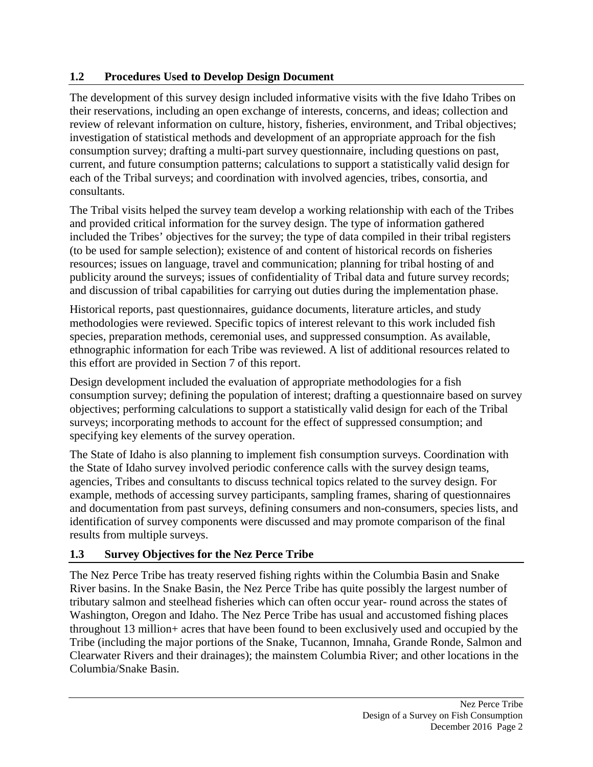## 1.2 Procedures Used to Develop Design Document

The development of this survey design included informative visits with the five Idaho Tribes on their reservations, including an open exchange of interests, concerns, and ideas; collection and review of relevant information on culture, history, fisheries, environment, and Tribal objectives; investigation of statistical methods and development of an appropriate approach for the fish consumption survey; drafting a multi-part survey questionnaire, including questions on past, current, and future consumption patterns; calculations to support a statistically valid design for each of the Tribal surveys; and coordination with involved agencies, tribes, consortia, and consultants.

The Tribal visits helped the survey team develop a working relationship with each of the Tribes and provided critical information for the survey design. The type of information gathered included the Tribes' objectives for the survey; the type of data compiled in their tribal registers (to be used for sample selection); existence of and content of historical records on fisheries resources; issues on language, travel and communication; planning for tribal hosting of and publicity around the surveys; issues of confidentiality of Tribal data and future survey records; and discussion of tribal capabilities for carrying out duties during the implementation phase.

Historical reports, past questionnaires, guidance documents, literature articles, and study methodologies were reviewed. Specific topics of interest relevant to this work included fish species, preparation methods, ceremonial uses, and suppressed consumption. As available, ethnographic information for each Tribe was reviewed. A list of additional resources related to this effort are provided in Section 7 of this report.

Design development included the evaluation of appropriate methodologies for a fish consumption survey; defining the population of interest; drafting a questionnaire based on survey objectives; performing calculations to support a statistically valid design for each of the Tribal surveys; incorporating methods to account for the effect of suppressed consumption; and specifying key elements of the survey operation.

The State of Idaho is also planning to implement fish consumption surveys. Coordination with the State of Idaho survey involved periodic conference calls with the survey design teams, agencies, Tribes and consultants to discuss technical topics related to the survey design. For example, methods of accessing survey participants, sampling frames, sharing of questionnaires and documentation from past surveys, defining consumers and non-consumers, species lists, and identification of survey components were discussed and may promote comparison of the final results from multiple surveys.

## 1.3 Survey Objectives for the Nez Perce Tribe

The Nez Perce Tribe has treaty reserved fishing rights within the Columbia Basin and Snake River basins. In the Snake Basin, the Nez Perce Tribe has quite possibly the largest number of tributary salmon and steelhead fisheries which can often occur year- round across the states of Washington, Oregon and Idaho. The Nez Perce Tribe has usual and accustomed fishing places throughout 13 million+ acres that have been found to been exclusively used and occupied by the Tribe (including the major portions of the Snake, Tucannon, Imnaha, Grande Ronde, Salmon and Clearwater Rivers and their drainages); the mainstem Columbia River; and other locations in the Columbia/Snake Basin.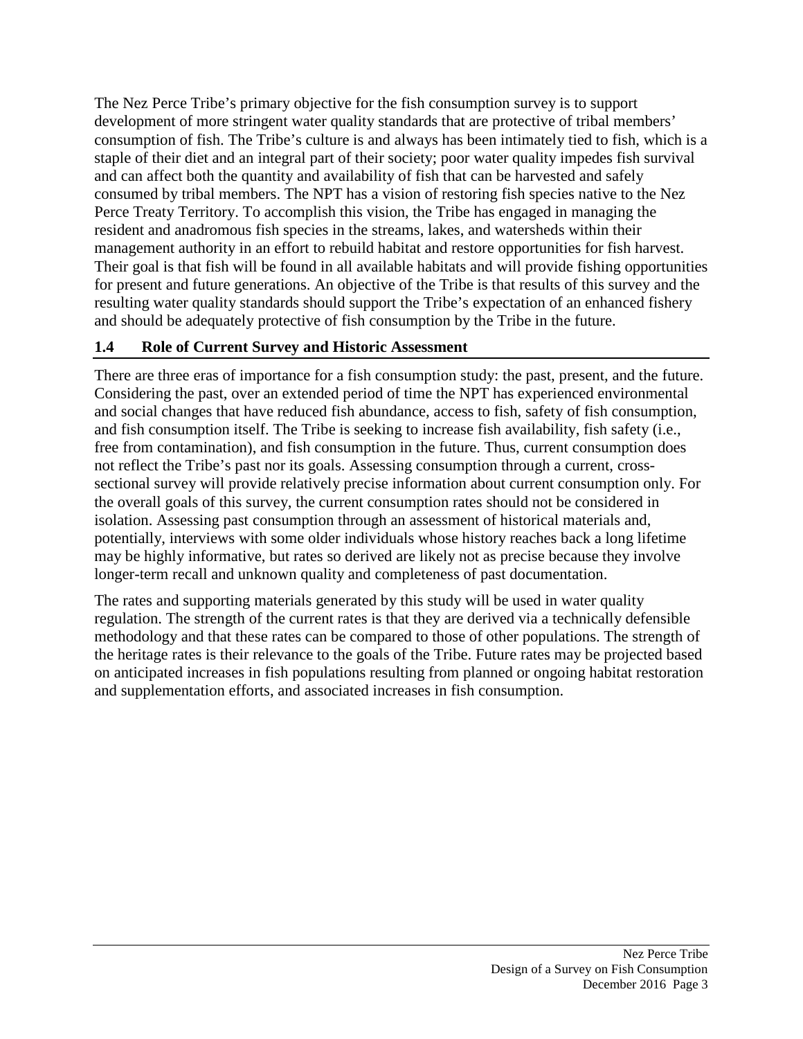The Nez Perce Tribe's primary objective for the fish consumption survey is to support development of more stringent water quality standards that are protective of tribal members' consumption of fish. The Tribe's culture is and always has been intimately tied to fish, which is a staple of their diet and an integral part of their society; poor water quality impedes fish survival and can affect both the quantity and availability of fish that can be harvested and safely consumed by tribal members. The NPT has a vision of restoring fish species native to the Nez Perce Treaty Territory. To accomplish this vision, the Tribe has engaged in managing the resident and anadromous fish species in the streams, lakes, and watersheds within their management authority in an effort to rebuild habitat and restore opportunities for fish harvest. Their goal is that fish will be found in all available habitats and will provide fishing opportunities for present and future generations. An objective of the Tribe is that results of this survey and the resulting water quality standards should support the Tribe's expectation of an enhanced fishery and should be adequately protective of fish consumption by the Tribe in the future.

### 1.4 Role of Current Survey and Historic Assessment

There are three eras of importance for a fish consumption study: the past, present, and the future. Considering the past, over an extended period of time the NPT has experienced environmental and social changes that have reduced fish abundance, access to fish, safety of fish consumption, and fish consumption itself. The Tribe is seeking to increase fish availability, fish safety (i.e., free from contamination), and fish consumption in the future. Thus, current consumption does not reflect the Tribe's past nor its goals. Assessing consumption through a current, cross-sectional survey will provide relatively precise information about current consumption only. For the overall goals of this survey, the current consumption rates should not be considered in isolation. Assessing past consumption through an assessment of historical materials and, potentially, interviews with some older individuals whose history reaches back a long lifetime may be highly informative, but rates so derived are likely not as precise because they involve longer-term recall and unknown quality and completeness of past documentation.

The rates and supporting materials generated by this study will be used in water quality regulation. The strength of the current rates is that they are derived via a technically defensible methodology and that these rates can be compared to those of other populations. The strength of the heritage rates is their relevance to the goals of the Tribe. Future rates may be projected based on anticipated increases in fish populations resulting from planned or ongoing habitat restoration and supplementation efforts, and associated increases in fish consumption.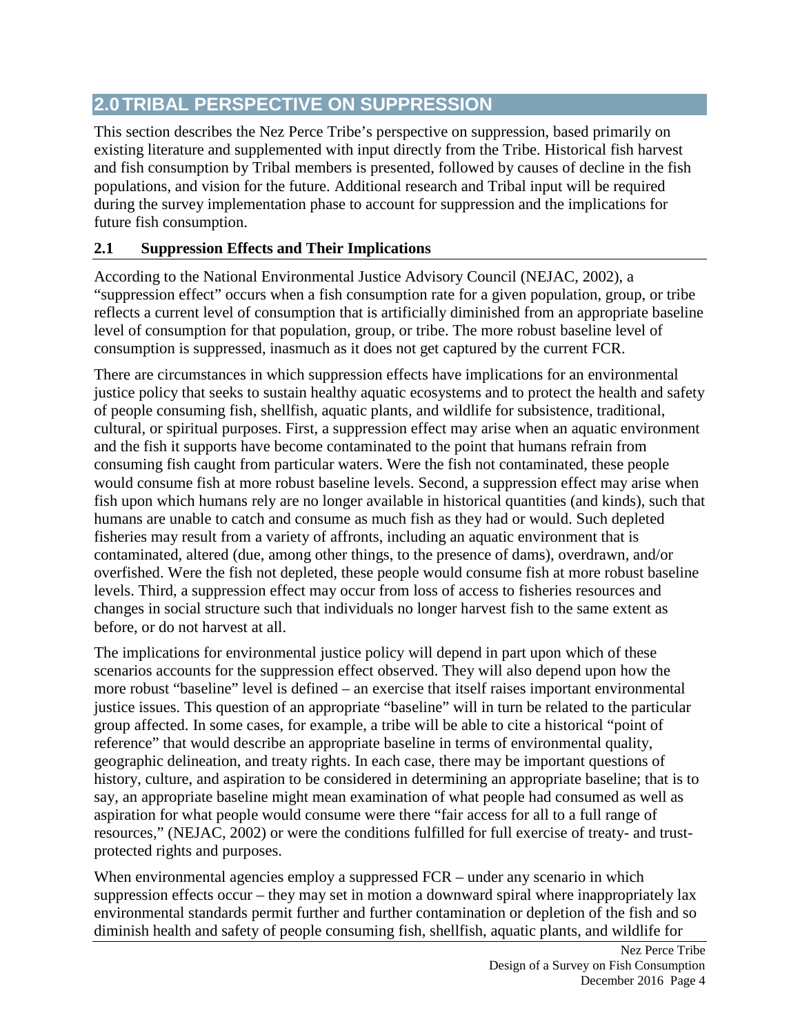## 2.0 TRIBAL PERSPECTIVE ON SUPPRESSION

This section describes the Nez Perce Tribe's perspective on suppression, based primarily on existing literature and supplemented with input directly from the Tribe. Historical fish harvest and fish consumption by Tribal members is presented, followed by causes of decline in the fish populations, and vision for the future. Additional research and Tribal input will be required during the survey implementation phase to account for suppression and the implications for future fish consumption.

### 2.1 Suppression Effects and Their Implications

According to the National Environmental Justice Advisory Council (NEJAC, 2002), a "suppression effect" occurs when a fish consumption rate for a given population, group, or tribe reflects a current level of consumption that is artificially diminished from an appropriate baseline level of consumption for that population, group, or tribe. The more robust baseline level of consumption is suppressed, inasmuch as it does not get captured by the current FCR.

There are circumstances in which suppression effects have implications for an environmental justice policy that seeks to sustain healthy aquatic ecosystems and to protect the health and safety of people consuming fish, shellfish, aquatic plants, and wildlife for subsistence, traditional, cultural, or spiritual purposes. First, a suppression effect may arise when an aquatic environment and the fish it supports have become contaminated to the point that humans refrain from consuming fish caught from particular waters. Were the fish not contaminated, these people would consume fish at more robust baseline levels. Second, a suppression effect may arise when fish upon which humans rely are no longer available in historical quantities (and kinds), such that humans are unable to catch and consume as much fish as they had or would. Such depleted fisheries may result from a variety of affronts, including an aquatic environment that is contaminated, altered (due, among other things, to the presence of dams), overdrawn, and/or overfished. Were the fish not depleted, these people would consume fish at more robust baseline levels. Third, a suppression effect may occur from loss of access to fisheries resources and changes in social structure such that individuals no longer harvest fish to the same extent as before, or do not harvest at all.

The implications for environmental justice policy will depend in part upon which of these scenarios accounts for the suppression effect observed. They will also depend upon how the more robust "baseline" level is defined – an exercise that itself raises important environmental justice issues. This question of an appropriate "baseline" will in turn be related to the particular group affected. In some cases, for example, a tribe will be able to cite a historical "point of reference" that would describe an appropriate baseline in terms of environmental quality, geographic delineation, and treaty rights. In each case, there may be important questions of history, culture, and aspiration to be considered in determining an appropriate baseline; that is to say, an appropriate baseline might mean examination of what people had consumed as well as aspiration for what people would consume were there "fair access for all to a full range of resources," (NEJAC, 2002) or were the conditions fulfilled for full exercise of treaty- and trust-protected rights and purposes.

When environmental agencies employ a suppressed FCR – under any scenario in which suppression effects occur – they may set in motion a downward spiral where inappropriately lax environmental standards permit further and further contamination or depletion of the fish and so diminish health and safety of people consuming fish, shellfish, aquatic plants, and wildlife for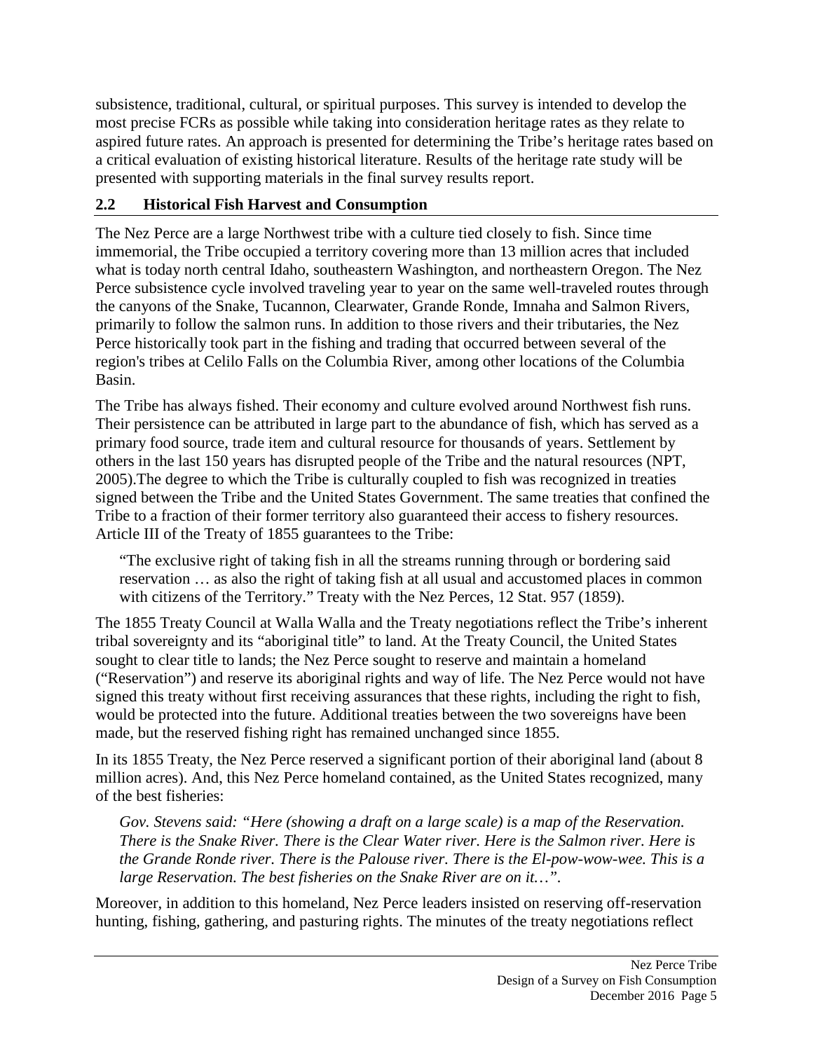subsistence, traditional, cultural, or spiritual purposes. This survey is intended to develop the most precise FCRs as possible while taking into consideration heritage rates as they relate to aspired future rates. An approach is presented for determining the Tribe's heritage rates based on a critical evaluation of existing historical literature. Results of the heritage rate study will be presented with supporting materials in the final survey results report.

## 2.2 Historical Fish Harvest and Consumption

The Nez Perce are a large Northwest tribe with a culture tied closely to fish. Since time immemorial, the Tribe occupied a territory covering more than 13 million acres that included what is today north central Idaho, southeastern Washington, and northeastern Oregon. The Nez Perce subsistence cycle involved traveling year to year on the same well-traveled routes through the canyons of the Snake, Tucannon, Clearwater, Grande Ronde, Imnaha and Salmon Rivers, primarily to follow the salmon runs. In addition to those rivers and their tributaries, the Nez Perce historically took part in the fishing and trading that occurred between several of the region's tribes at Celilo Falls on the Columbia River, among other locations of the Columbia Basin.

The Tribe has always fished. Their economy and culture evolved around Northwest fish runs. Their persistence can be attributed in large part to the abundance of fish, which has served as a primary food source, trade item and cultural resource for thousands of years. Settlement by others in the last 150 years has disrupted people of the Tribe and the natural resources (NPT, 2005).The degree to which the Tribe is culturally coupled to fish was recognized in treaties signed between the Tribe and the United States Government. The same treaties that confined the Tribe to a fraction of their former territory also guaranteed their access to fishery resources. Article III of the Treaty of 1855 guarantees to the Tribe:

> "The exclusive right of taking fish in all the streams running through or bordering said reservation … as also the right of taking fish at all usual and accustomed places in common with citizens of the Territory." Treaty with the Nez Perces, 12 Stat. 957 (1859).

The 1855 Treaty Council at Walla Walla and the Treaty negotiations reflect the Tribe's inherent tribal sovereignty and its "aboriginal title" to land. At the Treaty Council, the United States sought to clear title to lands; the Nez Perce sought to reserve and maintain a homeland ("Reservation") and reserve its aboriginal rights and way of life. The Nez Perce would not have signed this treaty without first receiving assurances that these rights, including the right to fish, would be protected into the future. Additional treaties between the two sovereigns have been made, but the reserved fishing right has remained unchanged since 1855.

In its 1855 Treaty, the Nez Perce reserved a significant portion of their aboriginal land (about 8 million acres). And, this Nez Perce homeland contained, as the United States recognized, many of the best fisheries:

> *Gov. Stevens said: "Here (showing a draft on a large scale) is a map of the Reservation. There is the Snake River. There is the Clear Water river. Here is the Salmon river. Here is the Grande Ronde river. There is the Palouse river. There is the El-pow-wow-wee. This is a large Reservation. The best fisheries on the Snake River are on it…".*

Moreover, in addition to this homeland, Nez Perce leaders insisted on reserving off-reservation hunting, fishing, gathering, and pasturing rights. The minutes of the treaty negotiations reflect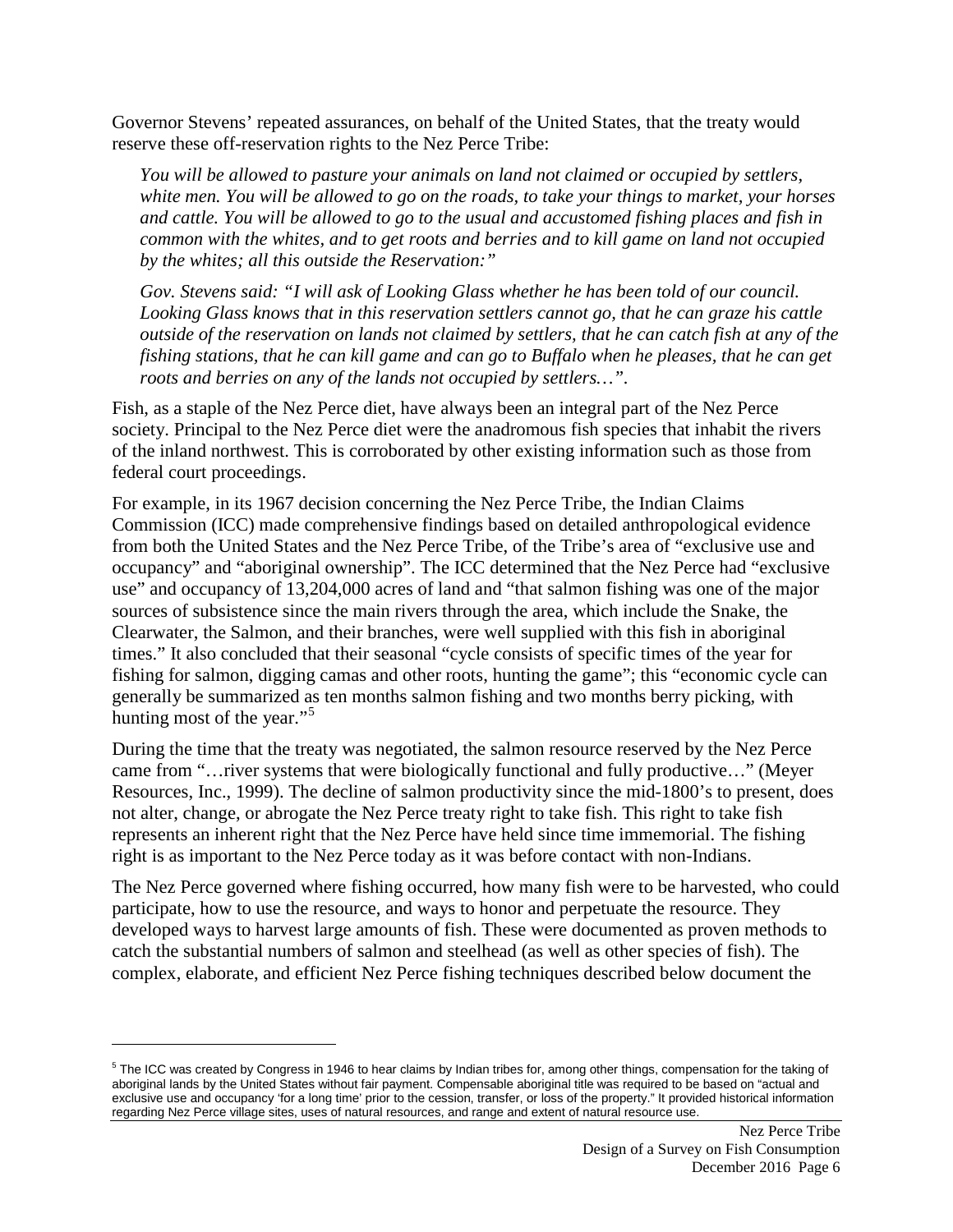Governor Stevens' repeated assurances, on behalf of the United States, that the treaty would reserve these off-reservation rights to the Nez Perce Tribe:

> *You will be allowed to pasture your animals on land not claimed or occupied by settlers, white men. You will be allowed to go on the roads, to take your things to market, your horses and cattle. You will be allowed to go to the usual and accustomed fishing places and fish in common with the whites, and to get roots and berries and to kill game on land not occupied by the whites; all this outside the Reservation:"*
>
> *Gov. Stevens said: "I will ask of Looking Glass whether he has been told of our council. Looking Glass knows that in this reservation settlers cannot go, that he can graze his cattle outside of the reservation on lands not claimed by settlers, that he can catch fish at any of the fishing stations, that he can kill game and can go to Buffalo when he pleases, that he can get roots and berries on any of the lands not occupied by settlers…".*

Fish, as a staple of the Nez Perce diet, have always been an integral part of the Nez Perce society. Principal to the Nez Perce diet were the anadromous fish species that inhabit the rivers of the inland northwest. This is corroborated by other existing information such as those from federal court proceedings.

For example, in its 1967 decision concerning the Nez Perce Tribe, the Indian Claims Commission (ICC) made comprehensive findings based on detailed anthropological evidence from both the United States and the Nez Perce Tribe, of the Tribe's area of "exclusive use and occupancy" and "aboriginal ownership". The ICC determined that the Nez Perce had "exclusive use" and occupancy of 13,204,000 acres of land and "that salmon fishing was one of the major sources of subsistence since the main rivers through the area, which include the Snake, the Clearwater, the Salmon, and their branches, were well supplied with this fish in aboriginal times." It also concluded that their seasonal "cycle consists of specific times of the year for fishing for salmon, digging camas and other roots, hunting the game"; this "economic cycle can generally be summarized as ten months salmon fishing and two months berry picking, with hunting most of the year."[5]

During the time that the treaty was negotiated, the salmon resource reserved by the Nez Perce came from "…river systems that were biologically functional and fully productive…" (Meyer Resources, Inc., 1999). The decline of salmon productivity since the mid-1800's to present, does not alter, change, or abrogate the Nez Perce treaty right to take fish. This right to take fish represents an inherent right that the Nez Perce have held since time immemorial. The fishing right is as important to the Nez Perce today as it was before contact with non-Indians.

The Nez Perce governed where fishing occurred, how many fish were to be harvested, who could participate, how to use the resource, and ways to honor and perpetuate the resource. They developed ways to harvest large amounts of fish. These were documented as proven methods to catch the substantial numbers of salmon and steelhead (as well as other species of fish). The complex, elaborate, and efficient Nez Perce fishing techniques described below document the

[5] The ICC was created by Congress in 1946 to hear claims by Indian tribes for, among other things, compensation for the taking of aboriginal lands by the United States without fair payment. Compensable aboriginal title was required to be based on "actual and exclusive use and occupancy 'for a long time' prior to the cession, transfer, or loss of the property." It provided historical information regarding Nez Perce village sites, uses of natural resources, and range and extent of natural resource use.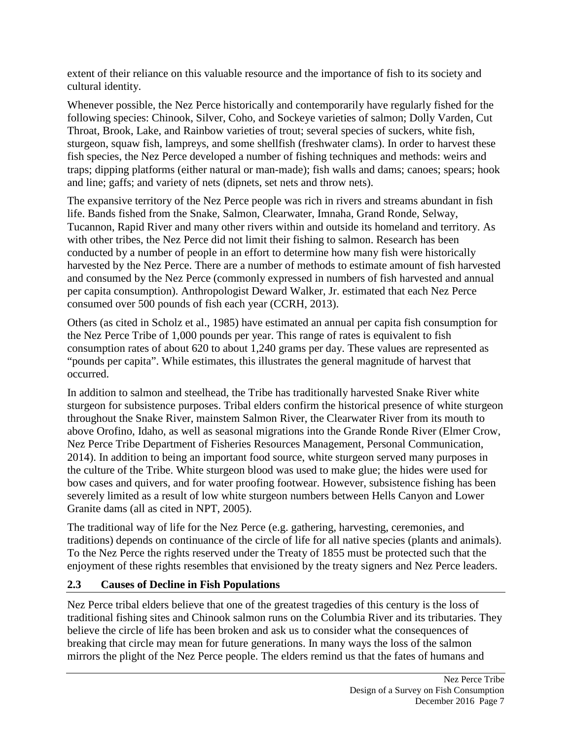extent of their reliance on this valuable resource and the importance of fish to its society and cultural identity.

Whenever possible, the Nez Perce historically and contemporarily have regularly fished for the following species: Chinook, Silver, Coho, and Sockeye varieties of salmon; Dolly Varden, Cut Throat, Brook, Lake, and Rainbow varieties of trout; several species of suckers, white fish, sturgeon, squaw fish, lampreys, and some shellfish (freshwater clams). In order to harvest these fish species, the Nez Perce developed a number of fishing techniques and methods: weirs and traps; dipping platforms (either natural or man-made); fish walls and dams; canoes; spears; hook and line; gaffs; and variety of nets (dipnets, set nets and throw nets).

The expansive territory of the Nez Perce people was rich in rivers and streams abundant in fish life. Bands fished from the Snake, Salmon, Clearwater, Imnaha, Grand Ronde, Selway, Tucannon, Rapid River and many other rivers within and outside its homeland and territory. As with other tribes, the Nez Perce did not limit their fishing to salmon. Research has been conducted by a number of people in an effort to determine how many fish were historically harvested by the Nez Perce. There are a number of methods to estimate amount of fish harvested and consumed by the Nez Perce (commonly expressed in numbers of fish harvested and annual per capita consumption). Anthropologist Deward Walker, Jr. estimated that each Nez Perce consumed over 500 pounds of fish each year (CCRH, 2013).

Others (as cited in Scholz et al., 1985) have estimated an annual per capita fish consumption for the Nez Perce Tribe of 1,000 pounds per year. This range of rates is equivalent to fish consumption rates of about 620 to about 1,240 grams per day. These values are represented as "pounds per capita". While estimates, this illustrates the general magnitude of harvest that occurred.

In addition to salmon and steelhead, the Tribe has traditionally harvested Snake River white sturgeon for subsistence purposes. Tribal elders confirm the historical presence of white sturgeon throughout the Snake River, mainstem Salmon River, the Clearwater River from its mouth to above Orofino, Idaho, as well as seasonal migrations into the Grande Ronde River (Elmer Crow, Nez Perce Tribe Department of Fisheries Resources Management, Personal Communication, 2014). In addition to being an important food source, white sturgeon served many purposes in the culture of the Tribe. White sturgeon blood was used to make glue; the hides were used for bow cases and quivers, and for water proofing footwear. However, subsistence fishing has been severely limited as a result of low white sturgeon numbers between Hells Canyon and Lower Granite dams (all as cited in NPT, 2005).

The traditional way of life for the Nez Perce (e.g. gathering, harvesting, ceremonies, and traditions) depends on continuance of the circle of life for all native species (plants and animals). To the Nez Perce the rights reserved under the Treaty of 1855 must be protected such that the enjoyment of these rights resembles that envisioned by the treaty signers and Nez Perce leaders.

## 2.3 Causes of Decline in Fish Populations

Nez Perce tribal elders believe that one of the greatest tragedies of this century is the loss of traditional fishing sites and Chinook salmon runs on the Columbia River and its tributaries. They believe the circle of life has been broken and ask us to consider what the consequences of breaking that circle may mean for future generations. In many ways the loss of the salmon mirrors the plight of the Nez Perce people. The elders remind us that the fates of humans and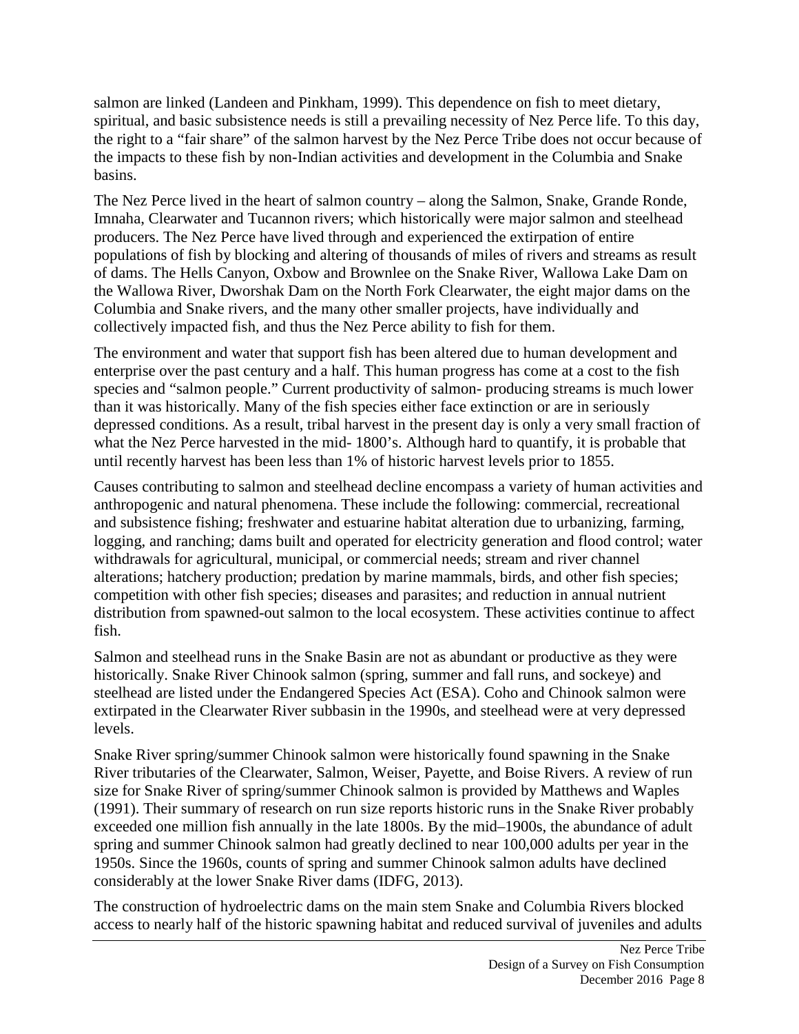salmon are linked (Landeen and Pinkham, 1999). This dependence on fish to meet dietary, spiritual, and basic subsistence needs is still a prevailing necessity of Nez Perce life. To this day, the right to a “fair share” of the salmon harvest by the Nez Perce Tribe does not occur because of the impacts to these fish by non-Indian activities and development in the Columbia and Snake basins.

The Nez Perce lived in the heart of salmon country – along the Salmon, Snake, Grande Ronde, Imnaha, Clearwater and Tucannon rivers; which historically were major salmon and steelhead producers. The Nez Perce have lived through and experienced the extirpation of entire populations of fish by blocking and altering of thousands of miles of rivers and streams as result of dams. The Hells Canyon, Oxbow and Brownlee on the Snake River, Wallowa Lake Dam on the Wallowa River, Dworshak Dam on the North Fork Clearwater, the eight major dams on the Columbia and Snake rivers, and the many other smaller projects, have individually and collectively impacted fish, and thus the Nez Perce ability to fish for them.

The environment and water that support fish has been altered due to human development and enterprise over the past century and a half. This human progress has come at a cost to the fish species and “salmon people.” Current productivity of salmon- producing streams is much lower than it was historically. Many of the fish species either face extinction or are in seriously depressed conditions. As a result, tribal harvest in the present day is only a very small fraction of what the Nez Perce harvested in the mid- 1800’s. Although hard to quantify, it is probable that until recently harvest has been less than 1% of historic harvest levels prior to 1855.

Causes contributing to salmon and steelhead decline encompass a variety of human activities and anthropogenic and natural phenomena. These include the following: commercial, recreational and subsistence fishing; freshwater and estuarine habitat alteration due to urbanizing, farming, logging, and ranching; dams built and operated for electricity generation and flood control; water withdrawals for agricultural, municipal, or commercial needs; stream and river channel alterations; hatchery production; predation by marine mammals, birds, and other fish species; competition with other fish species; diseases and parasites; and reduction in annual nutrient distribution from spawned-out salmon to the local ecosystem. These activities continue to affect fish.

Salmon and steelhead runs in the Snake Basin are not as abundant or productive as they were historically. Snake River Chinook salmon (spring, summer and fall runs, and sockeye) and steelhead are listed under the Endangered Species Act (ESA). Coho and Chinook salmon were extirpated in the Clearwater River subbasin in the 1990s, and steelhead were at very depressed levels.

Snake River spring/summer Chinook salmon were historically found spawning in the Snake River tributaries of the Clearwater, Salmon, Weiser, Payette, and Boise Rivers. A review of run size for Snake River of spring/summer Chinook salmon is provided by Matthews and Waples (1991). Their summary of research on run size reports historic runs in the Snake River probably exceeded one million fish annually in the late 1800s. By the mid–1900s, the abundance of adult spring and summer Chinook salmon had greatly declined to near 100,000 adults per year in the 1950s. Since the 1960s, counts of spring and summer Chinook salmon adults have declined considerably at the lower Snake River dams (IDFG, 2013).

The construction of hydroelectric dams on the main stem Snake and Columbia Rivers blocked access to nearly half of the historic spawning habitat and reduced survival of juveniles and adults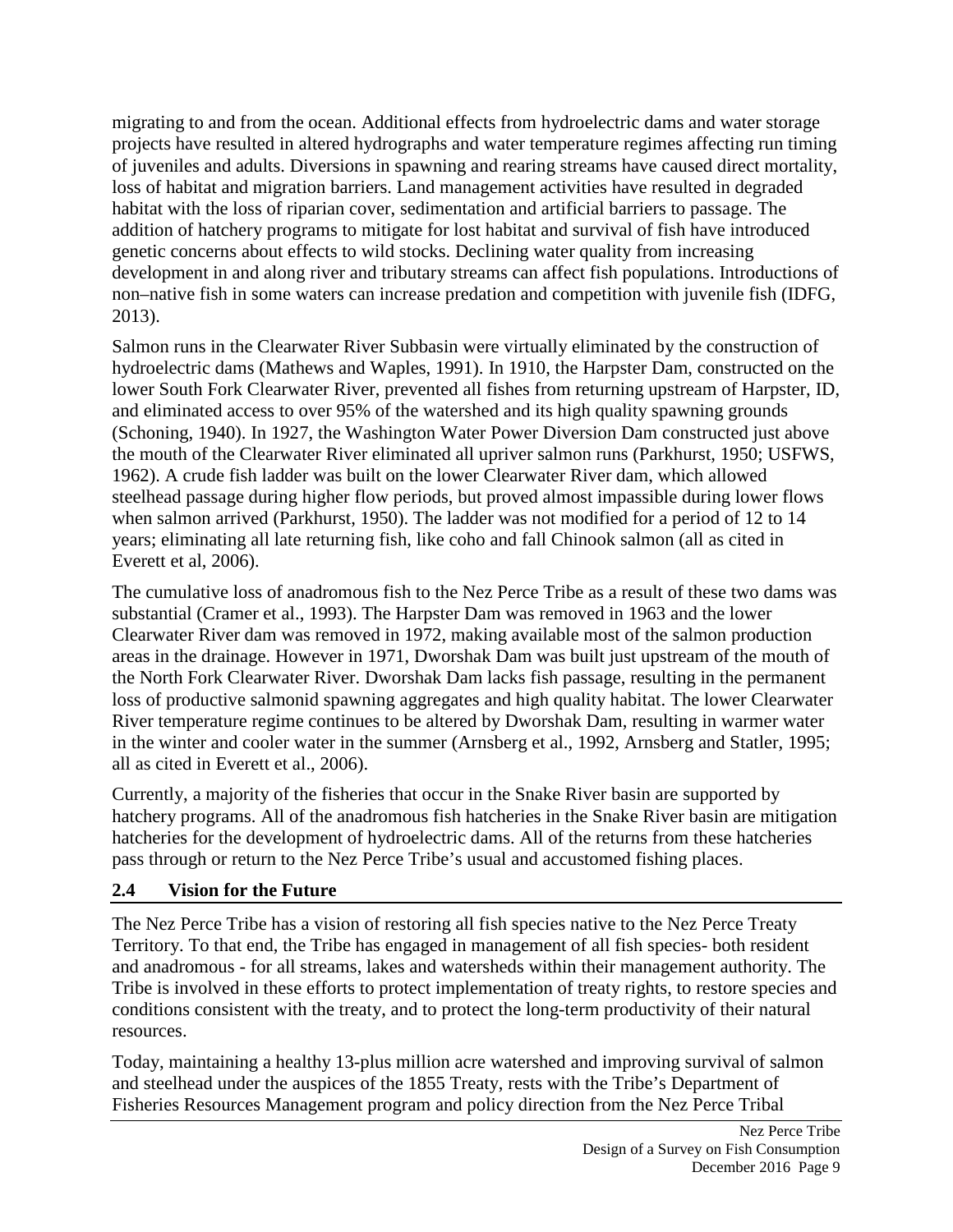migrating to and from the ocean. Additional effects from hydroelectric dams and water storage projects have resulted in altered hydrographs and water temperature regimes affecting run timing of juveniles and adults. Diversions in spawning and rearing streams have caused direct mortality, loss of habitat and migration barriers. Land management activities have resulted in degraded habitat with the loss of riparian cover, sedimentation and artificial barriers to passage. The addition of hatchery programs to mitigate for lost habitat and survival of fish have introduced genetic concerns about effects to wild stocks. Declining water quality from increasing development in and along river and tributary streams can affect fish populations. Introductions of non–native fish in some waters can increase predation and competition with juvenile fish (IDFG, 2013).

Salmon runs in the Clearwater River Subbasin were virtually eliminated by the construction of hydroelectric dams (Mathews and Waples, 1991). In 1910, the Harpster Dam, constructed on the lower South Fork Clearwater River, prevented all fishes from returning upstream of Harpster, ID, and eliminated access to over 95% of the watershed and its high quality spawning grounds (Schoning, 1940). In 1927, the Washington Water Power Diversion Dam constructed just above the mouth of the Clearwater River eliminated all upriver salmon runs (Parkhurst, 1950; USFWS, 1962). A crude fish ladder was built on the lower Clearwater River dam, which allowed steelhead passage during higher flow periods, but proved almost impassible during lower flows when salmon arrived (Parkhurst, 1950). The ladder was not modified for a period of 12 to 14 years; eliminating all late returning fish, like coho and fall Chinook salmon (all as cited in Everett et al, 2006).

The cumulative loss of anadromous fish to the Nez Perce Tribe as a result of these two dams was substantial (Cramer et al., 1993). The Harpster Dam was removed in 1963 and the lower Clearwater River dam was removed in 1972, making available most of the salmon production areas in the drainage. However in 1971, Dworshak Dam was built just upstream of the mouth of the North Fork Clearwater River. Dworshak Dam lacks fish passage, resulting in the permanent loss of productive salmonid spawning aggregates and high quality habitat. The lower Clearwater River temperature regime continues to be altered by Dworshak Dam, resulting in warmer water in the winter and cooler water in the summer (Arnsberg et al., 1992, Arnsberg and Statler, 1995; all as cited in Everett et al., 2006).

Currently, a majority of the fisheries that occur in the Snake River basin are supported by hatchery programs. All of the anadromous fish hatcheries in the Snake River basin are mitigation hatcheries for the development of hydroelectric dams. All of the returns from these hatcheries pass through or return to the Nez Perce Tribe's usual and accustomed fishing places.

## 2.4 Vision for the Future

The Nez Perce Tribe has a vision of restoring all fish species native to the Nez Perce Treaty Territory. To that end, the Tribe has engaged in management of all fish species- both resident and anadromous - for all streams, lakes and watersheds within their management authority. The Tribe is involved in these efforts to protect implementation of treaty rights, to restore species and conditions consistent with the treaty, and to protect the long-term productivity of their natural resources.

Today, maintaining a healthy 13-plus million acre watershed and improving survival of salmon and steelhead under the auspices of the 1855 Treaty, rests with the Tribe's Department of Fisheries Resources Management program and policy direction from the Nez Perce Tribal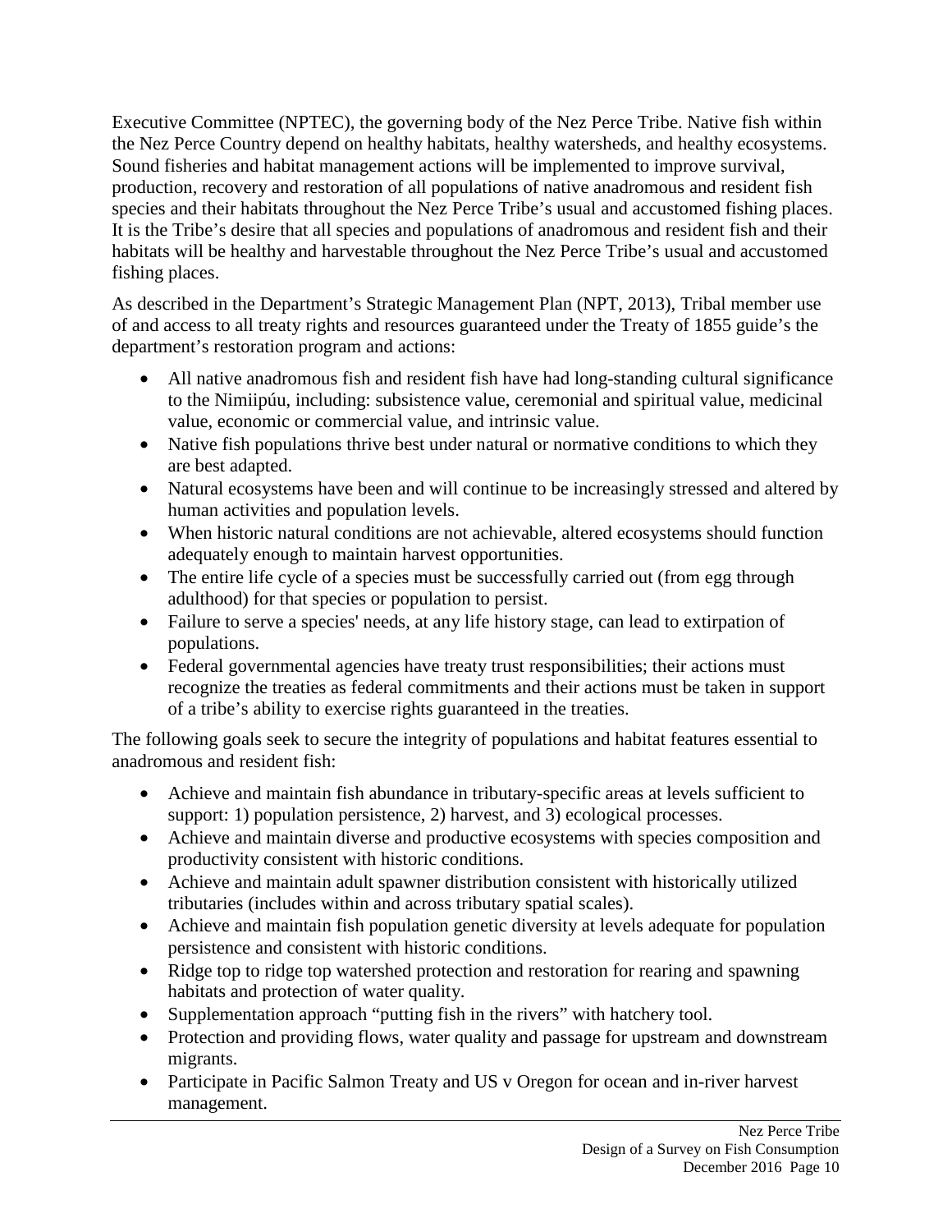Executive Committee (NPTEC), the governing body of the Nez Perce Tribe. Native fish within the Nez Perce Country depend on healthy habitats, healthy watersheds, and healthy ecosystems. Sound fisheries and habitat management actions will be implemented to improve survival, production, recovery and restoration of all populations of native anadromous and resident fish species and their habitats throughout the Nez Perce Tribe's usual and accustomed fishing places. It is the Tribe's desire that all species and populations of anadromous and resident fish and their habitats will be healthy and harvestable throughout the Nez Perce Tribe's usual and accustomed fishing places.

As described in the Department's Strategic Management Plan (NPT, 2013), Tribal member use of and access to all treaty rights and resources guaranteed under the Treaty of 1855 guide's the department's restoration program and actions:

- All native anadromous fish and resident fish have had long-standing cultural significance to the Nimiipúu, including: subsistence value, ceremonial and spiritual value, medicinal value, economic or commercial value, and intrinsic value.
- Native fish populations thrive best under natural or normative conditions to which they are best adapted.
- Natural ecosystems have been and will continue to be increasingly stressed and altered by human activities and population levels.
- When historic natural conditions are not achievable, altered ecosystems should function adequately enough to maintain harvest opportunities.
- The entire life cycle of a species must be successfully carried out (from egg through adulthood) for that species or population to persist.
- Failure to serve a species' needs, at any life history stage, can lead to extirpation of populations.
- Federal governmental agencies have treaty trust responsibilities; their actions must recognize the treaties as federal commitments and their actions must be taken in support of a tribe's ability to exercise rights guaranteed in the treaties.

The following goals seek to secure the integrity of populations and habitat features essential to anadromous and resident fish:

- Achieve and maintain fish abundance in tributary-specific areas at levels sufficient to support: 1) population persistence, 2) harvest, and 3) ecological processes.
- Achieve and maintain diverse and productive ecosystems with species composition and productivity consistent with historic conditions.
- Achieve and maintain adult spawner distribution consistent with historically utilized tributaries (includes within and across tributary spatial scales).
- Achieve and maintain fish population genetic diversity at levels adequate for population persistence and consistent with historic conditions.
- Ridge top to ridge top watershed protection and restoration for rearing and spawning habitats and protection of water quality.
- Supplementation approach "putting fish in the rivers" with hatchery tool.
- Protection and providing flows, water quality and passage for upstream and downstream migrants.
- Participate in Pacific Salmon Treaty and US v Oregon for ocean and in-river harvest management.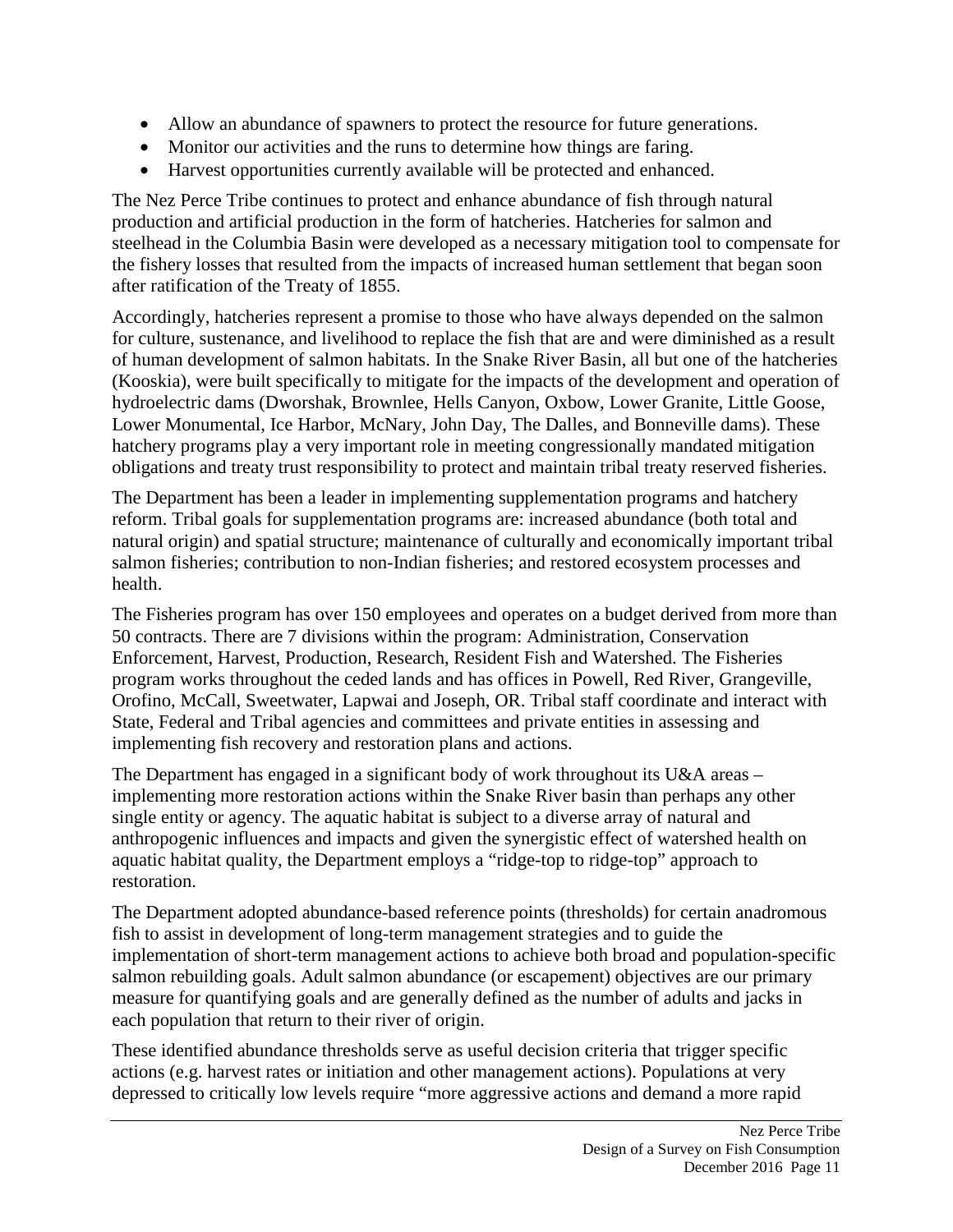- Allow an abundance of spawners to protect the resource for future generations.
- Monitor our activities and the runs to determine how things are faring.
- Harvest opportunities currently available will be protected and enhanced.

The Nez Perce Tribe continues to protect and enhance abundance of fish through natural production and artificial production in the form of hatcheries. Hatcheries for salmon and steelhead in the Columbia Basin were developed as a necessary mitigation tool to compensate for the fishery losses that resulted from the impacts of increased human settlement that began soon after ratification of the Treaty of 1855.

Accordingly, hatcheries represent a promise to those who have always depended on the salmon for culture, sustenance, and livelihood to replace the fish that are and were diminished as a result of human development of salmon habitats. In the Snake River Basin, all but one of the hatcheries (Kooskia), were built specifically to mitigate for the impacts of the development and operation of hydroelectric dams (Dworshak, Brownlee, Hells Canyon, Oxbow, Lower Granite, Little Goose, Lower Monumental, Ice Harbor, McNary, John Day, The Dalles, and Bonneville dams). These hatchery programs play a very important role in meeting congressionally mandated mitigation obligations and treaty trust responsibility to protect and maintain tribal treaty reserved fisheries.

The Department has been a leader in implementing supplementation programs and hatchery reform. Tribal goals for supplementation programs are: increased abundance (both total and natural origin) and spatial structure; maintenance of culturally and economically important tribal salmon fisheries; contribution to non-Indian fisheries; and restored ecosystem processes and health.

The Fisheries program has over 150 employees and operates on a budget derived from more than 50 contracts. There are 7 divisions within the program: Administration, Conservation Enforcement, Harvest, Production, Research, Resident Fish and Watershed. The Fisheries program works throughout the ceded lands and has offices in Powell, Red River, Grangeville, Orofino, McCall, Sweetwater, Lapwai and Joseph, OR. Tribal staff coordinate and interact with State, Federal and Tribal agencies and committees and private entities in assessing and implementing fish recovery and restoration plans and actions.

The Department has engaged in a significant body of work throughout its U&A areas – implementing more restoration actions within the Snake River basin than perhaps any other single entity or agency. The aquatic habitat is subject to a diverse array of natural and anthropogenic influences and impacts and given the synergistic effect of watershed health on aquatic habitat quality, the Department employs a "ridge-top to ridge-top" approach to restoration.

The Department adopted abundance-based reference points (thresholds) for certain anadromous fish to assist in development of long-term management strategies and to guide the implementation of short-term management actions to achieve both broad and population-specific salmon rebuilding goals. Adult salmon abundance (or escapement) objectives are our primary measure for quantifying goals and are generally defined as the number of adults and jacks in each population that return to their river of origin.

These identified abundance thresholds serve as useful decision criteria that trigger specific actions (e.g. harvest rates or initiation and other management actions). Populations at very depressed to critically low levels require "more aggressive actions and demand a more rapid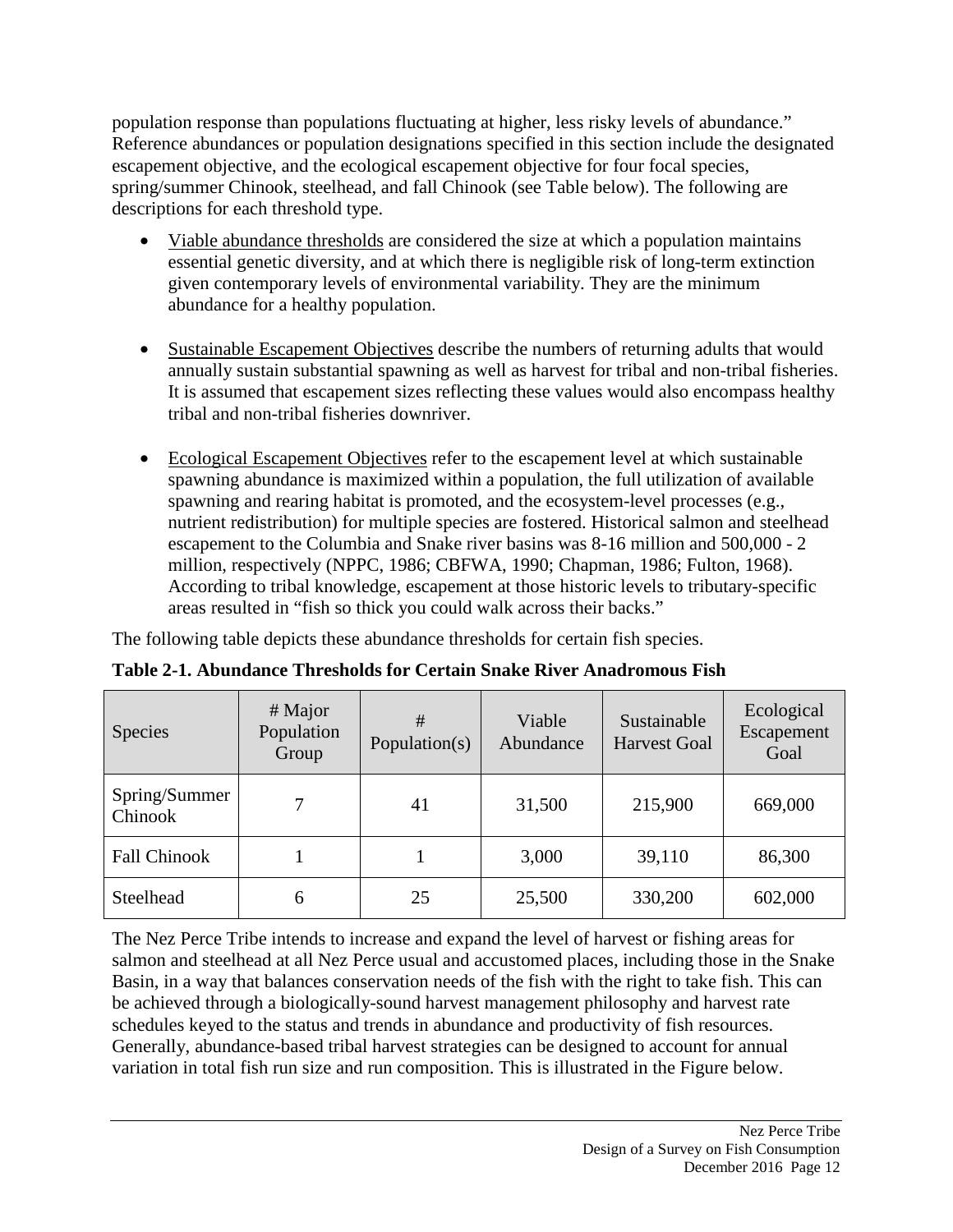population response than populations fluctuating at higher, less risky levels of abundance." Reference abundances or population designations specified in this section include the designated escapement objective, and the ecological escapement objective for four focal species, spring/summer Chinook, steelhead, and fall Chinook (see Table below). The following are descriptions for each threshold type.

- Viable abundance thresholds are considered the size at which a population maintains essential genetic diversity, and at which there is negligible risk of long-term extinction given contemporary levels of environmental variability. They are the minimum abundance for a healthy population.

- Sustainable Escapement Objectives describe the numbers of returning adults that would annually sustain substantial spawning as well as harvest for tribal and non-tribal fisheries. It is assumed that escapement sizes reflecting these values would also encompass healthy tribal and non-tribal fisheries downriver.

- Ecological Escapement Objectives refer to the escapement level at which sustainable spawning abundance is maximized within a population, the full utilization of available spawning and rearing habitat is promoted, and the ecosystem-level processes (e.g., nutrient redistribution) for multiple species are fostered. Historical salmon and steelhead escapement to the Columbia and Snake river basins was 8-16 million and 500,000 - 2 million, respectively (NPPC, 1986; CBFWA, 1990; Chapman, 1986; Fulton, 1968). According to tribal knowledge, escapement at those historic levels to tributary-specific areas resulted in "fish so thick you could walk across their backs."

The following table depicts these abundance thresholds for certain fish species.

**Table 2-1. Abundance Thresholds for Certain Snake River Anadromous Fish**

| Species | # Major Population Group | # Population(s) | Viable Abundance | Sustainable Harvest Goal | Ecological Escapement Goal |
|---|---|---|---|---|---|
| Spring/Summer Chinook | 7 | 41 | 31,500 | 215,900 | 669,000 |
| Fall Chinook | 1 | 1 | 3,000 | 39,110 | 86,300 |
| Steelhead | 6 | 25 | 25,500 | 330,200 | 602,000 |

The Nez Perce Tribe intends to increase and expand the level of harvest or fishing areas for salmon and steelhead at all Nez Perce usual and accustomed places, including those in the Snake Basin, in a way that balances conservation needs of the fish with the right to take fish. This can be achieved through a biologically-sound harvest management philosophy and harvest rate schedules keyed to the status and trends in abundance and productivity of fish resources. Generally, abundance-based tribal harvest strategies can be designed to account for annual variation in total fish run size and run composition. This is illustrated in the Figure below.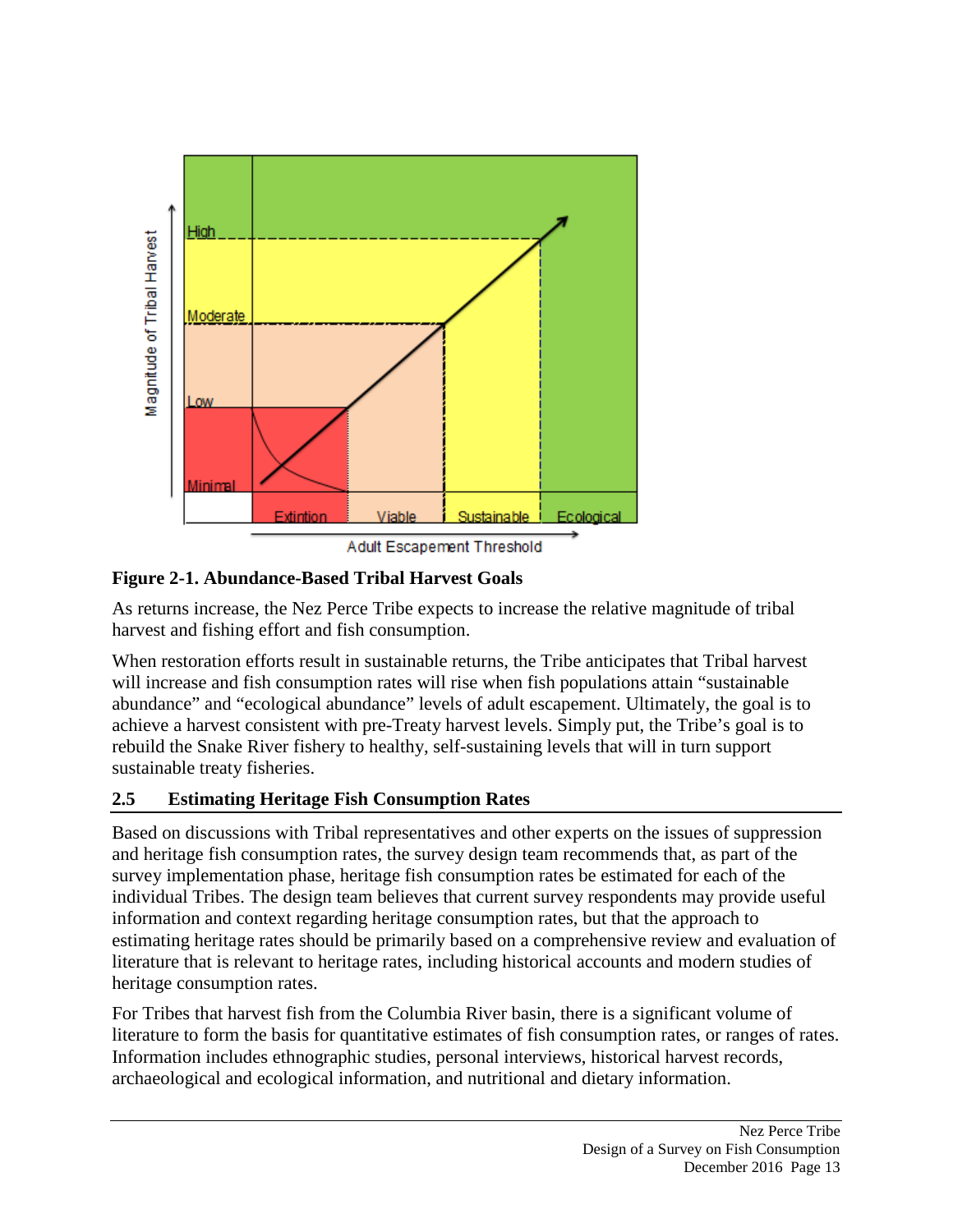**Figure 2-1. Abundance-Based Tribal Harvest Goals**

As returns increase, the Nez Perce Tribe expects to increase the relative magnitude of tribal harvest and fishing effort and fish consumption.

When restoration efforts result in sustainable returns, the Tribe anticipates that Tribal harvest will increase and fish consumption rates will rise when fish populations attain "sustainable abundance" and "ecological abundance" levels of adult escapement. Ultimately, the goal is to achieve a harvest consistent with pre-Treaty harvest levels. Simply put, the Tribe's goal is to rebuild the Snake River fishery to healthy, self-sustaining levels that will in turn support sustainable treaty fisheries.

## 2.5 Estimating Heritage Fish Consumption Rates

Based on discussions with Tribal representatives and other experts on the issues of suppression and heritage fish consumption rates, the survey design team recommends that, as part of the survey implementation phase, heritage fish consumption rates be estimated for each of the individual Tribes. The design team believes that current survey respondents may provide useful information and context regarding heritage consumption rates, but that the approach to estimating heritage rates should be primarily based on a comprehensive review and evaluation of literature that is relevant to heritage rates, including historical accounts and modern studies of heritage consumption rates.

For Tribes that harvest fish from the Columbia River basin, there is a significant volume of literature to form the basis for quantitative estimates of fish consumption rates, or ranges of rates. Information includes ethnographic studies, personal interviews, historical harvest records, archaeological and ecological information, and nutritional and dietary information.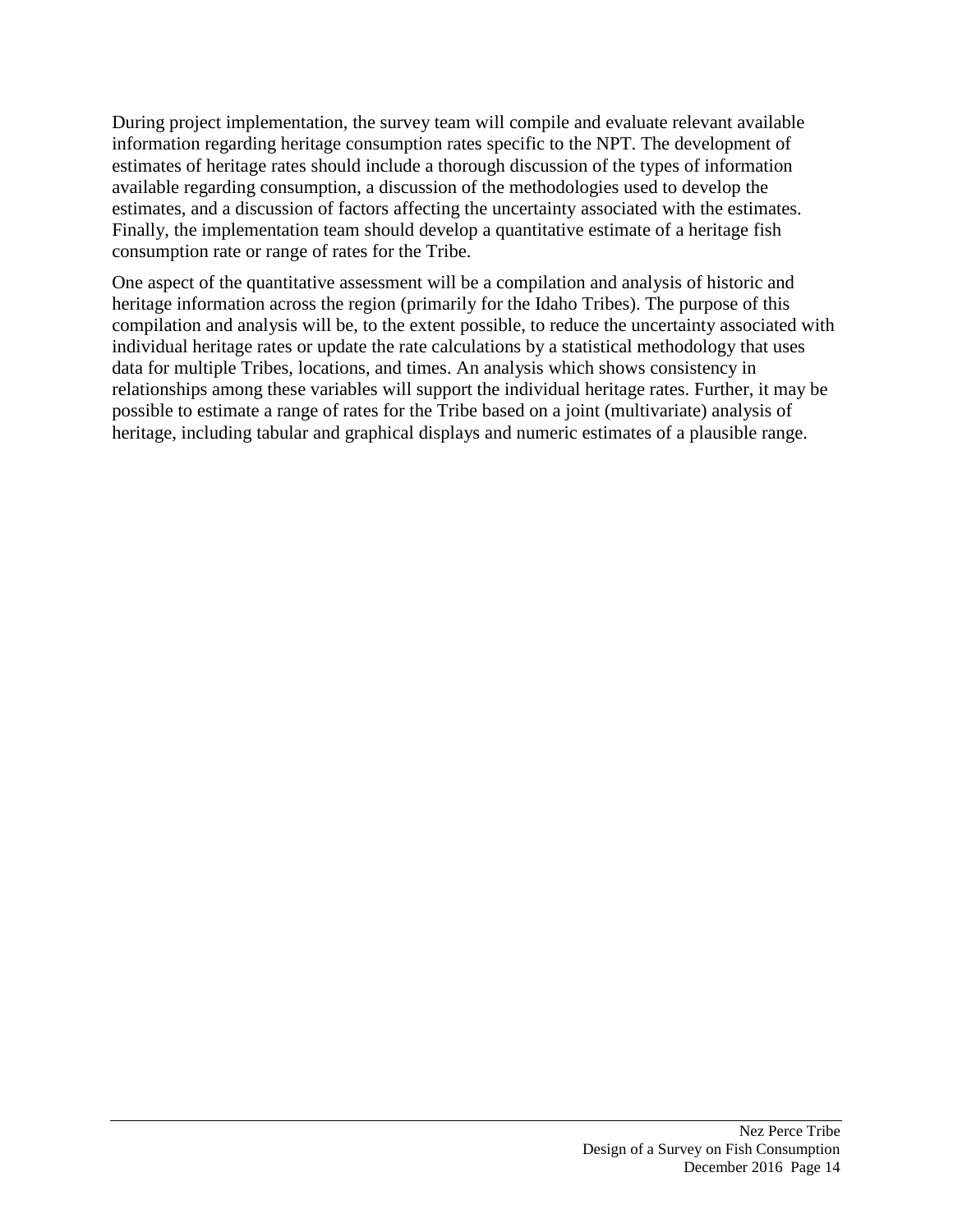During project implementation, the survey team will compile and evaluate relevant available information regarding heritage consumption rates specific to the NPT. The development of estimates of heritage rates should include a thorough discussion of the types of information available regarding consumption, a discussion of the methodologies used to develop the estimates, and a discussion of factors affecting the uncertainty associated with the estimates. Finally, the implementation team should develop a quantitative estimate of a heritage fish consumption rate or range of rates for the Tribe.

One aspect of the quantitative assessment will be a compilation and analysis of historic and heritage information across the region (primarily for the Idaho Tribes). The purpose of this compilation and analysis will be, to the extent possible, to reduce the uncertainty associated with individual heritage rates or update the rate calculations by a statistical methodology that uses data for multiple Tribes, locations, and times. An analysis which shows consistency in relationships among these variables will support the individual heritage rates. Further, it may be possible to estimate a range of rates for the Tribe based on a joint (multivariate) analysis of heritage, including tabular and graphical displays and numeric estimates of a plausible range.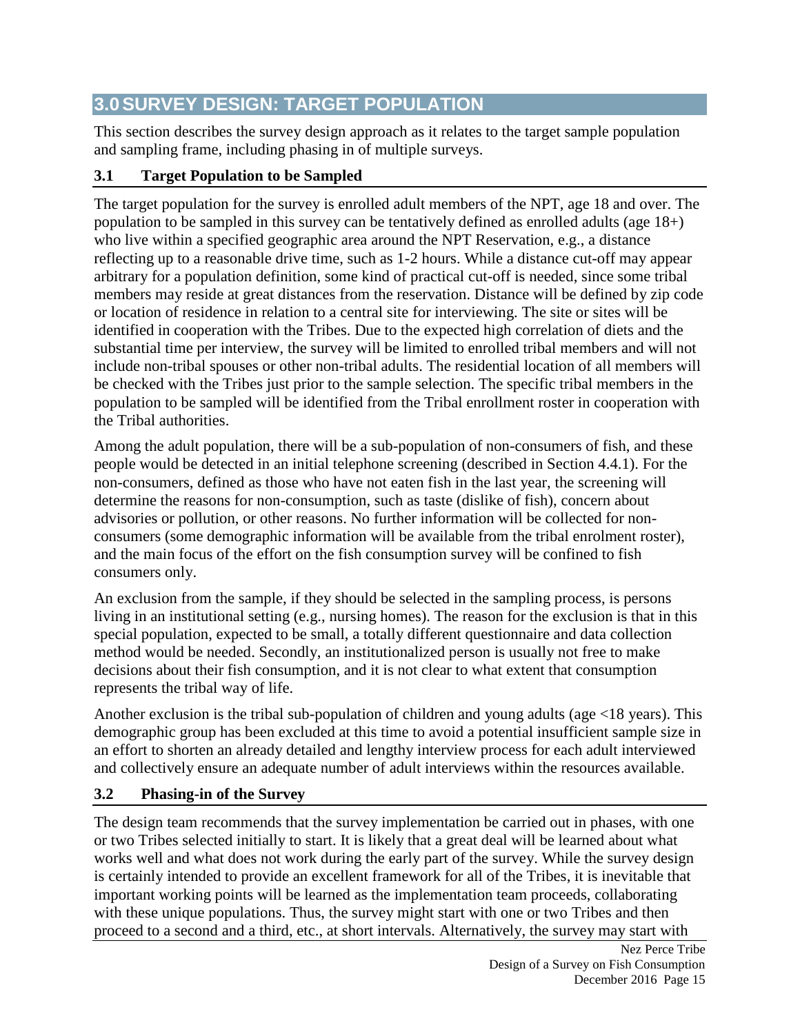# 3.0 SURVEY DESIGN: TARGET POPULATION

This section describes the survey design approach as it relates to the target sample population and sampling frame, including phasing in of multiple surveys.

## 3.1 Target Population to be Sampled

The target population for the survey is enrolled adult members of the NPT, age 18 and over. The population to be sampled in this survey can be tentatively defined as enrolled adults (age 18+) who live within a specified geographic area around the NPT Reservation, e.g., a distance reflecting up to a reasonable drive time, such as 1-2 hours. While a distance cut-off may appear arbitrary for a population definition, some kind of practical cut-off is needed, since some tribal members may reside at great distances from the reservation. Distance will be defined by zip code or location of residence in relation to a central site for interviewing. The site or sites will be identified in cooperation with the Tribes. Due to the expected high correlation of diets and the substantial time per interview, the survey will be limited to enrolled tribal members and will not include non-tribal spouses or other non-tribal adults. The residential location of all members will be checked with the Tribes just prior to the sample selection. The specific tribal members in the population to be sampled will be identified from the Tribal enrollment roster in cooperation with the Tribal authorities.

Among the adult population, there will be a sub-population of non-consumers of fish, and these people would be detected in an initial telephone screening (described in Section 4.4.1). For the non-consumers, defined as those who have not eaten fish in the last year, the screening will determine the reasons for non-consumption, such as taste (dislike of fish), concern about advisories or pollution, or other reasons. No further information will be collected for non-consumers (some demographic information will be available from the tribal enrolment roster), and the main focus of the effort on the fish consumption survey will be confined to fish consumers only.

An exclusion from the sample, if they should be selected in the sampling process, is persons living in an institutional setting (e.g., nursing homes). The reason for the exclusion is that in this special population, expected to be small, a totally different questionnaire and data collection method would be needed. Secondly, an institutionalized person is usually not free to make decisions about their fish consumption, and it is not clear to what extent that consumption represents the tribal way of life.

Another exclusion is the tribal sub-population of children and young adults (age <18 years). This demographic group has been excluded at this time to avoid a potential insufficient sample size in an effort to shorten an already detailed and lengthy interview process for each adult interviewed and collectively ensure an adequate number of adult interviews within the resources available.

## 3.2 Phasing-in of the Survey

The design team recommends that the survey implementation be carried out in phases, with one or two Tribes selected initially to start. It is likely that a great deal will be learned about what works well and what does not work during the early part of the survey. While the survey design is certainly intended to provide an excellent framework for all of the Tribes, it is inevitable that important working points will be learned as the implementation team proceeds, collaborating with these unique populations. Thus, the survey might start with one or two Tribes and then proceed to a second and a third, etc., at short intervals. Alternatively, the survey may start with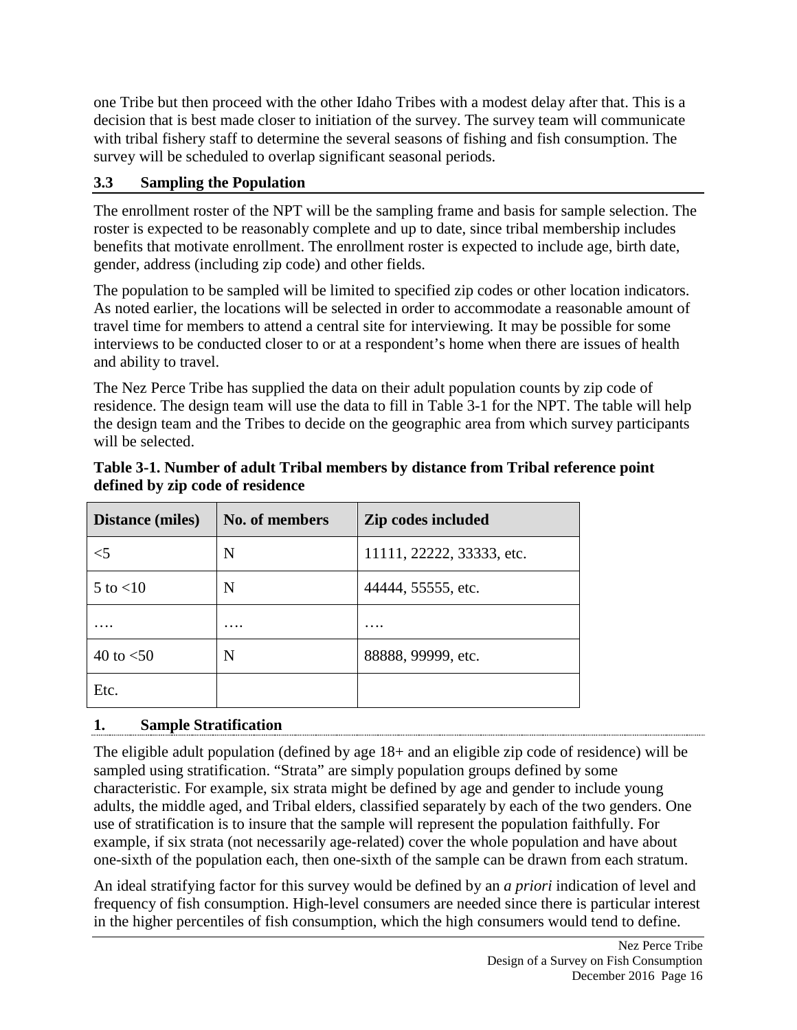one Tribe but then proceed with the other Idaho Tribes with a modest delay after that. This is a decision that is best made closer to initiation of the survey. The survey team will communicate with tribal fishery staff to determine the several seasons of fishing and fish consumption. The survey will be scheduled to overlap significant seasonal periods.

## 3.3 Sampling the Population

The enrollment roster of the NPT will be the sampling frame and basis for sample selection. The roster is expected to be reasonably complete and up to date, since tribal membership includes benefits that motivate enrollment. The enrollment roster is expected to include age, birth date, gender, address (including zip code) and other fields.

The population to be sampled will be limited to specified zip codes or other location indicators. As noted earlier, the locations will be selected in order to accommodate a reasonable amount of travel time for members to attend a central site for interviewing. It may be possible for some interviews to be conducted closer to or at a respondent's home when there are issues of health and ability to travel.

The Nez Perce Tribe has supplied the data on their adult population counts by zip code of residence. The design team will use the data to fill in Table 3-1 for the NPT. The table will help the design team and the Tribes to decide on the geographic area from which survey participants will be selected.

**Table 3-1. Number of adult Tribal members by distance from Tribal reference point defined by zip code of residence**

| Distance (miles) | No. of members | Zip codes included |
|---|---|---|
| <5 | N | 11111, 22222, 33333, etc. |
| 5 to <10 | N | 44444, 55555, etc. |
| …. | …. | …. |
| 40 to <50 | N | 88888, 99999, etc. |
| Etc. | | |

### 1. Sample Stratification

The eligible adult population (defined by age 18+ and an eligible zip code of residence) will be sampled using stratification. "Strata" are simply population groups defined by some characteristic. For example, six strata might be defined by age and gender to include young adults, the middle aged, and Tribal elders, classified separately by each of the two genders. One use of stratification is to insure that the sample will represent the population faithfully. For example, if six strata (not necessarily age-related) cover the whole population and have about one-sixth of the population each, then one-sixth of the sample can be drawn from each stratum.

An ideal stratifying factor for this survey would be defined by an *a priori* indication of level and frequency of fish consumption. High-level consumers are needed since there is particular interest in the higher percentiles of fish consumption, which the high consumers would tend to define.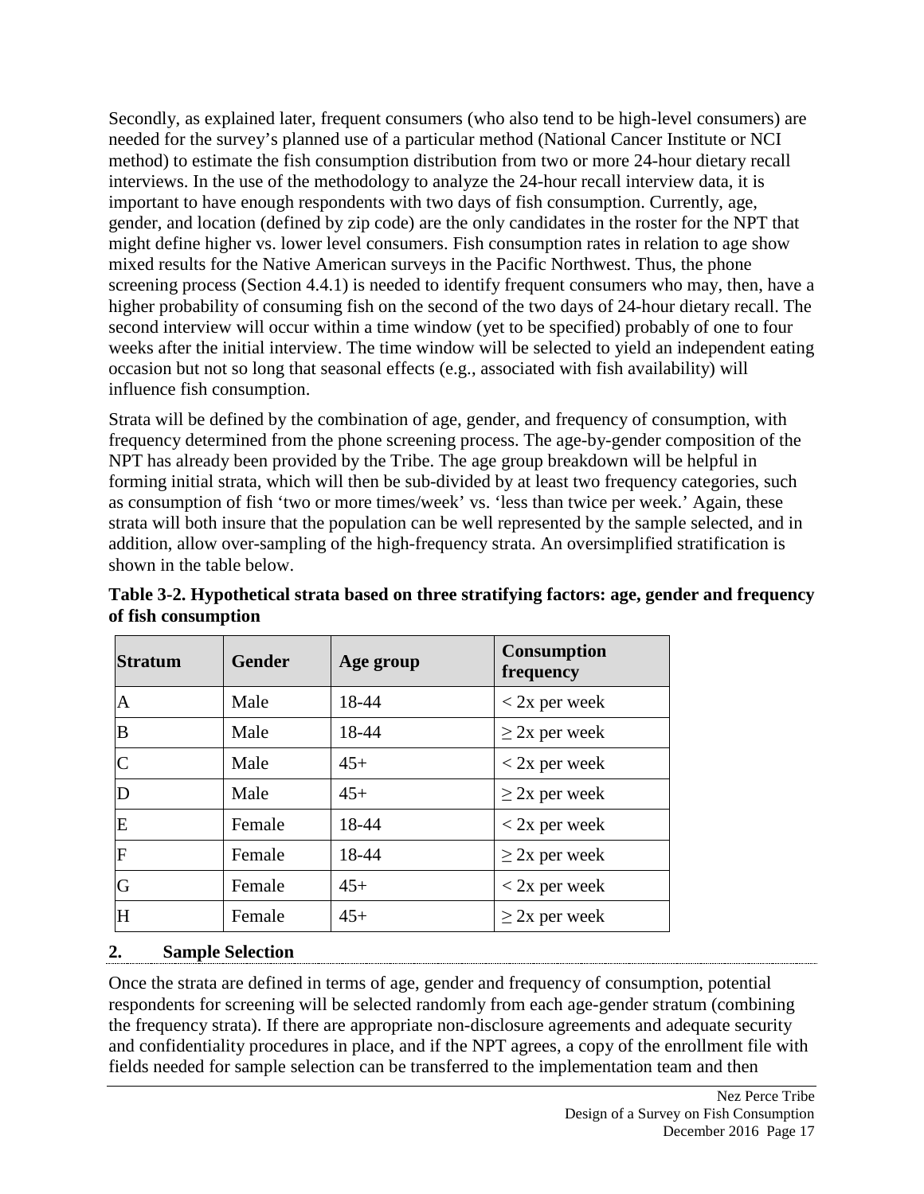Secondly, as explained later, frequent consumers (who also tend to be high-level consumers) are needed for the survey's planned use of a particular method (National Cancer Institute or NCI method) to estimate the fish consumption distribution from two or more 24-hour dietary recall interviews. In the use of the methodology to analyze the 24-hour recall interview data, it is important to have enough respondents with two days of fish consumption. Currently, age, gender, and location (defined by zip code) are the only candidates in the roster for the NPT that might define higher vs. lower level consumers. Fish consumption rates in relation to age show mixed results for the Native American surveys in the Pacific Northwest. Thus, the phone screening process (Section 4.4.1) is needed to identify frequent consumers who may, then, have a higher probability of consuming fish on the second of the two days of 24-hour dietary recall. The second interview will occur within a time window (yet to be specified) probably of one to four weeks after the initial interview. The time window will be selected to yield an independent eating occasion but not so long that seasonal effects (e.g., associated with fish availability) will influence fish consumption.

Strata will be defined by the combination of age, gender, and frequency of consumption, with frequency determined from the phone screening process. The age-by-gender composition of the NPT has already been provided by the Tribe. The age group breakdown will be helpful in forming initial strata, which will then be sub-divided by at least two frequency categories, such as consumption of fish 'two or more times/week' vs. 'less than twice per week.' Again, these strata will both insure that the population can be well represented by the sample selected, and in addition, allow over-sampling of the high-frequency strata. An oversimplified stratification is shown in the table below.

**Table 3-2. Hypothetical strata based on three stratifying factors: age, gender and frequency of fish consumption**

| Stratum | Gender | Age group | Consumption frequency |
|---|---|---|---|
| A | Male | 18-44 | < 2x per week |
| B | Male | 18-44 | ≥ 2x per week |
| C | Male | 45+ | < 2x per week |
| D | Male | 45+ | ≥ 2x per week |
| E | Female | 18-44 | < 2x per week |
| F | Female | 18-44 | ≥ 2x per week |
| G | Female | 45+ | < 2x per week |
| H | Female | 45+ | ≥ 2x per week |

## 2. Sample Selection

Once the strata are defined in terms of age, gender and frequency of consumption, potential respondents for screening will be selected randomly from each age-gender stratum (combining the frequency strata). If there are appropriate non-disclosure agreements and adequate security and confidentiality procedures in place, and if the NPT agrees, a copy of the enrollment file with fields needed for sample selection can be transferred to the implementation team and then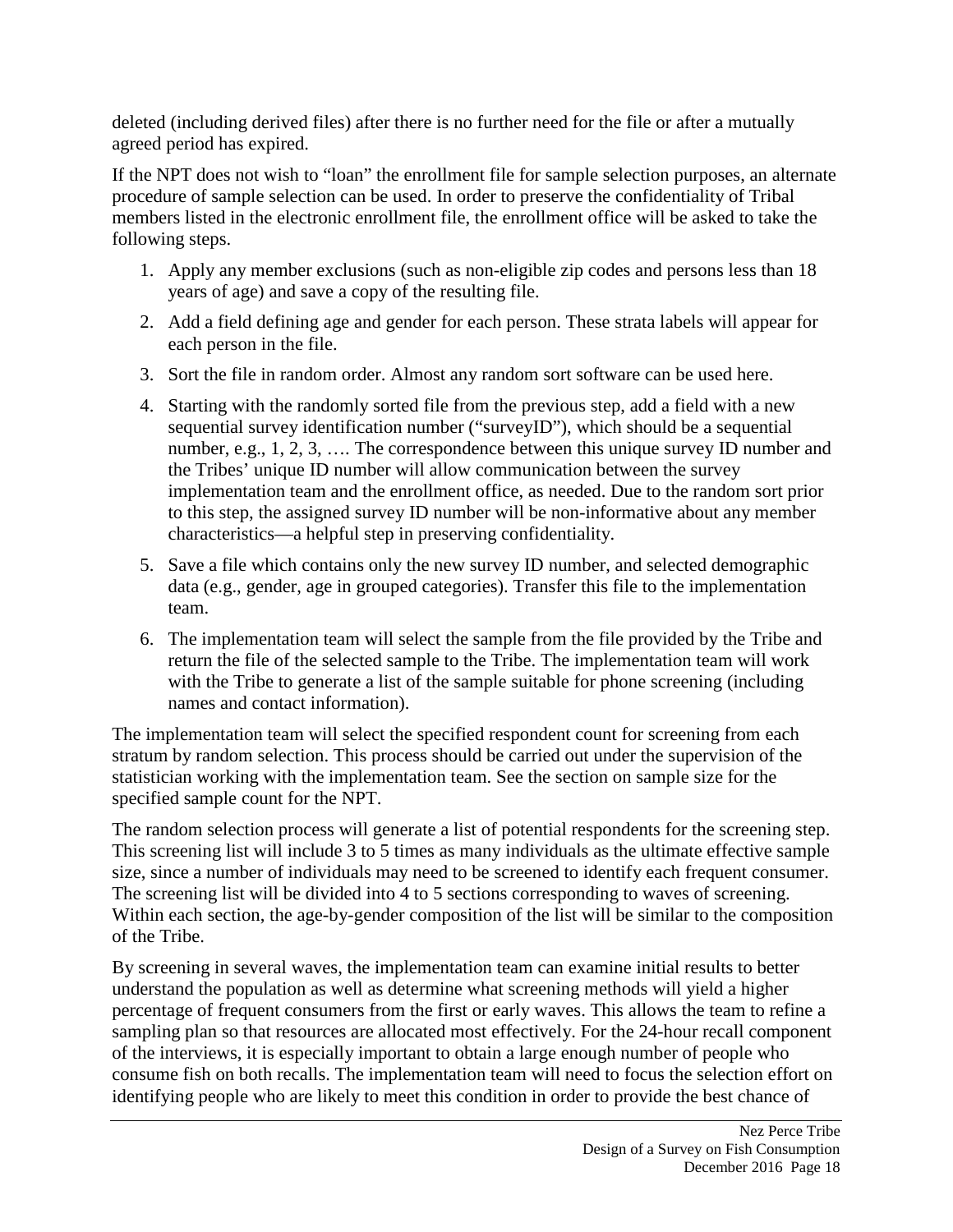deleted (including derived files) after there is no further need for the file or after a mutually agreed period has expired.

If the NPT does not wish to "loan" the enrollment file for sample selection purposes, an alternate procedure of sample selection can be used. In order to preserve the confidentiality of Tribal members listed in the electronic enrollment file, the enrollment office will be asked to take the following steps.

1. Apply any member exclusions (such as non-eligible zip codes and persons less than 18 years of age) and save a copy of the resulting file.
2. Add a field defining age and gender for each person. These strata labels will appear for each person in the file.
3. Sort the file in random order. Almost any random sort software can be used here.
4. Starting with the randomly sorted file from the previous step, add a field with a new sequential survey identification number ("surveyID"), which should be a sequential number, e.g., 1, 2, 3, …. The correspondence between this unique survey ID number and the Tribes' unique ID number will allow communication between the survey implementation team and the enrollment office, as needed. Due to the random sort prior to this step, the assigned survey ID number will be non-informative about any member characteristics—a helpful step in preserving confidentiality.
5. Save a file which contains only the new survey ID number, and selected demographic data (e.g., gender, age in grouped categories). Transfer this file to the implementation team.
6. The implementation team will select the sample from the file provided by the Tribe and return the file of the selected sample to the Tribe. The implementation team will work with the Tribe to generate a list of the sample suitable for phone screening (including names and contact information).

The implementation team will select the specified respondent count for screening from each stratum by random selection. This process should be carried out under the supervision of the statistician working with the implementation team. See the section on sample size for the specified sample count for the NPT.

The random selection process will generate a list of potential respondents for the screening step. This screening list will include 3 to 5 times as many individuals as the ultimate effective sample size, since a number of individuals may need to be screened to identify each frequent consumer. The screening list will be divided into 4 to 5 sections corresponding to waves of screening. Within each section, the age-by-gender composition of the list will be similar to the composition of the Tribe.

By screening in several waves, the implementation team can examine initial results to better understand the population as well as determine what screening methods will yield a higher percentage of frequent consumers from the first or early waves. This allows the team to refine a sampling plan so that resources are allocated most effectively. For the 24-hour recall component of the interviews, it is especially important to obtain a large enough number of people who consume fish on both recalls. The implementation team will need to focus the selection effort on identifying people who are likely to meet this condition in order to provide the best chance of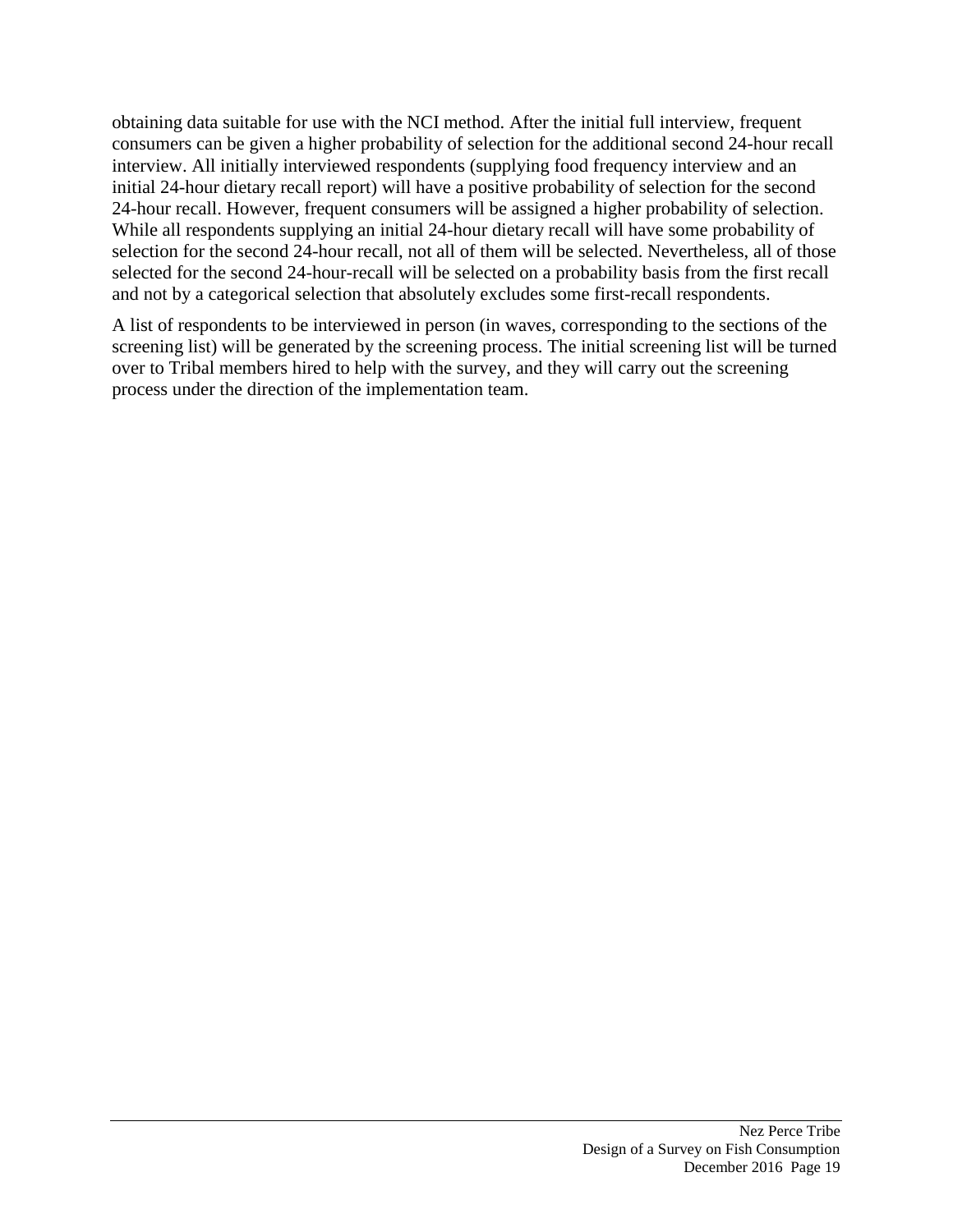obtaining data suitable for use with the NCI method. After the initial full interview, frequent consumers can be given a higher probability of selection for the additional second 24-hour recall interview. All initially interviewed respondents (supplying food frequency interview and an initial 24-hour dietary recall report) will have a positive probability of selection for the second 24-hour recall. However, frequent consumers will be assigned a higher probability of selection. While all respondents supplying an initial 24-hour dietary recall will have some probability of selection for the second 24-hour recall, not all of them will be selected. Nevertheless, all of those selected for the second 24-hour-recall will be selected on a probability basis from the first recall and not by a categorical selection that absolutely excludes some first-recall respondents.

A list of respondents to be interviewed in person (in waves, corresponding to the sections of the screening list) will be generated by the screening process. The initial screening list will be turned over to Tribal members hired to help with the survey, and they will carry out the screening process under the direction of the implementation team.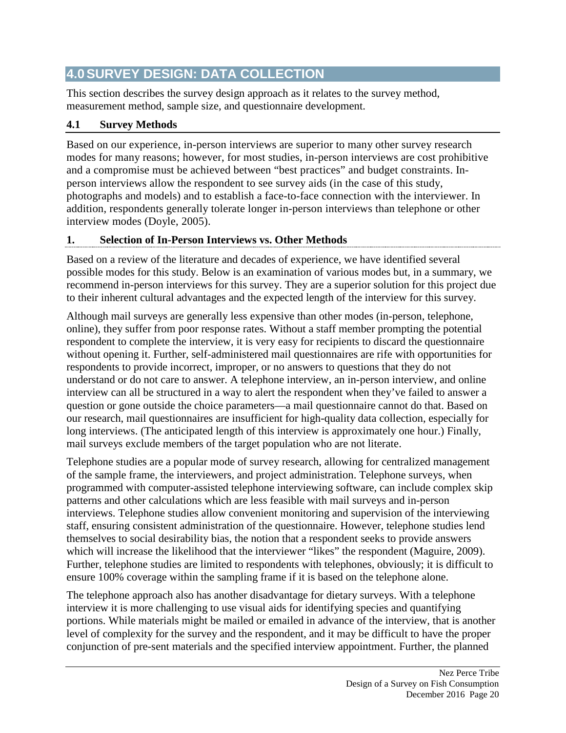# 4.0 SURVEY DESIGN: DATA COLLECTION

This section describes the survey design approach as it relates to the survey method, measurement method, sample size, and questionnaire development.

## 4.1 Survey Methods

Based on our experience, in-person interviews are superior to many other survey research modes for many reasons; however, for most studies, in-person interviews are cost prohibitive and a compromise must be achieved between "best practices" and budget constraints. In-person interviews allow the respondent to see survey aids (in the case of this study, photographs and models) and to establish a face-to-face connection with the interviewer. In addition, respondents generally tolerate longer in-person interviews than telephone or other interview modes (Doyle, 2005).

### 1. Selection of In-Person Interviews vs. Other Methods

Based on a review of the literature and decades of experience, we have identified several possible modes for this study. Below is an examination of various modes but, in a summary, we recommend in-person interviews for this survey. They are a superior solution for this project due to their inherent cultural advantages and the expected length of the interview for this survey.

Although mail surveys are generally less expensive than other modes (in-person, telephone, online), they suffer from poor response rates. Without a staff member prompting the potential respondent to complete the interview, it is very easy for recipients to discard the questionnaire without opening it. Further, self-administered mail questionnaires are rife with opportunities for respondents to provide incorrect, improper, or no answers to questions that they do not understand or do not care to answer. A telephone interview, an in-person interview, and online interview can all be structured in a way to alert the respondent when they've failed to answer a question or gone outside the choice parameters—a mail questionnaire cannot do that. Based on our research, mail questionnaires are insufficient for high-quality data collection, especially for long interviews. (The anticipated length of this interview is approximately one hour.) Finally, mail surveys exclude members of the target population who are not literate.

Telephone studies are a popular mode of survey research, allowing for centralized management of the sample frame, the interviewers, and project administration. Telephone surveys, when programmed with computer-assisted telephone interviewing software, can include complex skip patterns and other calculations which are less feasible with mail surveys and in-person interviews. Telephone studies allow convenient monitoring and supervision of the interviewing staff, ensuring consistent administration of the questionnaire. However, telephone studies lend themselves to social desirability bias, the notion that a respondent seeks to provide answers which will increase the likelihood that the interviewer "likes" the respondent (Maguire, 2009). Further, telephone studies are limited to respondents with telephones, obviously; it is difficult to ensure 100% coverage within the sampling frame if it is based on the telephone alone.

The telephone approach also has another disadvantage for dietary surveys. With a telephone interview it is more challenging to use visual aids for identifying species and quantifying portions. While materials might be mailed or emailed in advance of the interview, that is another level of complexity for the survey and the respondent, and it may be difficult to have the proper conjunction of pre-sent materials and the specified interview appointment. Further, the planned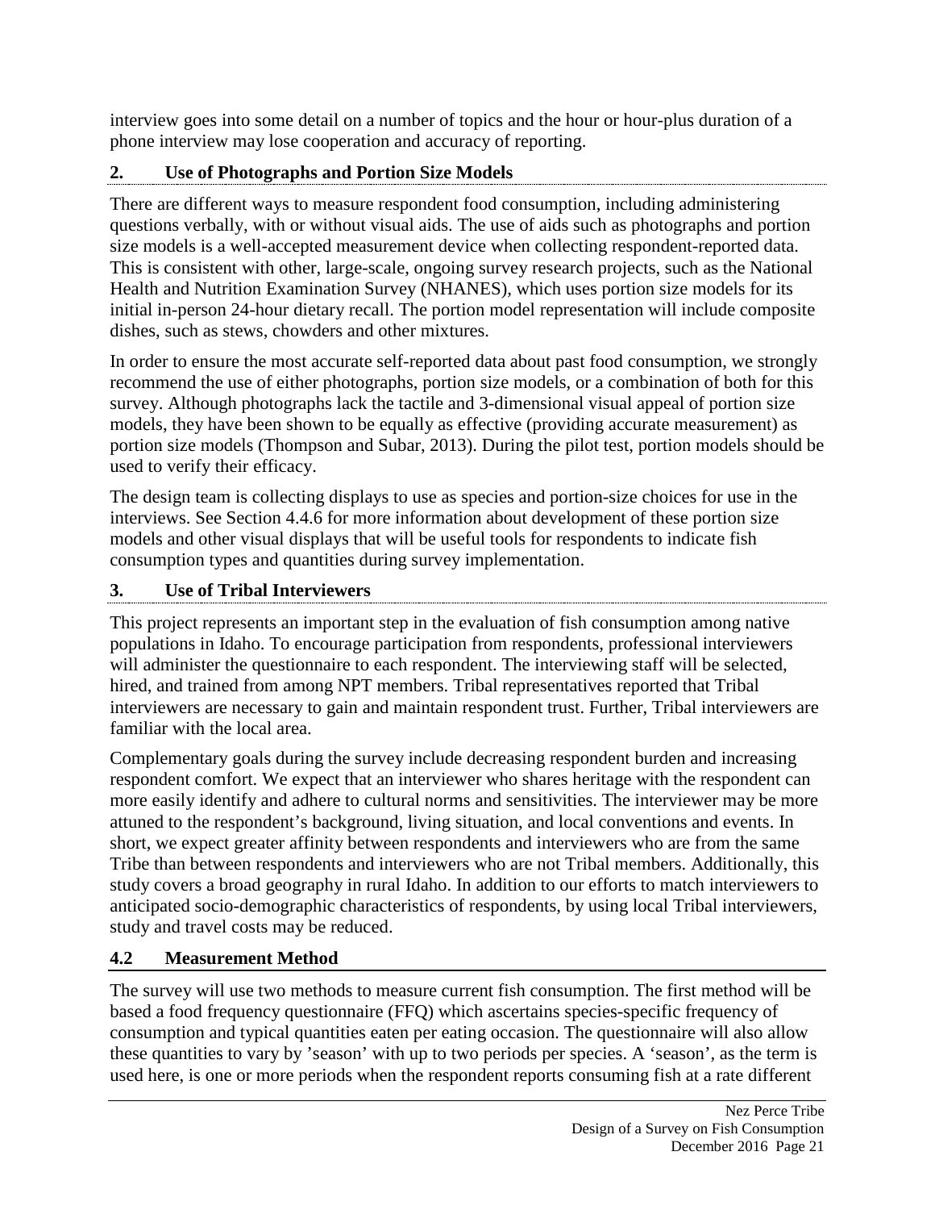interview goes into some detail on a number of topics and the hour or hour-plus duration of a phone interview may lose cooperation and accuracy of reporting.

### 2. Use of Photographs and Portion Size Models

There are different ways to measure respondent food consumption, including administering questions verbally, with or without visual aids. The use of aids such as photographs and portion size models is a well-accepted measurement device when collecting respondent-reported data. This is consistent with other, large-scale, ongoing survey research projects, such as the National Health and Nutrition Examination Survey (NHANES), which uses portion size models for its initial in-person 24-hour dietary recall. The portion model representation will include composite dishes, such as stews, chowders and other mixtures.

In order to ensure the most accurate self-reported data about past food consumption, we strongly recommend the use of either photographs, portion size models, or a combination of both for this survey. Although photographs lack the tactile and 3-dimensional visual appeal of portion size models, they have been shown to be equally as effective (providing accurate measurement) as portion size models (Thompson and Subar, 2013). During the pilot test, portion models should be used to verify their efficacy.

The design team is collecting displays to use as species and portion-size choices for use in the interviews. See Section 4.4.6 for more information about development of these portion size models and other visual displays that will be useful tools for respondents to indicate fish consumption types and quantities during survey implementation.

### 3. Use of Tribal Interviewers

This project represents an important step in the evaluation of fish consumption among native populations in Idaho. To encourage participation from respondents, professional interviewers will administer the questionnaire to each respondent. The interviewing staff will be selected, hired, and trained from among NPT members. Tribal representatives reported that Tribal interviewers are necessary to gain and maintain respondent trust. Further, Tribal interviewers are familiar with the local area.

Complementary goals during the survey include decreasing respondent burden and increasing respondent comfort. We expect that an interviewer who shares heritage with the respondent can more easily identify and adhere to cultural norms and sensitivities. The interviewer may be more attuned to the respondent's background, living situation, and local conventions and events. In short, we expect greater affinity between respondents and interviewers who are from the same Tribe than between respondents and interviewers who are not Tribal members. Additionally, this study covers a broad geography in rural Idaho. In addition to our efforts to match interviewers to anticipated socio-demographic characteristics of respondents, by using local Tribal interviewers, study and travel costs may be reduced.

## 4.2 Measurement Method

The survey will use two methods to measure current fish consumption. The first method will be based a food frequency questionnaire (FFQ) which ascertains species-specific frequency of consumption and typical quantities eaten per eating occasion. The questionnaire will also allow these quantities to vary by 'season' with up to two periods per species. A 'season', as the term is used here, is one or more periods when the respondent reports consuming fish at a rate different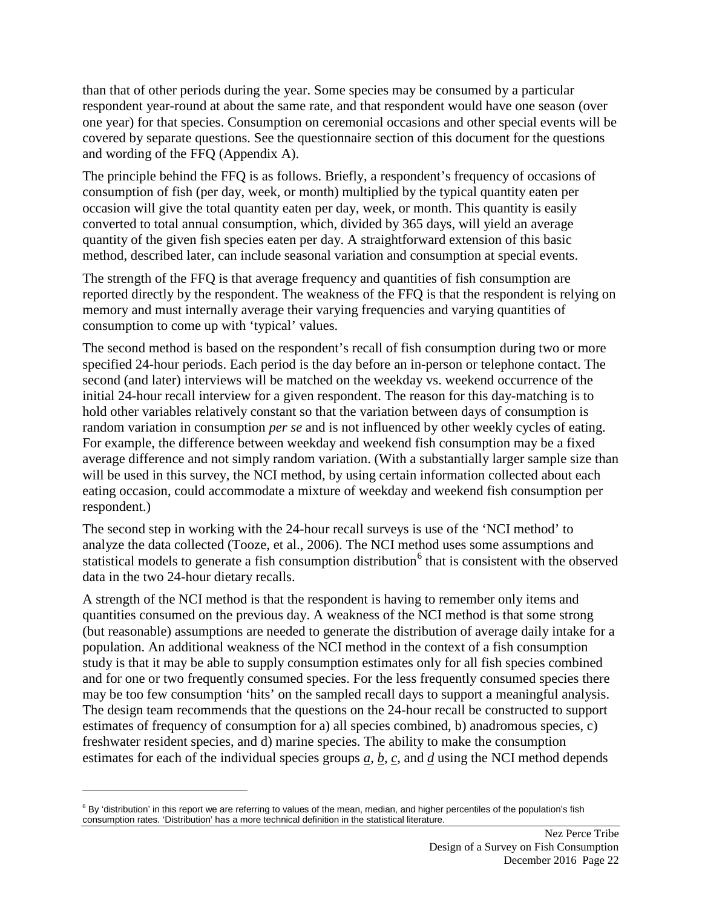than that of other periods during the year. Some species may be consumed by a particular respondent year-round at about the same rate, and that respondent would have one season (over one year) for that species. Consumption on ceremonial occasions and other special events will be covered by separate questions. See the questionnaire section of this document for the questions and wording of the FFQ (Appendix A).

The principle behind the FFQ is as follows. Briefly, a respondent's frequency of occasions of consumption of fish (per day, week, or month) multiplied by the typical quantity eaten per occasion will give the total quantity eaten per day, week, or month. This quantity is easily converted to total annual consumption, which, divided by 365 days, will yield an average quantity of the given fish species eaten per day. A straightforward extension of this basic method, described later, can include seasonal variation and consumption at special events.

The strength of the FFQ is that average frequency and quantities of fish consumption are reported directly by the respondent. The weakness of the FFQ is that the respondent is relying on memory and must internally average their varying frequencies and varying quantities of consumption to come up with 'typical' values.

The second method is based on the respondent's recall of fish consumption during two or more specified 24-hour periods. Each period is the day before an in-person or telephone contact. The second (and later) interviews will be matched on the weekday vs. weekend occurrence of the initial 24-hour recall interview for a given respondent. The reason for this day-matching is to hold other variables relatively constant so that the variation between days of consumption is random variation in consumption *per se* and is not influenced by other weekly cycles of eating. For example, the difference between weekday and weekend fish consumption may be a fixed average difference and not simply random variation. (With a substantially larger sample size than will be used in this survey, the NCI method, by using certain information collected about each eating occasion, could accommodate a mixture of weekday and weekend fish consumption per respondent.)

The second step in working with the 24-hour recall surveys is use of the 'NCI method' to analyze the data collected (Tooze, et al., 2006). The NCI method uses some assumptions and statistical models to generate a fish consumption distribution[6] that is consistent with the observed data in the two 24-hour dietary recalls.

A strength of the NCI method is that the respondent is having to remember only items and quantities consumed on the previous day. A weakness of the NCI method is that some strong (but reasonable) assumptions are needed to generate the distribution of average daily intake for a population. An additional weakness of the NCI method in the context of a fish consumption study is that it may be able to supply consumption estimates only for all fish species combined and for one or two frequently consumed species. For the less frequently consumed species there may be too few consumption 'hits' on the sampled recall days to support a meaningful analysis. The design team recommends that the questions on the 24-hour recall be constructed to support estimates of frequency of consumption for a) all species combined, b) anadromous species, c) freshwater resident species, and d) marine species. The ability to make the consumption estimates for each of the individual species groups _a_, _b_, _c_, and _d_ using the NCI method depends

[6] By 'distribution' in this report we are referring to values of the mean, median, and higher percentiles of the population's fish consumption rates. 'Distribution' has a more technical definition in the statistical literature.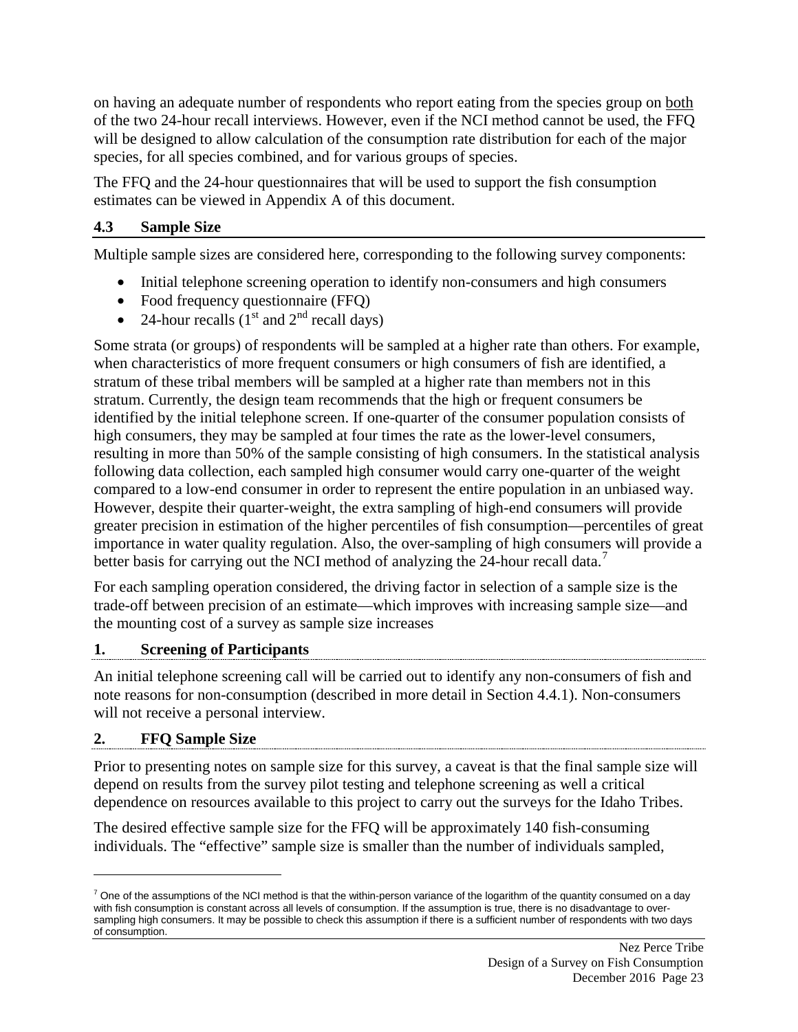on having an adequate number of respondents who report eating from the species group on both of the two 24-hour recall interviews. However, even if the NCI method cannot be used, the FFQ will be designed to allow calculation of the consumption rate distribution for each of the major species, for all species combined, and for various groups of species.

The FFQ and the 24-hour questionnaires that will be used to support the fish consumption estimates can be viewed in Appendix A of this document.

## 4.3 Sample Size

Multiple sample sizes are considered here, corresponding to the following survey components:

- Initial telephone screening operation to identify non-consumers and high consumers
- Food frequency questionnaire (FFQ)
- 24-hour recalls (1st and 2nd recall days)

Some strata (or groups) of respondents will be sampled at a higher rate than others. For example, when characteristics of more frequent consumers or high consumers of fish are identified, a stratum of these tribal members will be sampled at a higher rate than members not in this stratum. Currently, the design team recommends that the high or frequent consumers be identified by the initial telephone screen. If one-quarter of the consumer population consists of high consumers, they may be sampled at four times the rate as the lower-level consumers, resulting in more than 50% of the sample consisting of high consumers. In the statistical analysis following data collection, each sampled high consumer would carry one-quarter of the weight compared to a low-end consumer in order to represent the entire population in an unbiased way. However, despite their quarter-weight, the extra sampling of high-end consumers will provide greater precision in estimation of the higher percentiles of fish consumption—percentiles of great importance in water quality regulation. Also, the over-sampling of high consumers will provide a better basis for carrying out the NCI method of analyzing the 24-hour recall data.[7]

For each sampling operation considered, the driving factor in selection of a sample size is the trade-off between precision of an estimate—which improves with increasing sample size—and the mounting cost of a survey as sample size increases

### 1. Screening of Participants

An initial telephone screening call will be carried out to identify any non-consumers of fish and note reasons for non-consumption (described in more detail in Section 4.4.1). Non-consumers will not receive a personal interview.

### 2. FFQ Sample Size

Prior to presenting notes on sample size for this survey, a caveat is that the final sample size will depend on results from the survey pilot testing and telephone screening as well a critical dependence on resources available to this project to carry out the surveys for the Idaho Tribes.

The desired effective sample size for the FFQ will be approximately 140 fish-consuming individuals. The "effective" sample size is smaller than the number of individuals sampled,

---

[7] One of the assumptions of the NCI method is that the within-person variance of the logarithm of the quantity consumed on a day with fish consumption is constant across all levels of consumption. If the assumption is true, there is no disadvantage to over-sampling high consumers. It may be possible to check this assumption if there is a sufficient number of respondents with two days of consumption.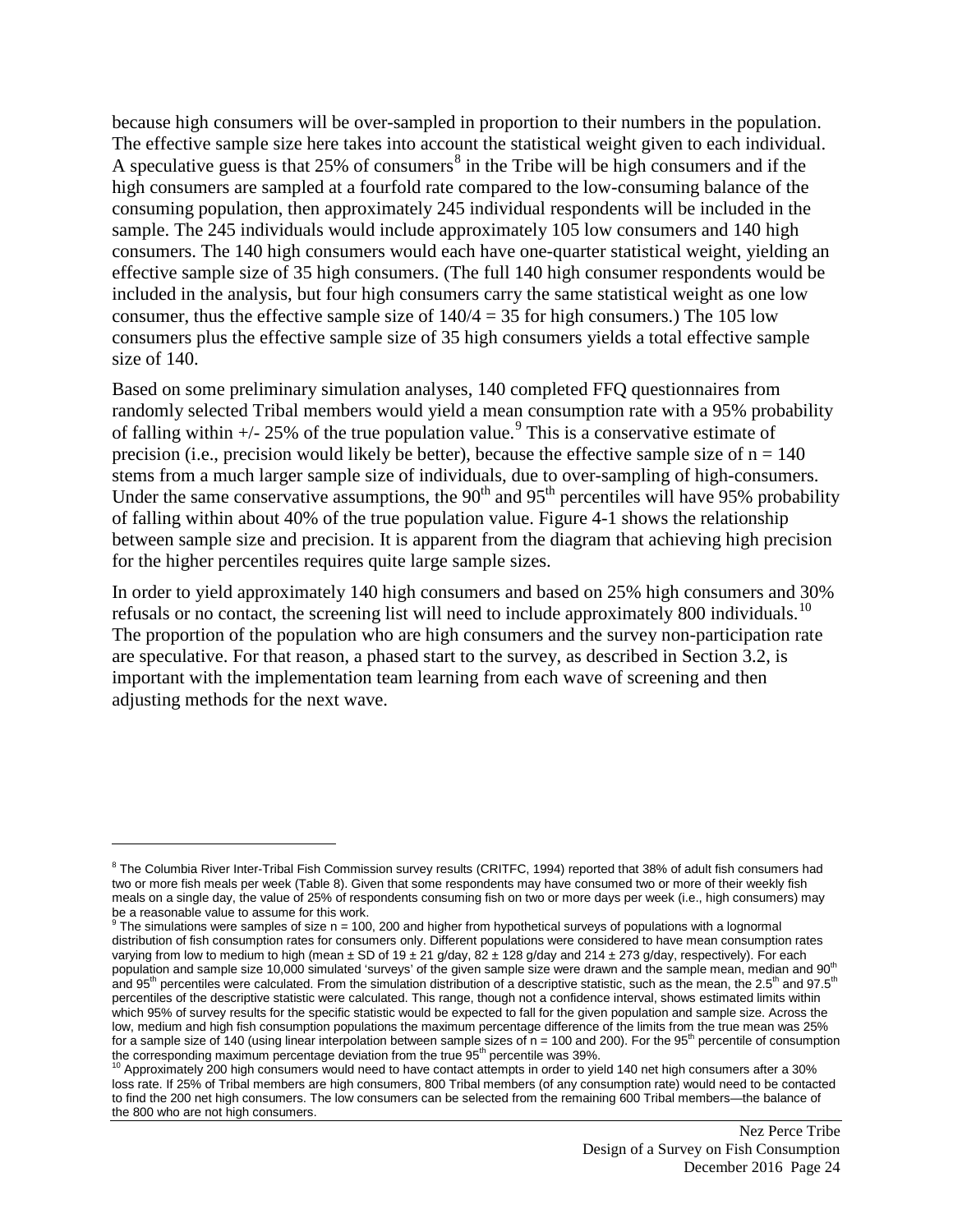because high consumers will be over-sampled in proportion to their numbers in the population. The effective sample size here takes into account the statistical weight given to each individual. A speculative guess is that 25% of consumers[8] in the Tribe will be high consumers and if the high consumers are sampled at a fourfold rate compared to the low-consuming balance of the consuming population, then approximately 245 individual respondents will be included in the sample. The 245 individuals would include approximately 105 low consumers and 140 high consumers. The 140 high consumers would each have one-quarter statistical weight, yielding an effective sample size of 35 high consumers. (The full 140 high consumer respondents would be included in the analysis, but four high consumers carry the same statistical weight as one low consumer, thus the effective sample size of $140/4 = 35$ for high consumers.) The 105 low consumers plus the effective sample size of 35 high consumers yields a total effective sample size of 140.

Based on some preliminary simulation analyses, 140 completed FFQ questionnaires from randomly selected Tribal members would yield a mean consumption rate with a 95% probability of falling within +/- 25% of the true population value.[9] This is a conservative estimate of precision (i.e., precision would likely be better), because the effective sample size of $n = 140$ stems from a much larger sample size of individuals, due to over-sampling of high-consumers. Under the same conservative assumptions, the 90$^{th}$ and 95$^{th}$ percentiles will have 95% probability of falling within about 40% of the true population value. Figure 4-1 shows the relationship between sample size and precision. It is apparent from the diagram that achieving high precision for the higher percentiles requires quite large sample sizes.

In order to yield approximately 140 high consumers and based on 25% high consumers and 30% refusals or no contact, the screening list will need to include approximately 800 individuals.[10] The proportion of the population who are high consumers and the survey non-participation rate are speculative. For that reason, a phased start to the survey, as described in Section 3.2, is important with the implementation team learning from each wave of screening and then adjusting methods for the next wave.

---

[8] The Columbia River Inter-Tribal Fish Commission survey results (CRITFC, 1994) reported that 38% of adult fish consumers had two or more fish meals per week (Table 8). Given that some respondents may have consumed two or more of their weekly fish meals on a single day, the value of 25% of respondents consuming fish on two or more days per week (i.e., high consumers) may be a reasonable value to assume for this work.

[9] The simulations were samples of size $n = 100$, 200 and higher from hypothetical surveys of populations with a lognormal distribution of fish consumption rates for consumers only. Different populations were considered to have mean consumption rates varying from low to medium to high (mean ± SD of 19 ± 21 g/day, 82 ± 128 g/day and 214 ± 273 g/day, respectively). For each population and sample size 10,000 simulated 'surveys' of the given sample size were drawn and the sample mean, median and 90$^{th}$ and 95$^{th}$ percentiles were calculated. From the simulation distribution of a descriptive statistic, such as the mean, the 2.5$^{th}$ and 97.5$^{th}$ percentiles of the descriptive statistic were calculated. This range, though not a confidence interval, shows estimated limits within which 95% of survey results for the specific statistic would be expected to fall for the given population and sample size. Across the low, medium and high fish consumption populations the maximum percentage difference of the limits from the true mean was 25% for a sample size of 140 (using linear interpolation between sample sizes of $n = 100$ and 200). For the 95$^{th}$ percentile of consumption the corresponding maximum percentage deviation from the true 95$^{th}$ percentile was 39%.

[10] Approximately 200 high consumers would need to have contact attempts in order to yield 140 net high consumers after a 30% loss rate. If 25% of Tribal members are high consumers, 800 Tribal members (of any consumption rate) would need to be contacted to find the 200 net high consumers. The low consumers can be selected from the remaining 600 Tribal members—the balance of the 800 who are not high consumers.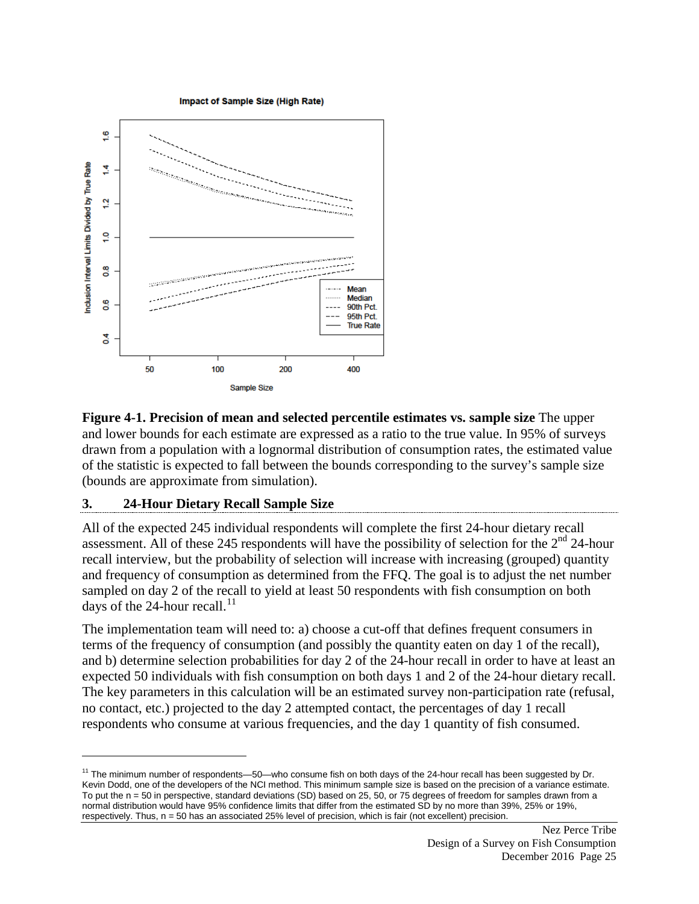**Figure 4-1. Precision of mean and selected percentile estimates vs. sample size** The upper and lower bounds for each estimate are expressed as a ratio to the true value. In 95% of surveys drawn from a population with a lognormal distribution of consumption rates, the estimated value of the statistic is expected to fall between the bounds corresponding to the survey's sample size (bounds are approximate from simulation).

### 3. 24-Hour Dietary Recall Sample Size

All of the expected 245 individual respondents will complete the first 24-hour dietary recall assessment. All of these 245 respondents will have the possibility of selection for the 2nd 24-hour recall interview, but the probability of selection will increase with increasing (grouped) quantity and frequency of consumption as determined from the FFQ. The goal is to adjust the net number sampled on day 2 of the recall to yield at least 50 respondents with fish consumption on both days of the 24-hour recall.[11]

The implementation team will need to: a) choose a cut-off that defines frequent consumers in terms of the frequency of consumption (and possibly the quantity eaten on day 1 of the recall), and b) determine selection probabilities for day 2 of the 24-hour recall in order to have at least an expected 50 individuals with fish consumption on both days 1 and 2 of the 24-hour dietary recall. The key parameters in this calculation will be an estimated survey non-participation rate (refusal, no contact, etc.) projected to the day 2 attempted contact, the percentages of day 1 recall respondents who consume at various frequencies, and the day 1 quantity of fish consumed.

---

[11] The minimum number of respondents—50—who consume fish on both days of the 24-hour recall has been suggested by Dr. Kevin Dodd, one of the developers of the NCI method. This minimum sample size is based on the precision of a variance estimate. To put the n = 50 in perspective, standard deviations (SD) based on 25, 50, or 75 degrees of freedom for samples drawn from a normal distribution would have 95% confidence limits that differ from the estimated SD by no more than 39%, 25% or 19%, respectively. Thus, n = 50 has an associated 25% level of precision, which is fair (not excellent) precision.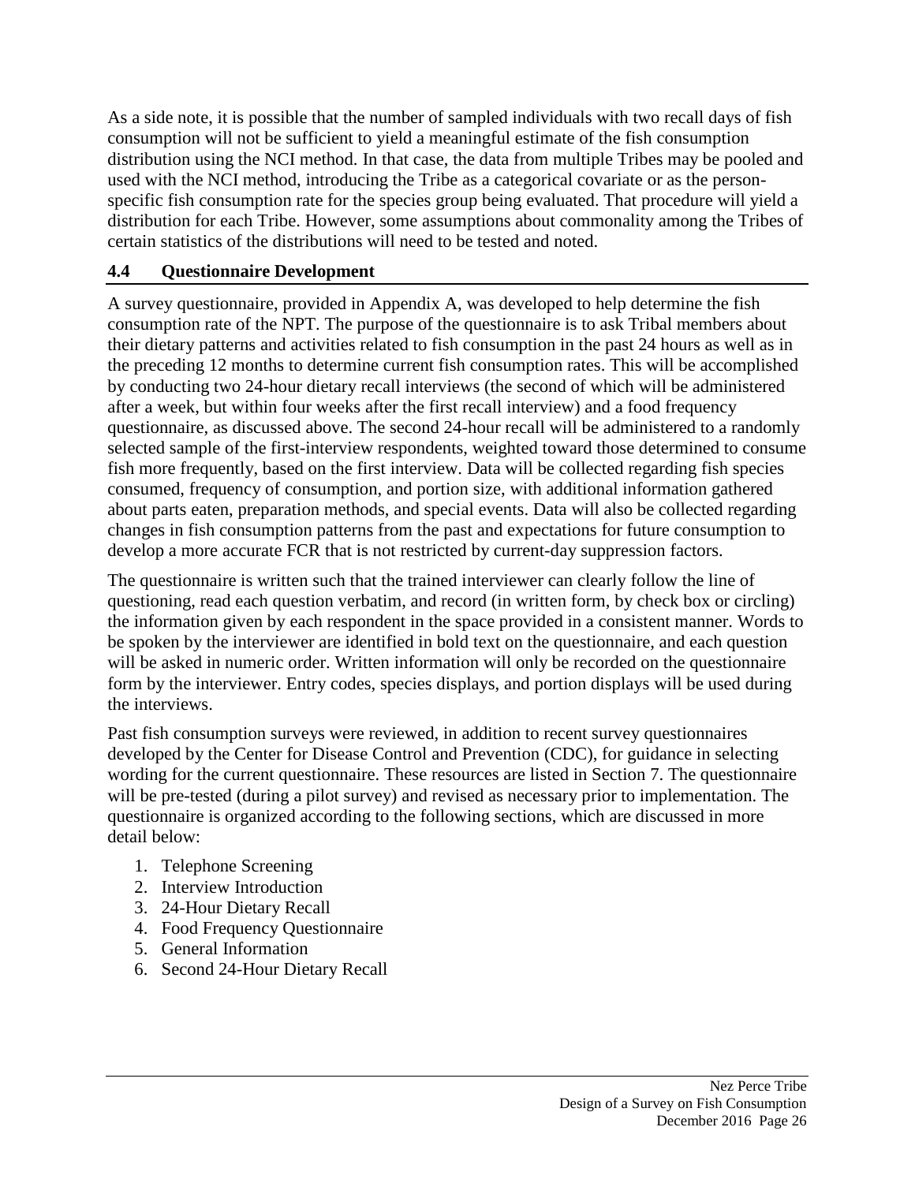As a side note, it is possible that the number of sampled individuals with two recall days of fish consumption will not be sufficient to yield a meaningful estimate of the fish consumption distribution using the NCI method. In that case, the data from multiple Tribes may be pooled and used with the NCI method, introducing the Tribe as a categorical covariate or as the person-specific fish consumption rate for the species group being evaluated. That procedure will yield a distribution for each Tribe. However, some assumptions about commonality among the Tribes of certain statistics of the distributions will need to be tested and noted.

## 4.4 Questionnaire Development

A survey questionnaire, provided in Appendix A, was developed to help determine the fish consumption rate of the NPT. The purpose of the questionnaire is to ask Tribal members about their dietary patterns and activities related to fish consumption in the past 24 hours as well as in the preceding 12 months to determine current fish consumption rates. This will be accomplished by conducting two 24-hour dietary recall interviews (the second of which will be administered after a week, but within four weeks after the first recall interview) and a food frequency questionnaire, as discussed above. The second 24-hour recall will be administered to a randomly selected sample of the first-interview respondents, weighted toward those determined to consume fish more frequently, based on the first interview. Data will be collected regarding fish species consumed, frequency of consumption, and portion size, with additional information gathered about parts eaten, preparation methods, and special events. Data will also be collected regarding changes in fish consumption patterns from the past and expectations for future consumption to develop a more accurate FCR that is not restricted by current-day suppression factors.

The questionnaire is written such that the trained interviewer can clearly follow the line of questioning, read each question verbatim, and record (in written form, by check box or circling) the information given by each respondent in the space provided in a consistent manner. Words to be spoken by the interviewer are identified in bold text on the questionnaire, and each question will be asked in numeric order. Written information will only be recorded on the questionnaire form by the interviewer. Entry codes, species displays, and portion displays will be used during the interviews.

Past fish consumption surveys were reviewed, in addition to recent survey questionnaires developed by the Center for Disease Control and Prevention (CDC), for guidance in selecting wording for the current questionnaire. These resources are listed in Section 7. The questionnaire will be pre-tested (during a pilot survey) and revised as necessary prior to implementation. The questionnaire is organized according to the following sections, which are discussed in more detail below:

1. Telephone Screening
2. Interview Introduction
3. 24-Hour Dietary Recall
4. Food Frequency Questionnaire
5. General Information
6. Second 24-Hour Dietary Recall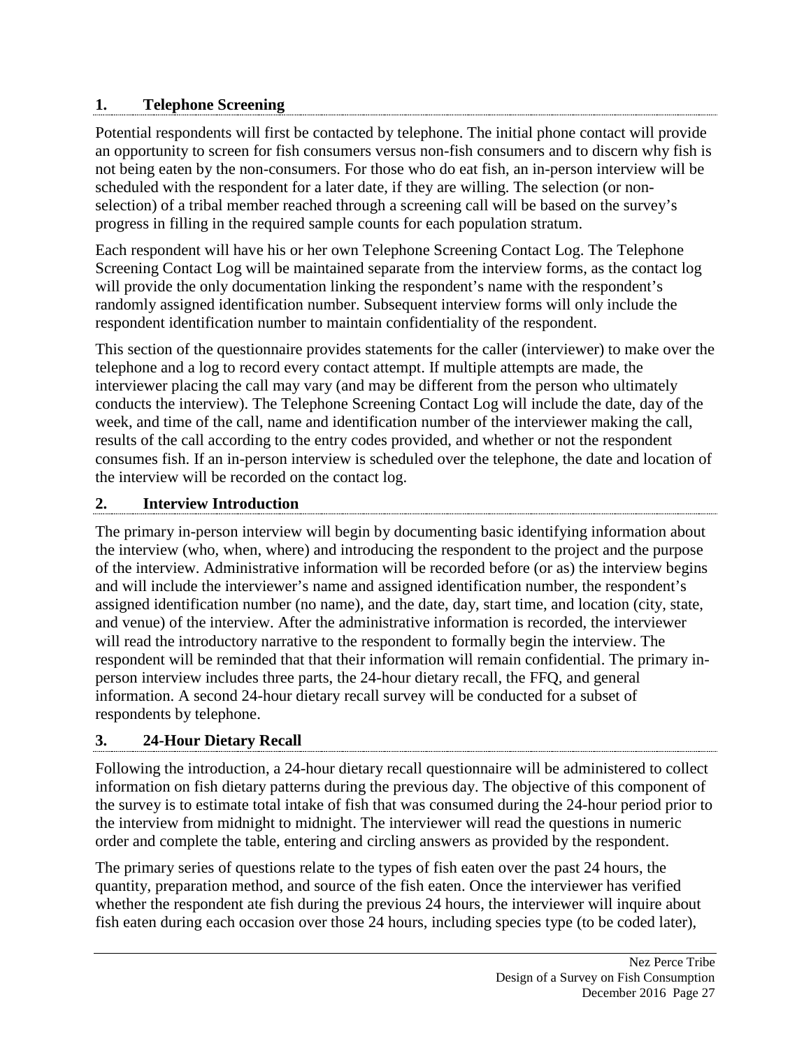### 1. Telephone Screening

Potential respondents will first be contacted by telephone. The initial phone contact will provide an opportunity to screen for fish consumers versus non-fish consumers and to discern why fish is not being eaten by the non-consumers. For those who do eat fish, an in-person interview will be scheduled with the respondent for a later date, if they are willing. The selection (or non-selection) of a tribal member reached through a screening call will be based on the survey's progress in filling in the required sample counts for each population stratum.

Each respondent will have his or her own Telephone Screening Contact Log. The Telephone Screening Contact Log will be maintained separate from the interview forms, as the contact log will provide the only documentation linking the respondent's name with the respondent's randomly assigned identification number. Subsequent interview forms will only include the respondent identification number to maintain confidentiality of the respondent.

This section of the questionnaire provides statements for the caller (interviewer) to make over the telephone and a log to record every contact attempt. If multiple attempts are made, the interviewer placing the call may vary (and may be different from the person who ultimately conducts the interview). The Telephone Screening Contact Log will include the date, day of the week, and time of the call, name and identification number of the interviewer making the call, results of the call according to the entry codes provided, and whether or not the respondent consumes fish. If an in-person interview is scheduled over the telephone, the date and location of the interview will be recorded on the contact log.

### 2. Interview Introduction

The primary in-person interview will begin by documenting basic identifying information about the interview (who, when, where) and introducing the respondent to the project and the purpose of the interview. Administrative information will be recorded before (or as) the interview begins and will include the interviewer's name and assigned identification number, the respondent's assigned identification number (no name), and the date, day, start time, and location (city, state, and venue) of the interview. After the administrative information is recorded, the interviewer will read the introductory narrative to the respondent to formally begin the interview. The respondent will be reminded that that their information will remain confidential. The primary in-person interview includes three parts, the 24-hour dietary recall, the FFQ, and general information. A second 24-hour dietary recall survey will be conducted for a subset of respondents by telephone.

### 3. 24-Hour Dietary Recall

Following the introduction, a 24-hour dietary recall questionnaire will be administered to collect information on fish dietary patterns during the previous day. The objective of this component of the survey is to estimate total intake of fish that was consumed during the 24-hour period prior to the interview from midnight to midnight. The interviewer will read the questions in numeric order and complete the table, entering and circling answers as provided by the respondent.

The primary series of questions relate to the types of fish eaten over the past 24 hours, the quantity, preparation method, and source of the fish eaten. Once the interviewer has verified whether the respondent ate fish during the previous 24 hours, the interviewer will inquire about fish eaten during each occasion over those 24 hours, including species type (to be coded later),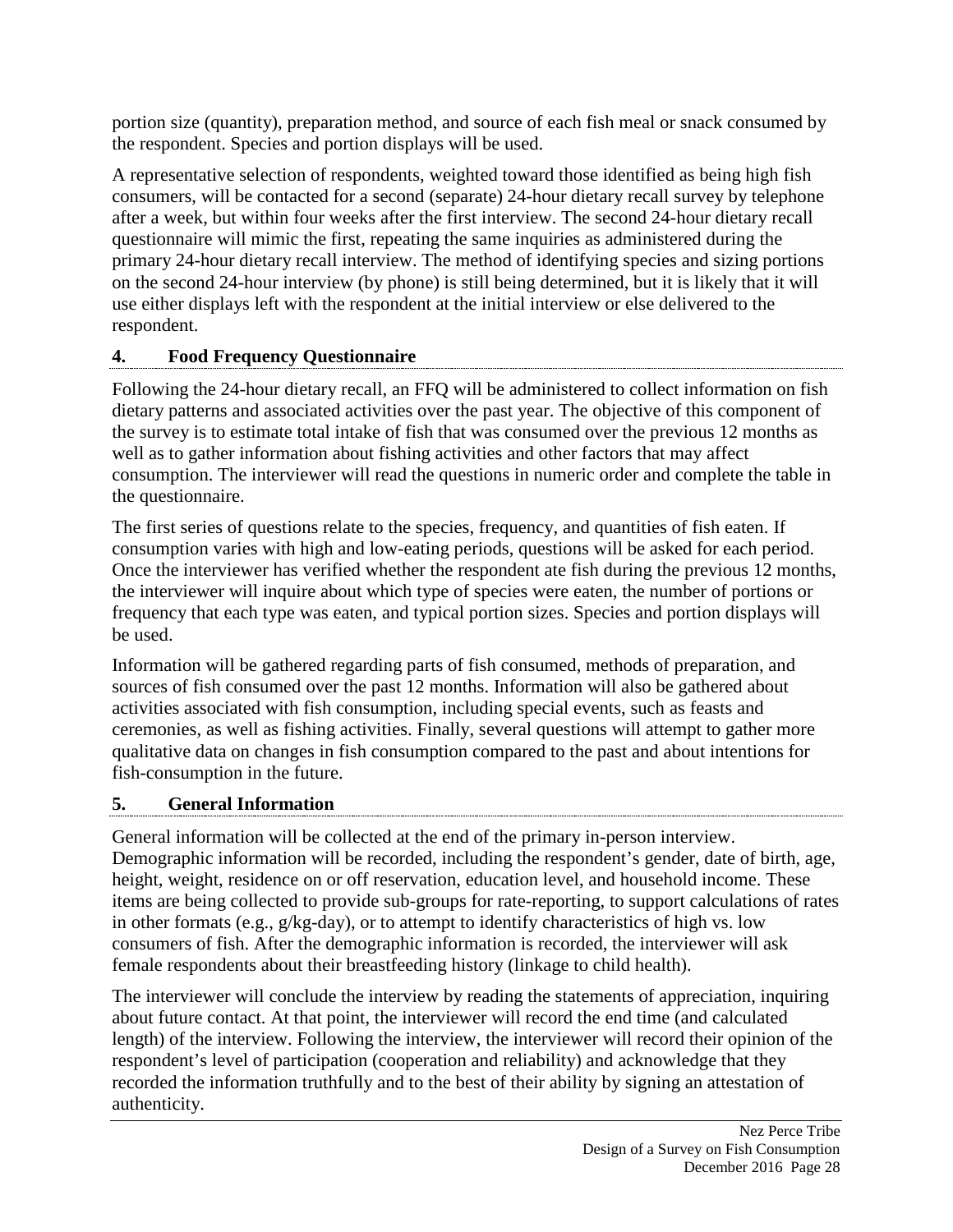portion size (quantity), preparation method, and source of each fish meal or snack consumed by the respondent. Species and portion displays will be used.

A representative selection of respondents, weighted toward those identified as being high fish consumers, will be contacted for a second (separate) 24-hour dietary recall survey by telephone after a week, but within four weeks after the first interview. The second 24-hour dietary recall questionnaire will mimic the first, repeating the same inquiries as administered during the primary 24-hour dietary recall interview. The method of identifying species and sizing portions on the second 24-hour interview (by phone) is still being determined, but it is likely that it will use either displays left with the respondent at the initial interview or else delivered to the respondent.

### 4. Food Frequency Questionnaire

Following the 24-hour dietary recall, an FFQ will be administered to collect information on fish dietary patterns and associated activities over the past year. The objective of this component of the survey is to estimate total intake of fish that was consumed over the previous 12 months as well as to gather information about fishing activities and other factors that may affect consumption. The interviewer will read the questions in numeric order and complete the table in the questionnaire.

The first series of questions relate to the species, frequency, and quantities of fish eaten. If consumption varies with high and low-eating periods, questions will be asked for each period. Once the interviewer has verified whether the respondent ate fish during the previous 12 months, the interviewer will inquire about which type of species were eaten, the number of portions or frequency that each type was eaten, and typical portion sizes. Species and portion displays will be used.

Information will be gathered regarding parts of fish consumed, methods of preparation, and sources of fish consumed over the past 12 months. Information will also be gathered about activities associated with fish consumption, including special events, such as feasts and ceremonies, as well as fishing activities. Finally, several questions will attempt to gather more qualitative data on changes in fish consumption compared to the past and about intentions for fish-consumption in the future.

### 5. General Information

General information will be collected at the end of the primary in-person interview. Demographic information will be recorded, including the respondent's gender, date of birth, age, height, weight, residence on or off reservation, education level, and household income. These items are being collected to provide sub-groups for rate-reporting, to support calculations of rates in other formats (e.g., g/kg-day), or to attempt to identify characteristics of high vs. low consumers of fish. After the demographic information is recorded, the interviewer will ask female respondents about their breastfeeding history (linkage to child health).

The interviewer will conclude the interview by reading the statements of appreciation, inquiring about future contact. At that point, the interviewer will record the end time (and calculated length) of the interview. Following the interview, the interviewer will record their opinion of the respondent's level of participation (cooperation and reliability) and acknowledge that they recorded the information truthfully and to the best of their ability by signing an attestation of authenticity.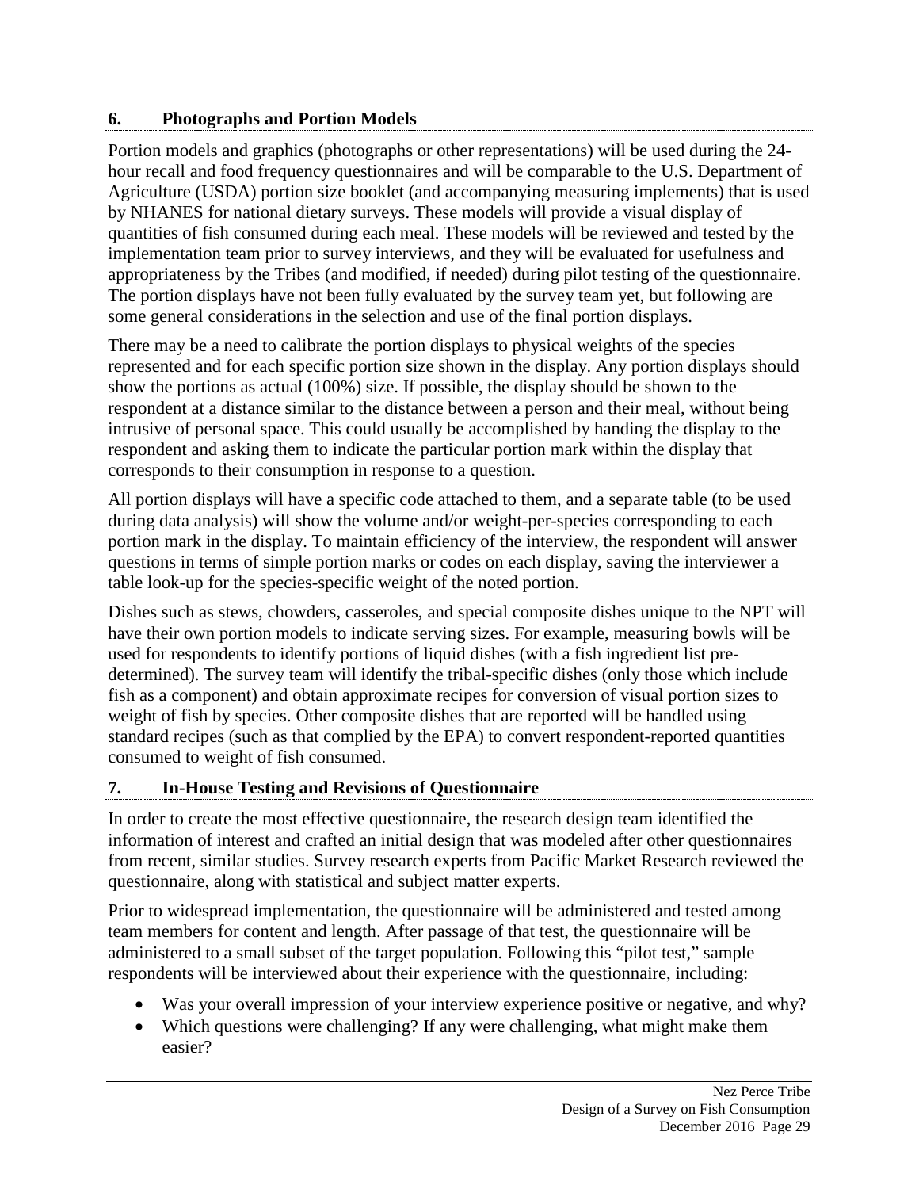## 6. Photographs and Portion Models

Portion models and graphics (photographs or other representations) will be used during the 24-hour recall and food frequency questionnaires and will be comparable to the U.S. Department of Agriculture (USDA) portion size booklet (and accompanying measuring implements) that is used by NHANES for national dietary surveys. These models will provide a visual display of quantities of fish consumed during each meal. These models will be reviewed and tested by the implementation team prior to survey interviews, and they will be evaluated for usefulness and appropriateness by the Tribes (and modified, if needed) during pilot testing of the questionnaire. The portion displays have not been fully evaluated by the survey team yet, but following are some general considerations in the selection and use of the final portion displays.

There may be a need to calibrate the portion displays to physical weights of the species represented and for each specific portion size shown in the display. Any portion displays should show the portions as actual (100%) size. If possible, the display should be shown to the respondent at a distance similar to the distance between a person and their meal, without being intrusive of personal space. This could usually be accomplished by handing the display to the respondent and asking them to indicate the particular portion mark within the display that corresponds to their consumption in response to a question.

All portion displays will have a specific code attached to them, and a separate table (to be used during data analysis) will show the volume and/or weight-per-species corresponding to each portion mark in the display. To maintain efficiency of the interview, the respondent will answer questions in terms of simple portion marks or codes on each display, saving the interviewer a table look-up for the species-specific weight of the noted portion.

Dishes such as stews, chowders, casseroles, and special composite dishes unique to the NPT will have their own portion models to indicate serving sizes. For example, measuring bowls will be used for respondents to identify portions of liquid dishes (with a fish ingredient list pre-determined). The survey team will identify the tribal-specific dishes (only those which include fish as a component) and obtain approximate recipes for conversion of visual portion sizes to weight of fish by species. Other composite dishes that are reported will be handled using standard recipes (such as that complied by the EPA) to convert respondent-reported quantities consumed to weight of fish consumed.

## 7. In-House Testing and Revisions of Questionnaire

In order to create the most effective questionnaire, the research design team identified the information of interest and crafted an initial design that was modeled after other questionnaires from recent, similar studies. Survey research experts from Pacific Market Research reviewed the questionnaire, along with statistical and subject matter experts.

Prior to widespread implementation, the questionnaire will be administered and tested among team members for content and length. After passage of that test, the questionnaire will be administered to a small subset of the target population. Following this "pilot test," sample respondents will be interviewed about their experience with the questionnaire, including:

- Was your overall impression of your interview experience positive or negative, and why?
- Which questions were challenging? If any were challenging, what might make them easier?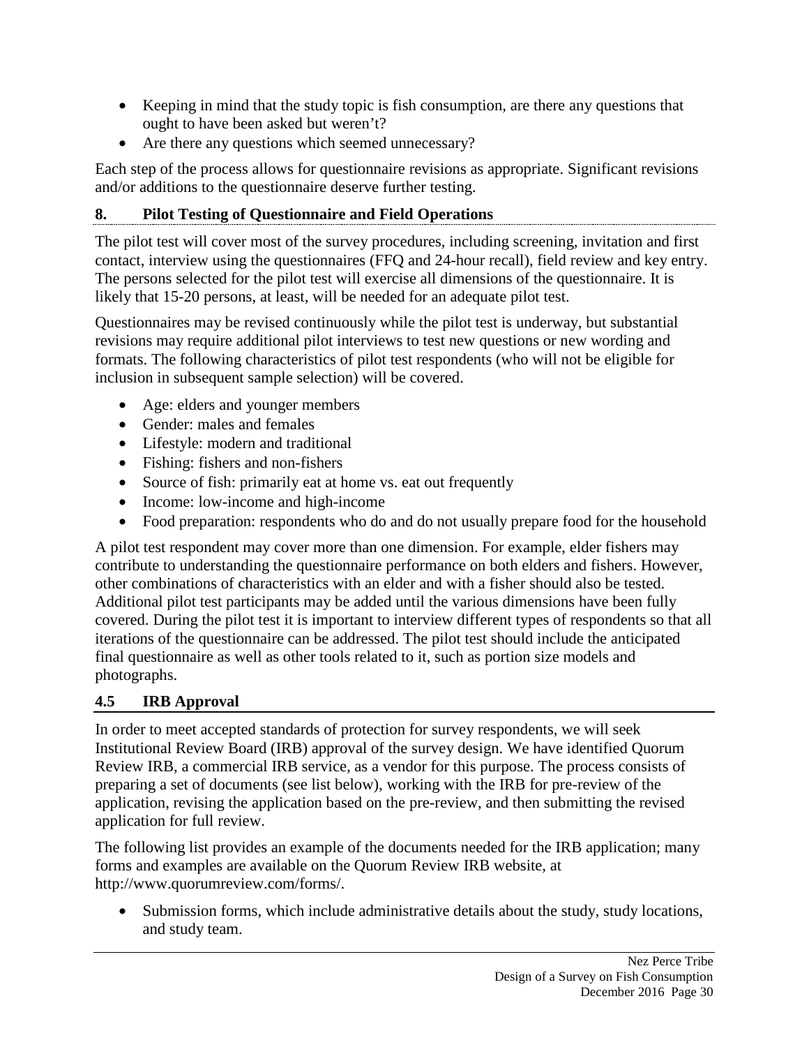- Keeping in mind that the study topic is fish consumption, are there any questions that ought to have been asked but weren't?
- Are there any questions which seemed unnecessary?

Each step of the process allows for questionnaire revisions as appropriate. Significant revisions and/or additions to the questionnaire deserve further testing.

### 8. Pilot Testing of Questionnaire and Field Operations

The pilot test will cover most of the survey procedures, including screening, invitation and first contact, interview using the questionnaires (FFQ and 24-hour recall), field review and key entry. The persons selected for the pilot test will exercise all dimensions of the questionnaire. It is likely that 15-20 persons, at least, will be needed for an adequate pilot test.

Questionnaires may be revised continuously while the pilot test is underway, but substantial revisions may require additional pilot interviews to test new questions or new wording and formats. The following characteristics of pilot test respondents (who will not be eligible for inclusion in subsequent sample selection) will be covered.

- Age: elders and younger members
- Gender: males and females
- Lifestyle: modern and traditional
- Fishing: fishers and non-fishers
- Source of fish: primarily eat at home vs. eat out frequently
- Income: low-income and high-income
- Food preparation: respondents who do and do not usually prepare food for the household

A pilot test respondent may cover more than one dimension. For example, elder fishers may contribute to understanding the questionnaire performance on both elders and fishers. However, other combinations of characteristics with an elder and with a fisher should also be tested. Additional pilot test participants may be added until the various dimensions have been fully covered. During the pilot test it is important to interview different types of respondents so that all iterations of the questionnaire can be addressed. The pilot test should include the anticipated final questionnaire as well as other tools related to it, such as portion size models and photographs.

## 4.5 IRB Approval

In order to meet accepted standards of protection for survey respondents, we will seek Institutional Review Board (IRB) approval of the survey design. We have identified Quorum Review IRB, a commercial IRB service, as a vendor for this purpose. The process consists of preparing a set of documents (see list below), working with the IRB for pre-review of the application, revising the application based on the pre-review, and then submitting the revised application for full review.

The following list provides an example of the documents needed for the IRB application; many forms and examples are available on the Quorum Review IRB website, at http://www.quorumreview.com/forms/.

- Submission forms, which include administrative details about the study, study locations, and study team.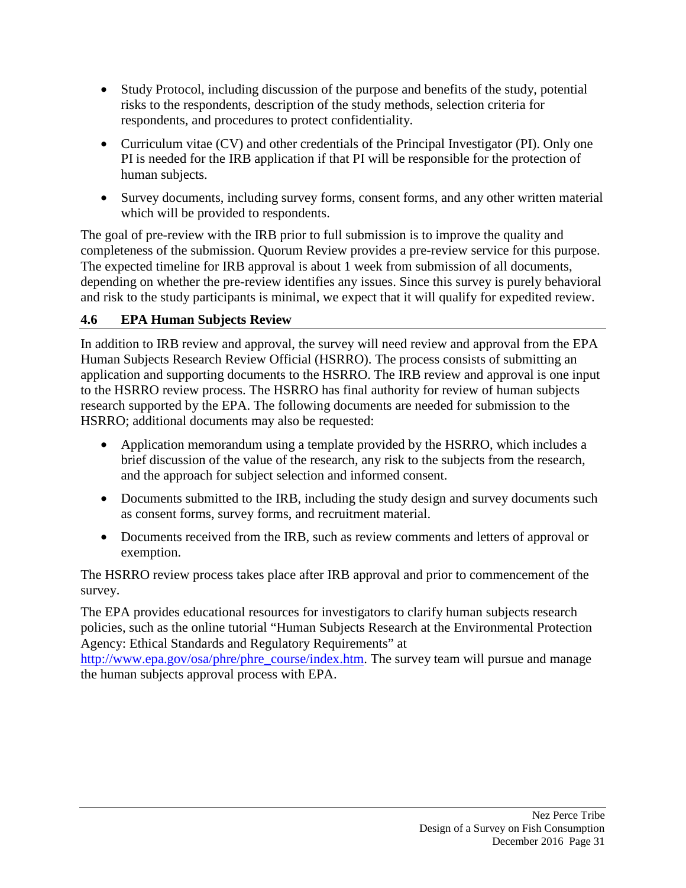- Study Protocol, including discussion of the purpose and benefits of the study, potential risks to the respondents, description of the study methods, selection criteria for respondents, and procedures to protect confidentiality.
- Curriculum vitae (CV) and other credentials of the Principal Investigator (PI). Only one PI is needed for the IRB application if that PI will be responsible for the protection of human subjects.
- Survey documents, including survey forms, consent forms, and any other written material which will be provided to respondents.

The goal of pre-review with the IRB prior to full submission is to improve the quality and completeness of the submission. Quorum Review provides a pre-review service for this purpose. The expected timeline for IRB approval is about 1 week from submission of all documents, depending on whether the pre-review identifies any issues. Since this survey is purely behavioral and risk to the study participants is minimal, we expect that it will qualify for expedited review.

### 4.6 EPA Human Subjects Review

In addition to IRB review and approval, the survey will need review and approval from the EPA Human Subjects Research Review Official (HSRRO). The process consists of submitting an application and supporting documents to the HSRRO. The IRB review and approval is one input to the HSRRO review process. The HSRRO has final authority for review of human subjects research supported by the EPA. The following documents are needed for submission to the HSRRO; additional documents may also be requested:

- Application memorandum using a template provided by the HSRRO, which includes a brief discussion of the value of the research, any risk to the subjects from the research, and the approach for subject selection and informed consent.
- Documents submitted to the IRB, including the study design and survey documents such as consent forms, survey forms, and recruitment material.
- Documents received from the IRB, such as review comments and letters of approval or exemption.

The HSRRO review process takes place after IRB approval and prior to commencement of the survey.

The EPA provides educational resources for investigators to clarify human subjects research policies, such as the online tutorial "Human Subjects Research at the Environmental Protection Agency: Ethical Standards and Regulatory Requirements" at http://www.epa.gov/osa/phre/phre_course/index.htm. The survey team will pursue and manage the human subjects approval process with EPA.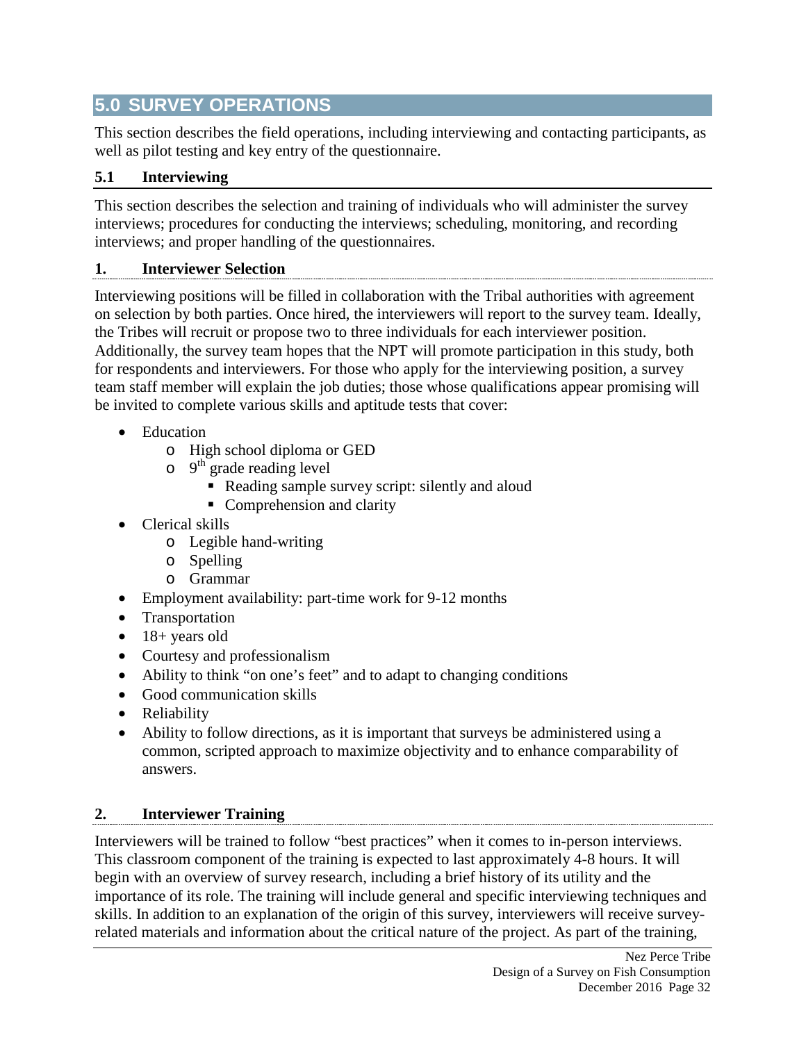# 5.0 SURVEY OPERATIONS

This section describes the field operations, including interviewing and contacting participants, as well as pilot testing and key entry of the questionnaire.

## 5.1 Interviewing

This section describes the selection and training of individuals who will administer the survey interviews; procedures for conducting the interviews; scheduling, monitoring, and recording interviews; and proper handling of the questionnaires.

### 1. Interviewer Selection

Interviewing positions will be filled in collaboration with the Tribal authorities with agreement on selection by both parties. Once hired, the interviewers will report to the survey team. Ideally, the Tribes will recruit or propose two to three individuals for each interviewer position. Additionally, the survey team hopes that the NPT will promote participation in this study, both for respondents and interviewers. For those who apply for the interviewing position, a survey team staff member will explain the job duties; those whose qualifications appear promising will be invited to complete various skills and aptitude tests that cover:

- Education
  - High school diploma or GED
  - 9th grade reading level
    - Reading sample survey script: silently and aloud
    - Comprehension and clarity
- Clerical skills
  - Legible hand-writing
  - Spelling
  - Grammar
- Employment availability: part-time work for 9-12 months
- Transportation
- 18+ years old
- Courtesy and professionalism
- Ability to think "on one's feet" and to adapt to changing conditions
- Good communication skills
- Reliability
- Ability to follow directions, as it is important that surveys be administered using a common, scripted approach to maximize objectivity and to enhance comparability of answers.

### 2. Interviewer Training

Interviewers will be trained to follow "best practices" when it comes to in-person interviews. This classroom component of the training is expected to last approximately 4-8 hours. It will begin with an overview of survey research, including a brief history of its utility and the importance of its role. The training will include general and specific interviewing techniques and skills. In addition to an explanation of the origin of this survey, interviewers will receive survey-related materials and information about the critical nature of the project. As part of the training,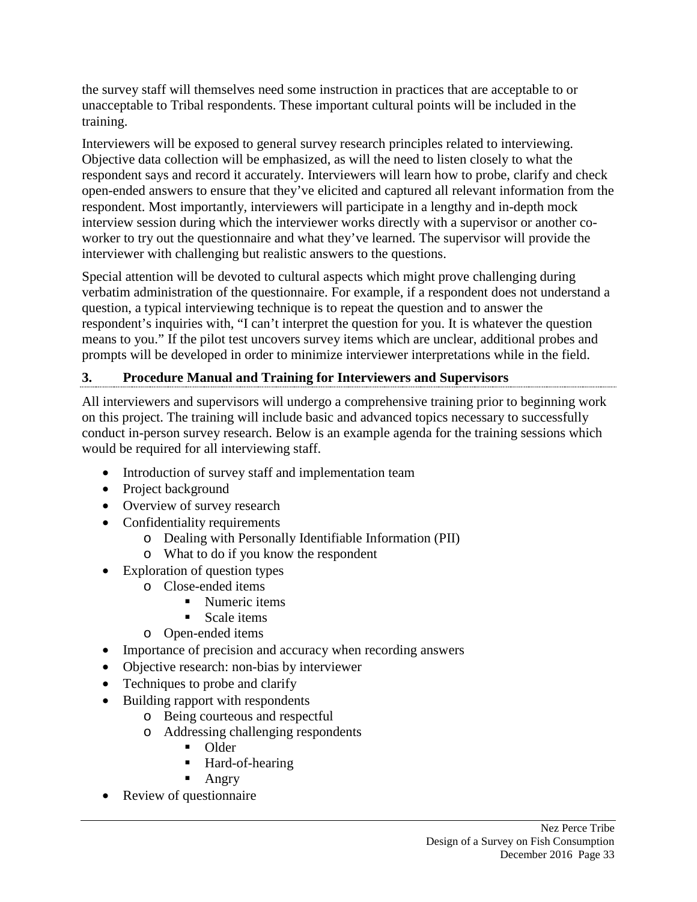the survey staff will themselves need some instruction in practices that are acceptable to or unacceptable to Tribal respondents. These important cultural points will be included in the training.

Interviewers will be exposed to general survey research principles related to interviewing. Objective data collection will be emphasized, as will the need to listen closely to what the respondent says and record it accurately. Interviewers will learn how to probe, clarify and check open-ended answers to ensure that they've elicited and captured all relevant information from the respondent. Most importantly, interviewers will participate in a lengthy and in-depth mock interview session during which the interviewer works directly with a supervisor or another co-worker to try out the questionnaire and what they've learned. The supervisor will provide the interviewer with challenging but realistic answers to the questions.

Special attention will be devoted to cultural aspects which might prove challenging during verbatim administration of the questionnaire. For example, if a respondent does not understand a question, a typical interviewing technique is to repeat the question and to answer the respondent's inquiries with, "I can't interpret the question for you. It is whatever the question means to you." If the pilot test uncovers survey items which are unclear, additional probes and prompts will be developed in order to minimize interviewer interpretations while in the field.

### 3. Procedure Manual and Training for Interviewers and Supervisors

All interviewers and supervisors will undergo a comprehensive training prior to beginning work on this project. The training will include basic and advanced topics necessary to successfully conduct in-person survey research. Below is an example agenda for the training sessions which would be required for all interviewing staff.

- Introduction of survey staff and implementation team
- Project background
- Overview of survey research
- Confidentiality requirements
  - Dealing with Personally Identifiable Information (PII)
  - What to do if you know the respondent
- Exploration of question types
  - Close-ended items
    - Numeric items
    - Scale items
  - Open-ended items
- Importance of precision and accuracy when recording answers
- Objective research: non-bias by interviewer
- Techniques to probe and clarify
- Building rapport with respondents
  - Being courteous and respectful
  - Addressing challenging respondents
    - Older
    - Hard-of-hearing
    - Angry
- Review of questionnaire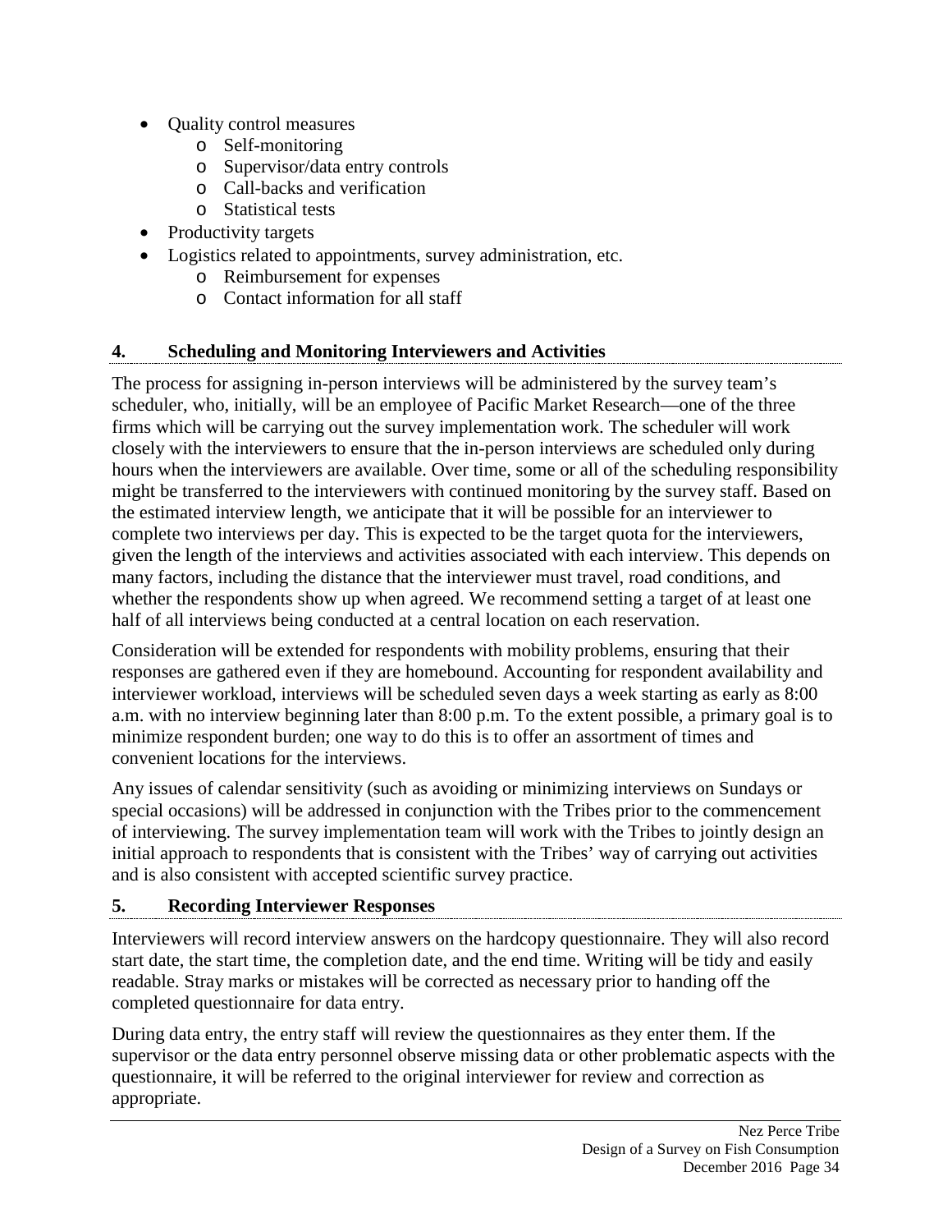- Quality control measures
  - Self-monitoring
  - Supervisor/data entry controls
  - Call-backs and verification
  - Statistical tests
- Productivity targets
- Logistics related to appointments, survey administration, etc.
  - Reimbursement for expenses
  - Contact information for all staff

### 4. Scheduling and Monitoring Interviewers and Activities

The process for assigning in-person interviews will be administered by the survey team's scheduler, who, initially, will be an employee of Pacific Market Research—one of the three firms which will be carrying out the survey implementation work. The scheduler will work closely with the interviewers to ensure that the in-person interviews are scheduled only during hours when the interviewers are available. Over time, some or all of the scheduling responsibility might be transferred to the interviewers with continued monitoring by the survey staff. Based on the estimated interview length, we anticipate that it will be possible for an interviewer to complete two interviews per day. This is expected to be the target quota for the interviewers, given the length of the interviews and activities associated with each interview. This depends on many factors, including the distance that the interviewer must travel, road conditions, and whether the respondents show up when agreed. We recommend setting a target of at least one half of all interviews being conducted at a central location on each reservation.

Consideration will be extended for respondents with mobility problems, ensuring that their responses are gathered even if they are homebound. Accounting for respondent availability and interviewer workload, interviews will be scheduled seven days a week starting as early as 8:00 a.m. with no interview beginning later than 8:00 p.m. To the extent possible, a primary goal is to minimize respondent burden; one way to do this is to offer an assortment of times and convenient locations for the interviews.

Any issues of calendar sensitivity (such as avoiding or minimizing interviews on Sundays or special occasions) will be addressed in conjunction with the Tribes prior to the commencement of interviewing. The survey implementation team will work with the Tribes to jointly design an initial approach to respondents that is consistent with the Tribes' way of carrying out activities and is also consistent with accepted scientific survey practice.

### 5. Recording Interviewer Responses

Interviewers will record interview answers on the hardcopy questionnaire. They will also record start date, the start time, the completion date, and the end time. Writing will be tidy and easily readable. Stray marks or mistakes will be corrected as necessary prior to handing off the completed questionnaire for data entry.

During data entry, the entry staff will review the questionnaires as they enter them. If the supervisor or the data entry personnel observe missing data or other problematic aspects with the questionnaire, it will be referred to the original interviewer for review and correction as appropriate.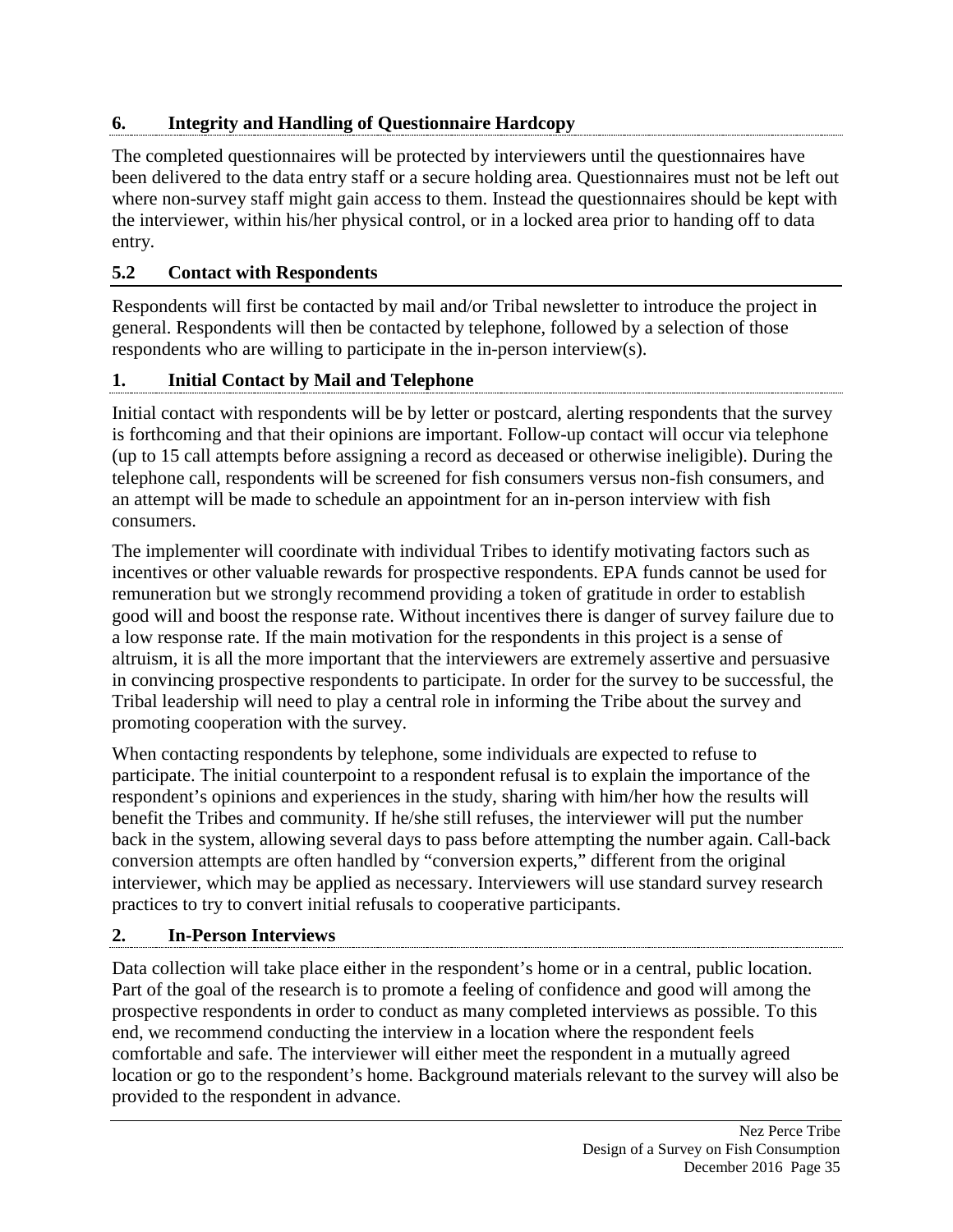#### 6. Integrity and Handling of Questionnaire Hardcopy

The completed questionnaires will be protected by interviewers until the questionnaires have been delivered to the data entry staff or a secure holding area. Questionnaires must not be left out where non-survey staff might gain access to them. Instead the questionnaires should be kept with the interviewer, within his/her physical control, or in a locked area prior to handing off to data entry.

### 5.2 Contact with Respondents

Respondents will first be contacted by mail and/or Tribal newsletter to introduce the project in general. Respondents will then be contacted by telephone, followed by a selection of those respondents who are willing to participate in the in-person interview(s).

#### 1. Initial Contact by Mail and Telephone

Initial contact with respondents will be by letter or postcard, alerting respondents that the survey is forthcoming and that their opinions are important. Follow-up contact will occur via telephone (up to 15 call attempts before assigning a record as deceased or otherwise ineligible). During the telephone call, respondents will be screened for fish consumers versus non-fish consumers, and an attempt will be made to schedule an appointment for an in-person interview with fish consumers.

The implementer will coordinate with individual Tribes to identify motivating factors such as incentives or other valuable rewards for prospective respondents. EPA funds cannot be used for remuneration but we strongly recommend providing a token of gratitude in order to establish good will and boost the response rate. Without incentives there is danger of survey failure due to a low response rate. If the main motivation for the respondents in this project is a sense of altruism, it is all the more important that the interviewers are extremely assertive and persuasive in convincing prospective respondents to participate. In order for the survey to be successful, the Tribal leadership will need to play a central role in informing the Tribe about the survey and promoting cooperation with the survey.

When contacting respondents by telephone, some individuals are expected to refuse to participate. The initial counterpoint to a respondent refusal is to explain the importance of the respondent's opinions and experiences in the study, sharing with him/her how the results will benefit the Tribes and community. If he/she still refuses, the interviewer will put the number back in the system, allowing several days to pass before attempting the number again. Call-back conversion attempts are often handled by "conversion experts," different from the original interviewer, which may be applied as necessary. Interviewers will use standard survey research practices to try to convert initial refusals to cooperative participants.

#### 2. In-Person Interviews

Data collection will take place either in the respondent's home or in a central, public location. Part of the goal of the research is to promote a feeling of confidence and good will among the prospective respondents in order to conduct as many completed interviews as possible. To this end, we recommend conducting the interview in a location where the respondent feels comfortable and safe. The interviewer will either meet the respondent in a mutually agreed location or go to the respondent's home. Background materials relevant to the survey will also be provided to the respondent in advance.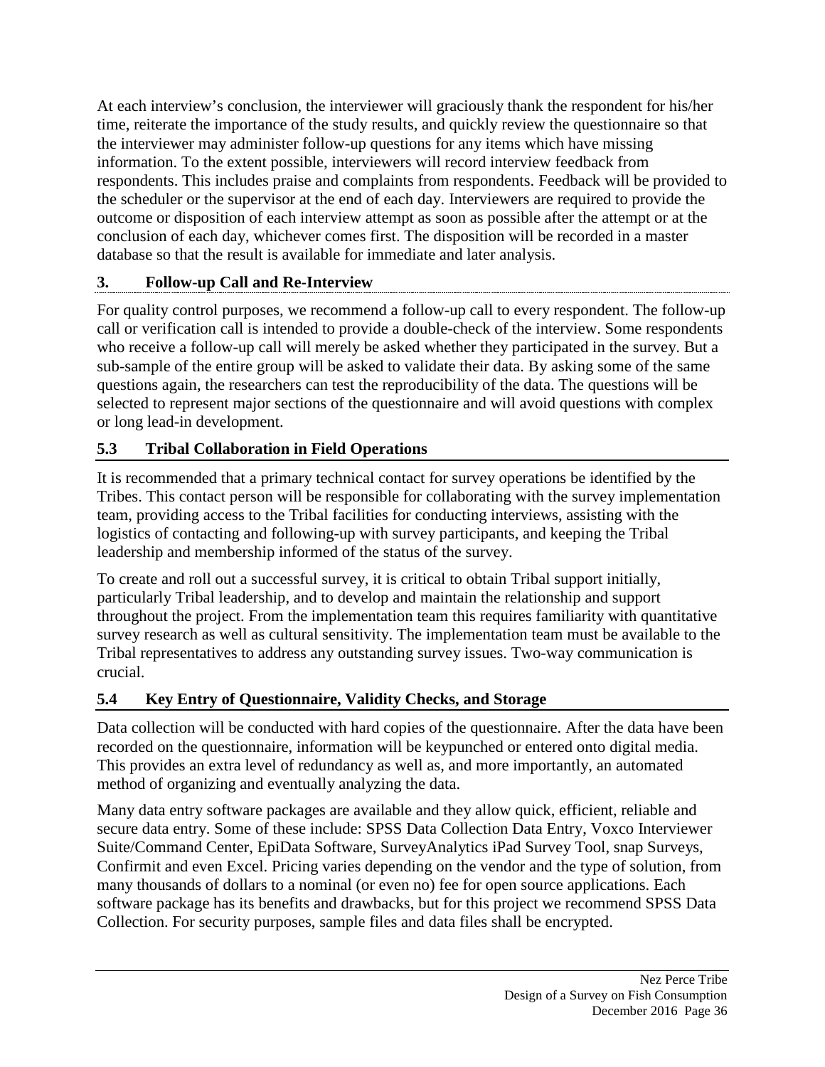At each interview's conclusion, the interviewer will graciously thank the respondent for his/her time, reiterate the importance of the study results, and quickly review the questionnaire so that the interviewer may administer follow-up questions for any items which have missing information. To the extent possible, interviewers will record interview feedback from respondents. This includes praise and complaints from respondents. Feedback will be provided to the scheduler or the supervisor at the end of each day. Interviewers are required to provide the outcome or disposition of each interview attempt as soon as possible after the attempt or at the conclusion of each day, whichever comes first. The disposition will be recorded in a master database so that the result is available for immediate and later analysis.

#### 3. Follow-up Call and Re-Interview

For quality control purposes, we recommend a follow-up call to every respondent. The follow-up call or verification call is intended to provide a double-check of the interview. Some respondents who receive a follow-up call will merely be asked whether they participated in the survey. But a sub-sample of the entire group will be asked to validate their data. By asking some of the same questions again, the researchers can test the reproducibility of the data. The questions will be selected to represent major sections of the questionnaire and will avoid questions with complex or long lead-in development.

### 5.3 Tribal Collaboration in Field Operations

It is recommended that a primary technical contact for survey operations be identified by the Tribes. This contact person will be responsible for collaborating with the survey implementation team, providing access to the Tribal facilities for conducting interviews, assisting with the logistics of contacting and following-up with survey participants, and keeping the Tribal leadership and membership informed of the status of the survey.

To create and roll out a successful survey, it is critical to obtain Tribal support initially, particularly Tribal leadership, and to develop and maintain the relationship and support throughout the project. From the implementation team this requires familiarity with quantitative survey research as well as cultural sensitivity. The implementation team must be available to the Tribal representatives to address any outstanding survey issues. Two-way communication is crucial.

### 5.4 Key Entry of Questionnaire, Validity Checks, and Storage

Data collection will be conducted with hard copies of the questionnaire. After the data have been recorded on the questionnaire, information will be keypunched or entered onto digital media. This provides an extra level of redundancy as well as, and more importantly, an automated method of organizing and eventually analyzing the data.

Many data entry software packages are available and they allow quick, efficient, reliable and secure data entry. Some of these include: SPSS Data Collection Data Entry, Voxco Interviewer Suite/Command Center, EpiData Software, SurveyAnalytics iPad Survey Tool, snap Surveys, Confirmit and even Excel. Pricing varies depending on the vendor and the type of solution, from many thousands of dollars to a nominal (or even no) fee for open source applications. Each software package has its benefits and drawbacks, but for this project we recommend SPSS Data Collection. For security purposes, sample files and data files shall be encrypted.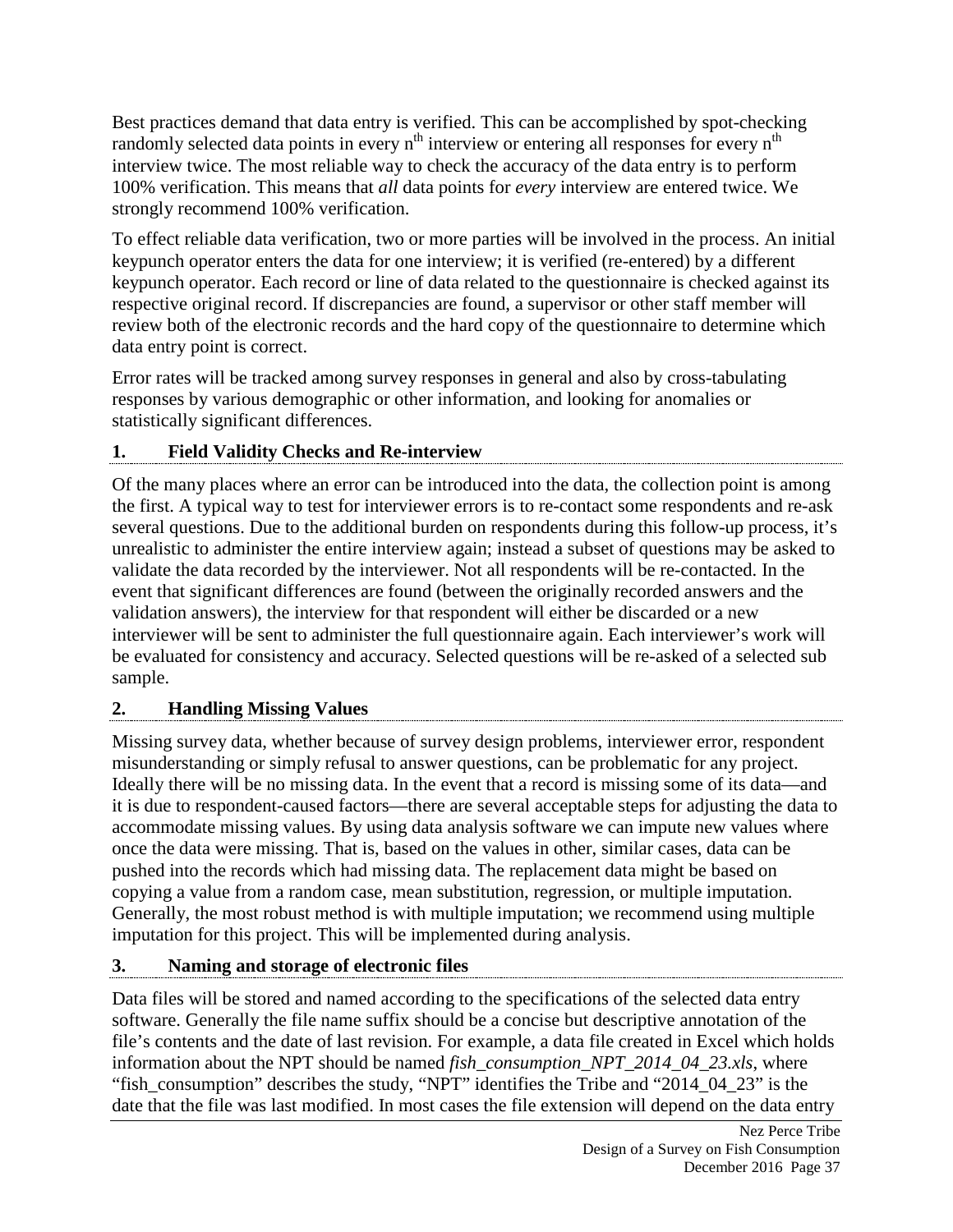Best practices demand that data entry is verified. This can be accomplished by spot-checking randomly selected data points in every $n^{th}$ interview or entering all responses for every $n^{th}$ interview twice. The most reliable way to check the accuracy of the data entry is to perform 100% verification. This means that *all* data points for *every* interview are entered twice. We strongly recommend 100% verification.

To effect reliable data verification, two or more parties will be involved in the process. An initial keypunch operator enters the data for one interview; it is verified (re-entered) by a different keypunch operator. Each record or line of data related to the questionnaire is checked against its respective original record. If discrepancies are found, a supervisor or other staff member will review both of the electronic records and the hard copy of the questionnaire to determine which data entry point is correct.

Error rates will be tracked among survey responses in general and also by cross-tabulating responses by various demographic or other information, and looking for anomalies or statistically significant differences.

### 1. Field Validity Checks and Re-interview

Of the many places where an error can be introduced into the data, the collection point is among the first. A typical way to test for interviewer errors is to re-contact some respondents and re-ask several questions. Due to the additional burden on respondents during this follow-up process, it's unrealistic to administer the entire interview again; instead a subset of questions may be asked to validate the data recorded by the interviewer. Not all respondents will be re-contacted. In the event that significant differences are found (between the originally recorded answers and the validation answers), the interview for that respondent will either be discarded or a new interviewer will be sent to administer the full questionnaire again. Each interviewer's work will be evaluated for consistency and accuracy. Selected questions will be re-asked of a selected sub sample.

### 2. Handling Missing Values

Missing survey data, whether because of survey design problems, interviewer error, respondent misunderstanding or simply refusal to answer questions, can be problematic for any project. Ideally there will be no missing data. In the event that a record is missing some of its data—and it is due to respondent-caused factors—there are several acceptable steps for adjusting the data to accommodate missing values. By using data analysis software we can impute new values where once the data were missing. That is, based on the values in other, similar cases, data can be pushed into the records which had missing data. The replacement data might be based on copying a value from a random case, mean substitution, regression, or multiple imputation. Generally, the most robust method is with multiple imputation; we recommend using multiple imputation for this project. This will be implemented during analysis.

### 3. Naming and storage of electronic files

Data files will be stored and named according to the specifications of the selected data entry software. Generally the file name suffix should be a concise but descriptive annotation of the file's contents and the date of last revision. For example, a data file created in Excel which holds information about the NPT should be named *fish_consumption_NPT_2014_04_23.xls*, where "fish_consumption" describes the study, "NPT" identifies the Tribe and "2014_04_23" is the date that the file was last modified. In most cases the file extension will depend on the data entry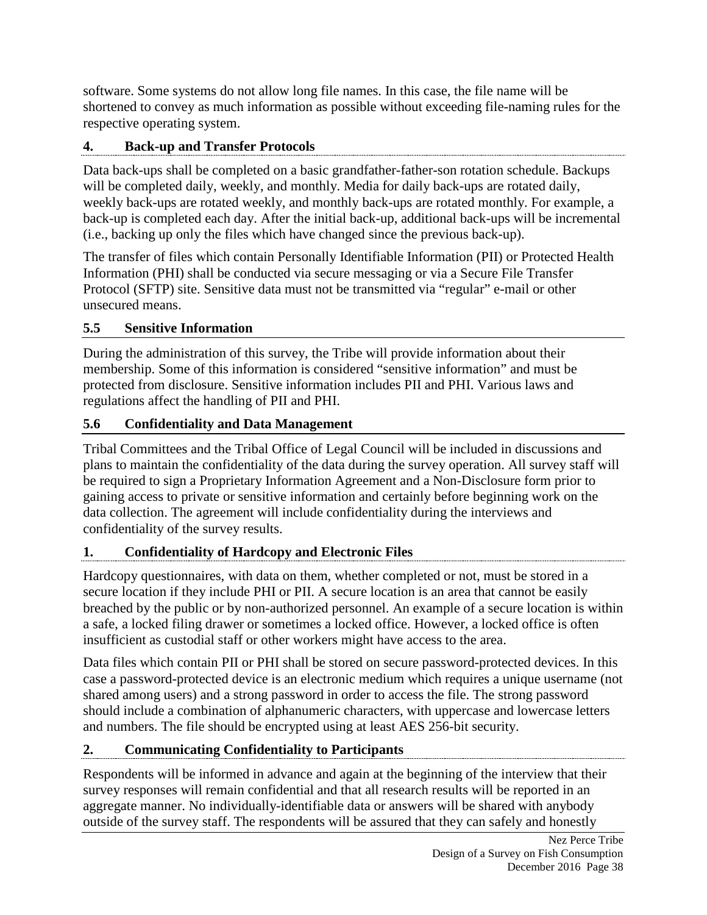software. Some systems do not allow long file names. In this case, the file name will be shortened to convey as much information as possible without exceeding file-naming rules for the respective operating system.

#### 4. Back-up and Transfer Protocols

Data back-ups shall be completed on a basic grandfather-father-son rotation schedule. Backups will be completed daily, weekly, and monthly. Media for daily back-ups are rotated daily, weekly back-ups are rotated weekly, and monthly back-ups are rotated monthly. For example, a back-up is completed each day. After the initial back-up, additional back-ups will be incremental (i.e., backing up only the files which have changed since the previous back-up).

The transfer of files which contain Personally Identifiable Information (PII) or Protected Health Information (PHI) shall be conducted via secure messaging or via a Secure File Transfer Protocol (SFTP) site. Sensitive data must not be transmitted via "regular" e-mail or other unsecured means.

### 5.5 Sensitive Information

During the administration of this survey, the Tribe will provide information about their membership. Some of this information is considered "sensitive information" and must be protected from disclosure. Sensitive information includes PII and PHI. Various laws and regulations affect the handling of PII and PHI.

### 5.6 Confidentiality and Data Management

Tribal Committees and the Tribal Office of Legal Council will be included in discussions and plans to maintain the confidentiality of the data during the survey operation. All survey staff will be required to sign a Proprietary Information Agreement and a Non-Disclosure form prior to gaining access to private or sensitive information and certainly before beginning work on the data collection. The agreement will include confidentiality during the interviews and confidentiality of the survey results.

#### 1. Confidentiality of Hardcopy and Electronic Files

Hardcopy questionnaires, with data on them, whether completed or not, must be stored in a secure location if they include PHI or PII. A secure location is an area that cannot be easily breached by the public or by non-authorized personnel. An example of a secure location is within a safe, a locked filing drawer or sometimes a locked office. However, a locked office is often insufficient as custodial staff or other workers might have access to the area.

Data files which contain PII or PHI shall be stored on secure password-protected devices. In this case a password-protected device is an electronic medium which requires a unique username (not shared among users) and a strong password in order to access the file. The strong password should include a combination of alphanumeric characters, with uppercase and lowercase letters and numbers. The file should be encrypted using at least AES 256-bit security.

#### 2. Communicating Confidentiality to Participants

Respondents will be informed in advance and again at the beginning of the interview that their survey responses will remain confidential and that all research results will be reported in an aggregate manner. No individually-identifiable data or answers will be shared with anybody outside of the survey staff. The respondents will be assured that they can safely and honestly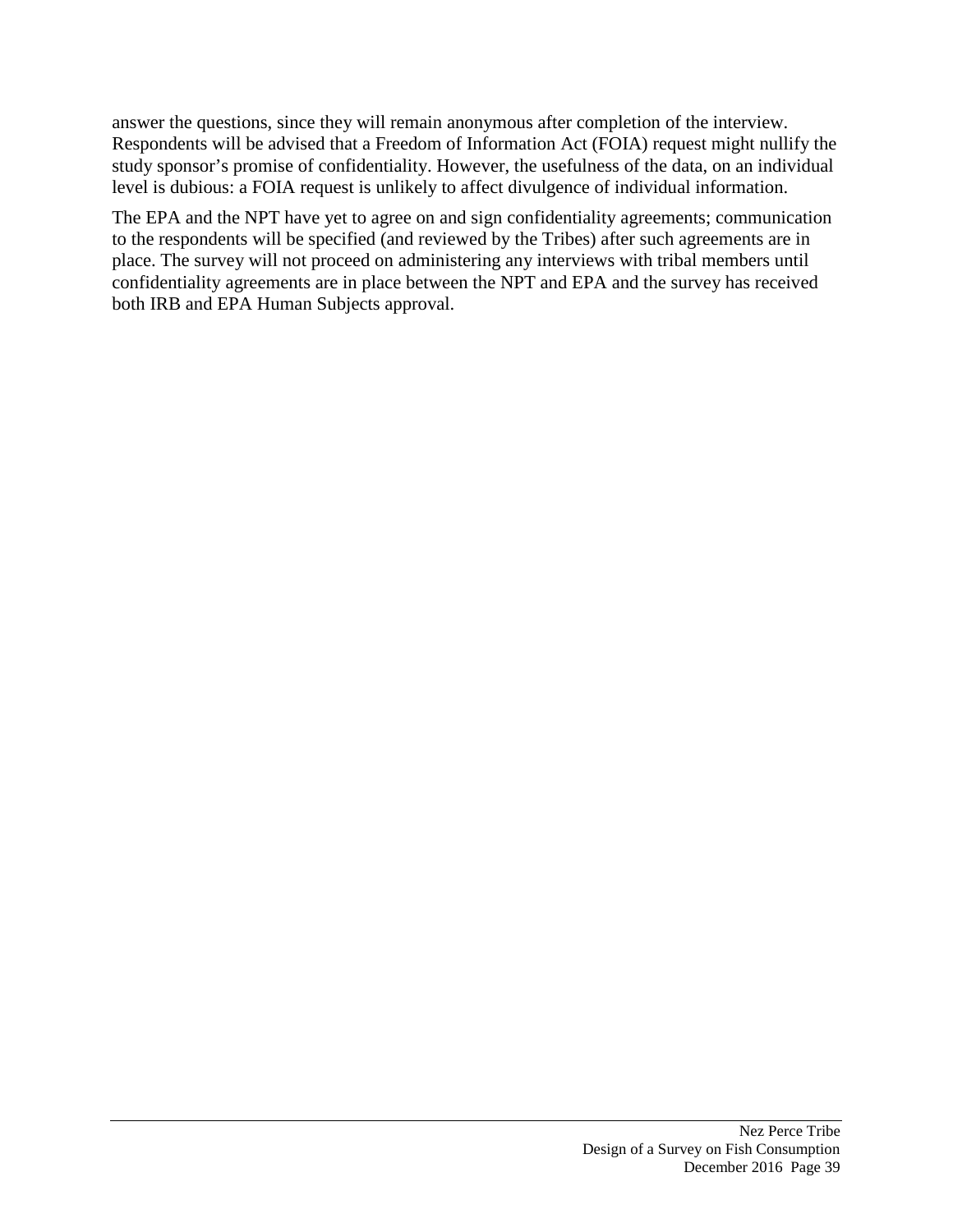answer the questions, since they will remain anonymous after completion of the interview. Respondents will be advised that a Freedom of Information Act (FOIA) request might nullify the study sponsor's promise of confidentiality. However, the usefulness of the data, on an individual level is dubious: a FOIA request is unlikely to affect divulgence of individual information.

The EPA and the NPT have yet to agree on and sign confidentiality agreements; communication to the respondents will be specified (and reviewed by the Tribes) after such agreements are in place. The survey will not proceed on administering any interviews with tribal members until confidentiality agreements are in place between the NPT and EPA and the survey has received both IRB and EPA Human Subjects approval.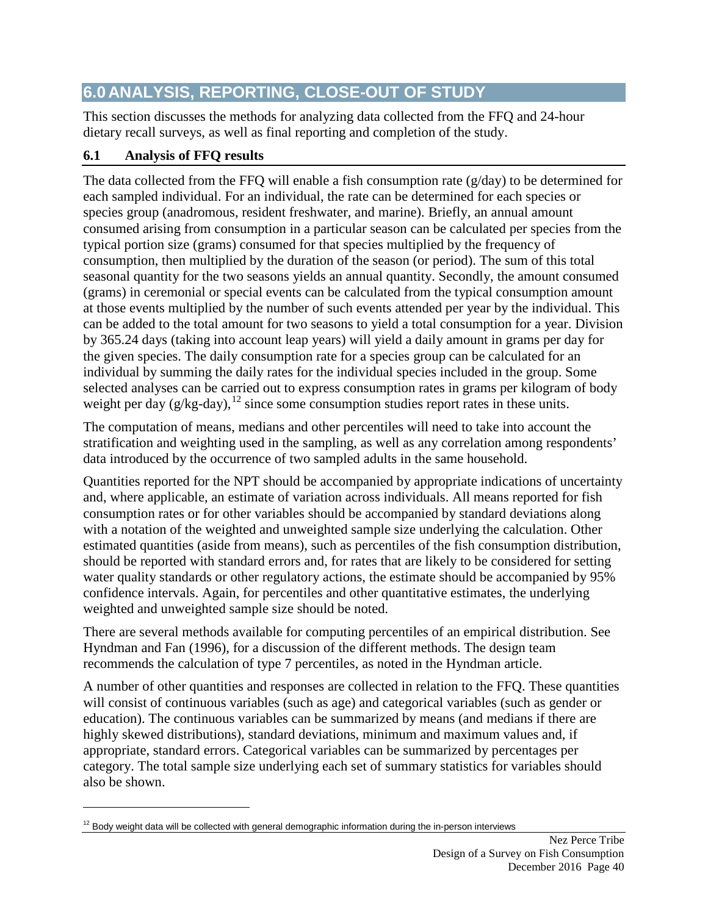## 6.0 ANALYSIS, REPORTING, CLOSE-OUT OF STUDY

This section discusses the methods for analyzing data collected from the FFQ and 24-hour dietary recall surveys, as well as final reporting and completion of the study.

### 6.1 Analysis of FFQ results

The data collected from the FFQ will enable a fish consumption rate (g/day) to be determined for each sampled individual. For an individual, the rate can be determined for each species or species group (anadromous, resident freshwater, and marine). Briefly, an annual amount consumed arising from consumption in a particular season can be calculated per species from the typical portion size (grams) consumed for that species multiplied by the frequency of consumption, then multiplied by the duration of the season (or period). The sum of this total seasonal quantity for the two seasons yields an annual quantity. Secondly, the amount consumed (grams) in ceremonial or special events can be calculated from the typical consumption amount at those events multiplied by the number of such events attended per year by the individual. This can be added to the total amount for two seasons to yield a total consumption for a year. Division by 365.24 days (taking into account leap years) will yield a daily amount in grams per day for the given species. The daily consumption rate for a species group can be calculated for an individual by summing the daily rates for the individual species included in the group. Some selected analyses can be carried out to express consumption rates in grams per kilogram of body weight per day (g/kg-day),[12] since some consumption studies report rates in these units.

The computation of means, medians and other percentiles will need to take into account the stratification and weighting used in the sampling, as well as any correlation among respondents' data introduced by the occurrence of two sampled adults in the same household.

Quantities reported for the NPT should be accompanied by appropriate indications of uncertainty and, where applicable, an estimate of variation across individuals. All means reported for fish consumption rates or for other variables should be accompanied by standard deviations along with a notation of the weighted and unweighted sample size underlying the calculation. Other estimated quantities (aside from means), such as percentiles of the fish consumption distribution, should be reported with standard errors and, for rates that are likely to be considered for setting water quality standards or other regulatory actions, the estimate should be accompanied by 95% confidence intervals. Again, for percentiles and other quantitative estimates, the underlying weighted and unweighted sample size should be noted.

There are several methods available for computing percentiles of an empirical distribution. See Hyndman and Fan (1996), for a discussion of the different methods. The design team recommends the calculation of type 7 percentiles, as noted in the Hyndman article.

A number of other quantities and responses are collected in relation to the FFQ. These quantities will consist of continuous variables (such as age) and categorical variables (such as gender or education). The continuous variables can be summarized by means (and medians if there are highly skewed distributions), standard deviations, minimum and maximum values and, if appropriate, standard errors. Categorical variables can be summarized by percentages per category. The total sample size underlying each set of summary statistics for variables should also be shown.

[12] Body weight data will be collected with general demographic information during the in-person interviews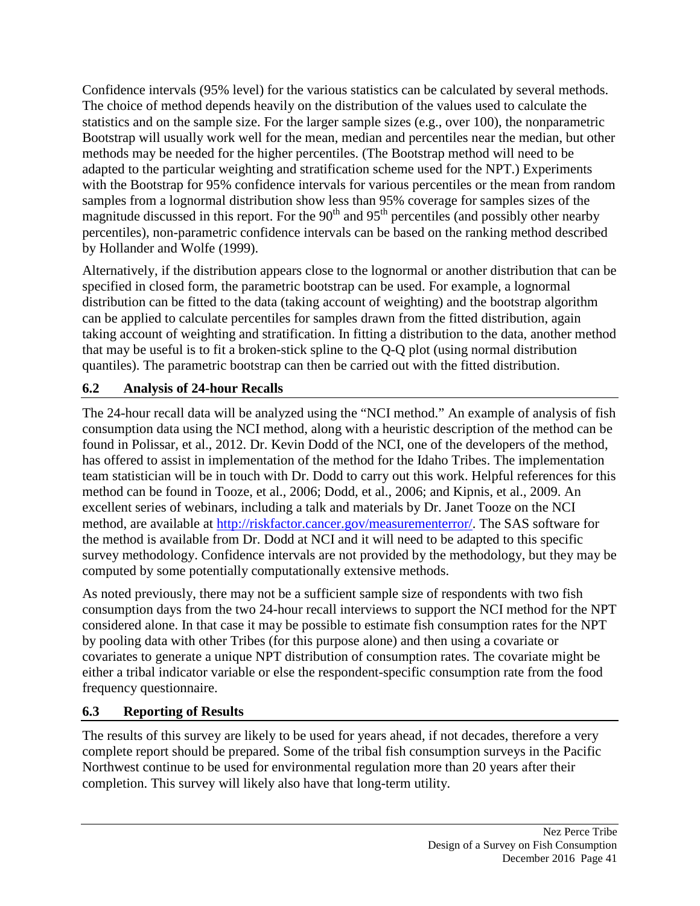Confidence intervals (95% level) for the various statistics can be calculated by several methods. The choice of method depends heavily on the distribution of the values used to calculate the statistics and on the sample size. For the larger sample sizes (e.g., over 100), the nonparametric Bootstrap will usually work well for the mean, median and percentiles near the median, but other methods may be needed for the higher percentiles. (The Bootstrap method will need to be adapted to the particular weighting and stratification scheme used for the NPT.) Experiments with the Bootstrap for 95% confidence intervals for various percentiles or the mean from random samples from a lognormal distribution show less than 95% coverage for samples sizes of the magnitude discussed in this report. For the $90^{th}$ and $95^{th}$ percentiles (and possibly other nearby percentiles), non-parametric confidence intervals can be based on the ranking method described by Hollander and Wolfe (1999).

Alternatively, if the distribution appears close to the lognormal or another distribution that can be specified in closed form, the parametric bootstrap can be used. For example, a lognormal distribution can be fitted to the data (taking account of weighting) and the bootstrap algorithm can be applied to calculate percentiles for samples drawn from the fitted distribution, again taking account of weighting and stratification. In fitting a distribution to the data, another method that may be useful is to fit a broken-stick spline to the Q-Q plot (using normal distribution quantiles). The parametric bootstrap can then be carried out with the fitted distribution.

## 6.2 Analysis of 24-hour Recalls

The 24-hour recall data will be analyzed using the "NCI method." An example of analysis of fish consumption data using the NCI method, along with a heuristic description of the method can be found in Polissar, et al., 2012. Dr. Kevin Dodd of the NCI, one of the developers of the method, has offered to assist in implementation of the method for the Idaho Tribes. The implementation team statistician will be in touch with Dr. Dodd to carry out this work. Helpful references for this method can be found in Tooze, et al., 2006; Dodd, et al., 2006; and Kipnis, et al., 2009. An excellent series of webinars, including a talk and materials by Dr. Janet Tooze on the NCI method, are available at [http://riskfactor.cancer.gov/measurementerror/](http://riskfactor.cancer.gov/measurementerror/). The SAS software for the method is available from Dr. Dodd at NCI and it will need to be adapted to this specific survey methodology. Confidence intervals are not provided by the methodology, but they may be computed by some potentially computationally extensive methods.

As noted previously, there may not be a sufficient sample size of respondents with two fish consumption days from the two 24-hour recall interviews to support the NCI method for the NPT considered alone. In that case it may be possible to estimate fish consumption rates for the NPT by pooling data with other Tribes (for this purpose alone) and then using a covariate or covariates to generate a unique NPT distribution of consumption rates. The covariate might be either a tribal indicator variable or else the respondent-specific consumption rate from the food frequency questionnaire.

## 6.3 Reporting of Results

The results of this survey are likely to be used for years ahead, if not decades, therefore a very complete report should be prepared. Some of the tribal fish consumption surveys in the Pacific Northwest continue to be used for environmental regulation more than 20 years after their completion. This survey will likely also have that long-term utility.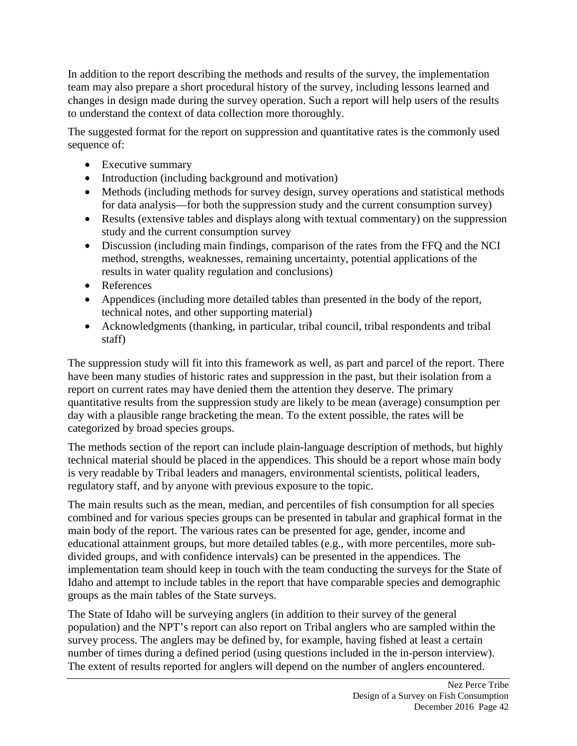In addition to the report describing the methods and results of the survey, the implementation team may also prepare a short procedural history of the survey, including lessons learned and changes in design made during the survey operation. Such a report will help users of the results to understand the context of data collection more thoroughly.

The suggested format for the report on suppression and quantitative rates is the commonly used sequence of:

- Executive summary
- Introduction (including background and motivation)
- Methods (including methods for survey design, survey operations and statistical methods for data analysis—for both the suppression study and the current consumption survey)
- Results (extensive tables and displays along with textual commentary) on the suppression study and the current consumption survey
- Discussion (including main findings, comparison of the rates from the FFQ and the NCI method, strengths, weaknesses, remaining uncertainty, potential applications of the results in water quality regulation and conclusions)
- References
- Appendices (including more detailed tables than presented in the body of the report, technical notes, and other supporting material)
- Acknowledgments (thanking, in particular, tribal council, tribal respondents and tribal staff)

The suppression study will fit into this framework as well, as part and parcel of the report. There have been many studies of historic rates and suppression in the past, but their isolation from a report on current rates may have denied them the attention they deserve. The primary quantitative results from the suppression study are likely to be mean (average) consumption per day with a plausible range bracketing the mean. To the extent possible, the rates will be categorized by broad species groups.

The methods section of the report can include plain-language description of methods, but highly technical material should be placed in the appendices. This should be a report whose main body is very readable by Tribal leaders and managers, environmental scientists, political leaders, regulatory staff, and by anyone with previous exposure to the topic.

The main results such as the mean, median, and percentiles of fish consumption for all species combined and for various species groups can be presented in tabular and graphical format in the main body of the report. The various rates can be presented for age, gender, income and educational attainment groups, but more detailed tables (e.g., with more percentiles, more sub-divided groups, and with confidence intervals) can be presented in the appendices. The implementation team should keep in touch with the team conducting the surveys for the State of Idaho and attempt to include tables in the report that have comparable species and demographic groups as the main tables of the State surveys.

The State of Idaho will be surveying anglers (in addition to their survey of the general population) and the NPT's report can also report on Tribal anglers who are sampled within the survey process. The anglers may be defined by, for example, having fished at least a certain number of times during a defined period (using questions included in the in-person interview). The extent of results reported for anglers will depend on the number of anglers encountered.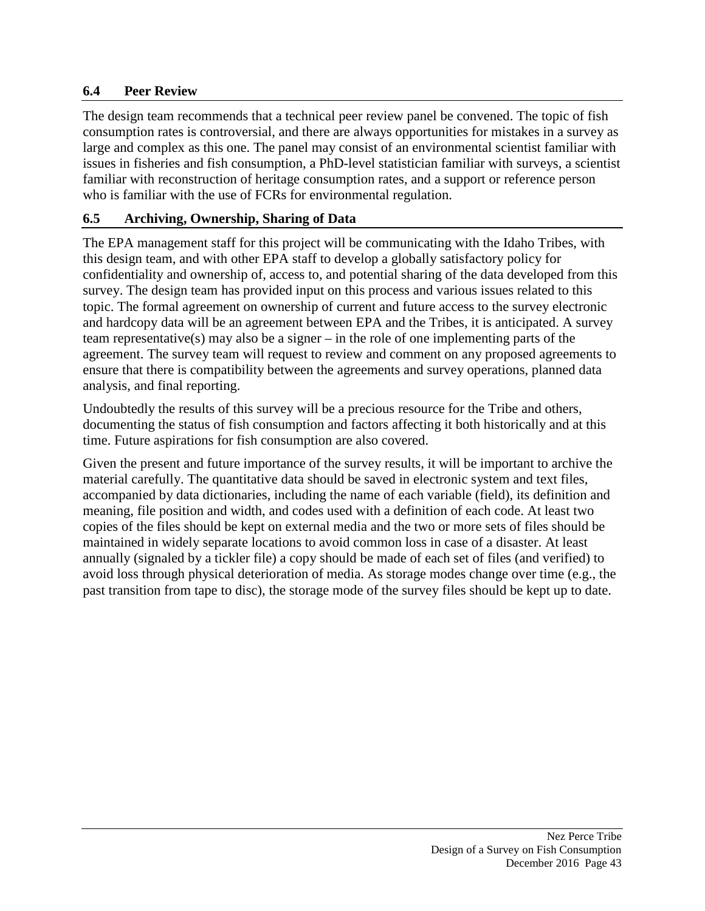### 6.4 Peer Review

The design team recommends that a technical peer review panel be convened. The topic of fish consumption rates is controversial, and there are always opportunities for mistakes in a survey as large and complex as this one. The panel may consist of an environmental scientist familiar with issues in fisheries and fish consumption, a PhD-level statistician familiar with surveys, a scientist familiar with reconstruction of heritage consumption rates, and a support or reference person who is familiar with the use of FCRs for environmental regulation.

### 6.5 Archiving, Ownership, Sharing of Data

The EPA management staff for this project will be communicating with the Idaho Tribes, with this design team, and with other EPA staff to develop a globally satisfactory policy for confidentiality and ownership of, access to, and potential sharing of the data developed from this survey. The design team has provided input on this process and various issues related to this topic. The formal agreement on ownership of current and future access to the survey electronic and hardcopy data will be an agreement between EPA and the Tribes, it is anticipated. A survey team representative(s) may also be a signer – in the role of one implementing parts of the agreement. The survey team will request to review and comment on any proposed agreements to ensure that there is compatibility between the agreements and survey operations, planned data analysis, and final reporting.

Undoubtedly the results of this survey will be a precious resource for the Tribe and others, documenting the status of fish consumption and factors affecting it both historically and at this time. Future aspirations for fish consumption are also covered.

Given the present and future importance of the survey results, it will be important to archive the material carefully. The quantitative data should be saved in electronic system and text files, accompanied by data dictionaries, including the name of each variable (field), its definition and meaning, file position and width, and codes used with a definition of each code. At least two copies of the files should be kept on external media and the two or more sets of files should be maintained in widely separate locations to avoid common loss in case of a disaster. At least annually (signaled by a tickler file) a copy should be made of each set of files (and verified) to avoid loss through physical deterioration of media. As storage modes change over time (e.g., the past transition from tape to disc), the storage mode of the survey files should be kept up to date.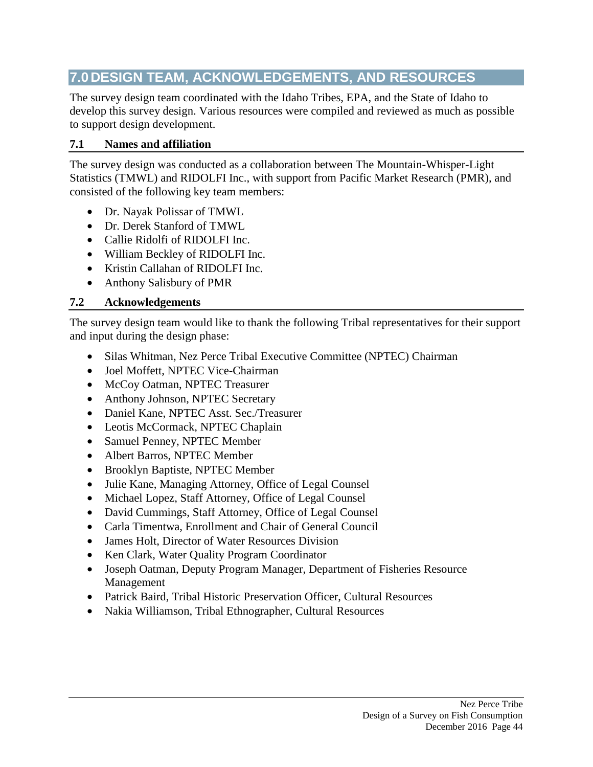# 7.0 DESIGN TEAM, ACKNOWLEDGEMENTS, AND RESOURCES

The survey design team coordinated with the Idaho Tribes, EPA, and the State of Idaho to develop this survey design. Various resources were compiled and reviewed as much as possible to support design development.

## 7.1 Names and affiliation

The survey design was conducted as a collaboration between The Mountain-Whisper-Light Statistics (TMWL) and RIDOLFI Inc., with support from Pacific Market Research (PMR), and consisted of the following key team members:

- Dr. Nayak Polissar of TMWL
- Dr. Derek Stanford of TMWL
- Callie Ridolfi of RIDOLFI Inc.
- William Beckley of RIDOLFI Inc.
- Kristin Callahan of RIDOLFI Inc.
- Anthony Salisbury of PMR

## 7.2 Acknowledgements

The survey design team would like to thank the following Tribal representatives for their support and input during the design phase:

- Silas Whitman, Nez Perce Tribal Executive Committee (NPTEC) Chairman
- Joel Moffett, NPTEC Vice-Chairman
- McCoy Oatman, NPTEC Treasurer
- Anthony Johnson, NPTEC Secretary
- Daniel Kane, NPTEC Asst. Sec./Treasurer
- Leotis McCormack, NPTEC Chaplain
- Samuel Penney, NPTEC Member
- Albert Barros, NPTEC Member
- Brooklyn Baptiste, NPTEC Member
- Julie Kane, Managing Attorney, Office of Legal Counsel
- Michael Lopez, Staff Attorney, Office of Legal Counsel
- David Cummings, Staff Attorney, Office of Legal Counsel
- Carla Timentwa, Enrollment and Chair of General Council
- James Holt, Director of Water Resources Division
- Ken Clark, Water Quality Program Coordinator
- Joseph Oatman, Deputy Program Manager, Department of Fisheries Resource Management
- Patrick Baird, Tribal Historic Preservation Officer, Cultural Resources
- Nakia Williamson, Tribal Ethnographer, Cultural Resources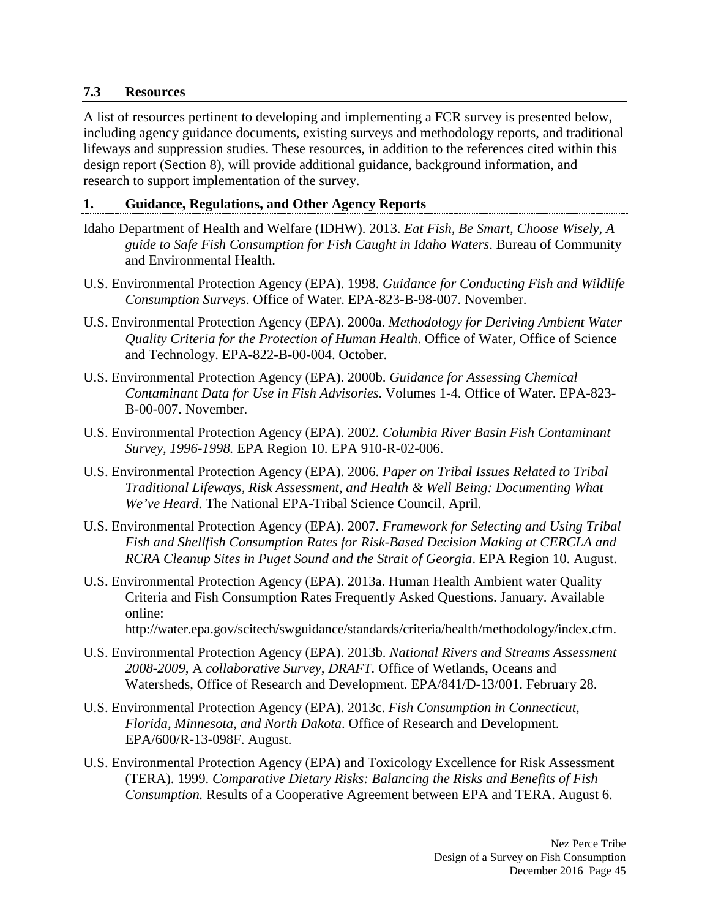## 7.3 Resources

A list of resources pertinent to developing and implementing a FCR survey is presented below, including agency guidance documents, existing surveys and methodology reports, and traditional lifeways and suppression studies. These resources, in addition to the references cited within this design report (Section 8), will provide additional guidance, background information, and research to support implementation of the survey.

### 1. Guidance, Regulations, and Other Agency Reports

Idaho Department of Health and Welfare (IDHW). 2013. *Eat Fish, Be Smart, Choose Wisely, A guide to Safe Fish Consumption for Fish Caught in Idaho Waters*. Bureau of Community and Environmental Health.

U.S. Environmental Protection Agency (EPA). 1998. *Guidance for Conducting Fish and Wildlife Consumption Surveys*. Office of Water. EPA-823-B-98-007. November.

U.S. Environmental Protection Agency (EPA). 2000a. *Methodology for Deriving Ambient Water Quality Criteria for the Protection of Human Health*. Office of Water, Office of Science and Technology. EPA-822-B-00-004. October.

U.S. Environmental Protection Agency (EPA). 2000b. *Guidance for Assessing Chemical Contaminant Data for Use in Fish Advisories*. Volumes 1-4. Office of Water. EPA-823-B-00-007. November.

U.S. Environmental Protection Agency (EPA). 2002. *Columbia River Basin Fish Contaminant Survey, 1996-1998.* EPA Region 10. EPA 910-R-02-006.

U.S. Environmental Protection Agency (EPA). 2006. *Paper on Tribal Issues Related to Tribal Traditional Lifeways, Risk Assessment, and Health & Well Being: Documenting What We've Heard.* The National EPA-Tribal Science Council. April.

U.S. Environmental Protection Agency (EPA). 2007. *Framework for Selecting and Using Tribal Fish and Shellfish Consumption Rates for Risk-Based Decision Making at CERCLA and RCRA Cleanup Sites in Puget Sound and the Strait of Georgia*. EPA Region 10. August.

U.S. Environmental Protection Agency (EPA). 2013a. Human Health Ambient water Quality Criteria and Fish Consumption Rates Frequently Asked Questions. January. Available online: http://water.epa.gov/scitech/swguidance/standards/criteria/health/methodology/index.cfm.

U.S. Environmental Protection Agency (EPA). 2013b. *National Rivers and Streams Assessment 2008-2009,* A *collaborative Survey, DRAFT.* Office of Wetlands, Oceans and Watersheds, Office of Research and Development. EPA/841/D-13/001. February 28.

U.S. Environmental Protection Agency (EPA). 2013c. *Fish Consumption in Connecticut, Florida, Minnesota, and North Dakota*. Office of Research and Development. EPA/600/R-13-098F. August.

U.S. Environmental Protection Agency (EPA) and Toxicology Excellence for Risk Assessment (TERA). 1999. *Comparative Dietary Risks: Balancing the Risks and Benefits of Fish Consumption.* Results of a Cooperative Agreement between EPA and TERA. August 6.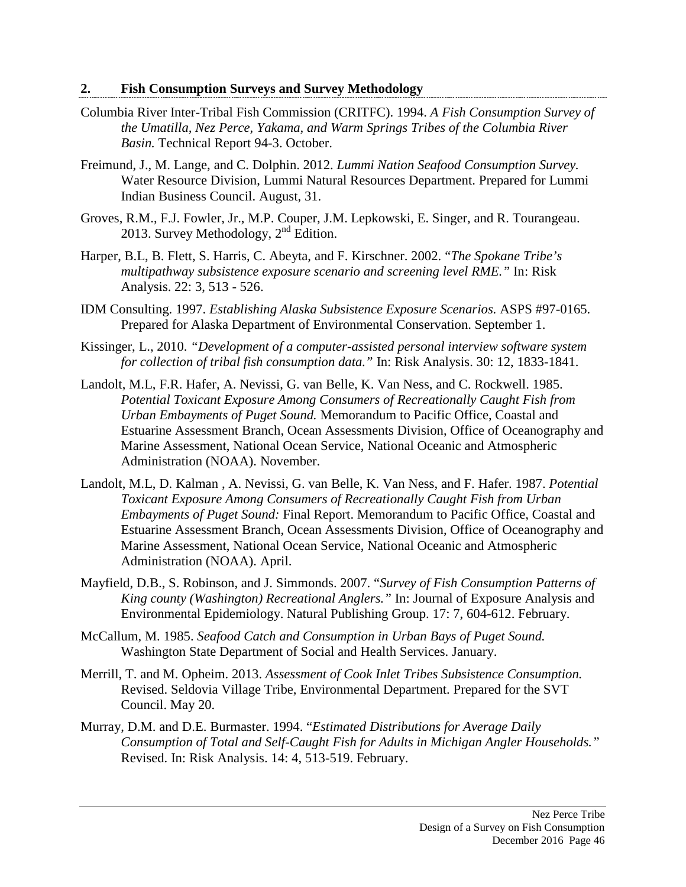## 2. Fish Consumption Surveys and Survey Methodology

Columbia River Inter-Tribal Fish Commission (CRITFC). 1994. *A Fish Consumption Survey of the Umatilla, Nez Perce, Yakama, and Warm Springs Tribes of the Columbia River Basin.* Technical Report 94-3. October.

Freimund, J., M. Lange, and C. Dolphin. 2012. *Lummi Nation Seafood Consumption Survey.* Water Resource Division, Lummi Natural Resources Department. Prepared for Lummi Indian Business Council. August, 31.

Groves, R.M., F.J. Fowler, Jr., M.P. Couper, J.M. Lepkowski, E. Singer, and R. Tourangeau. 2013. Survey Methodology, 2nd Edition.

Harper, B.L, B. Flett, S. Harris, C. Abeyta, and F. Kirschner. 2002. "*The Spokane Tribe's multipathway subsistence exposure scenario and screening level RME.*" In: Risk Analysis. 22: 3, 513 - 526.

IDM Consulting. 1997. *Establishing Alaska Subsistence Exposure Scenarios.* ASPS #97-0165. Prepared for Alaska Department of Environmental Conservation. September 1.

Kissinger, L., 2010. *"Development of a computer-assisted personal interview software system for collection of tribal fish consumption data."* In: Risk Analysis. 30: 12, 1833-1841.

Landolt, M.L, F.R. Hafer, A. Nevissi, G. van Belle, K. Van Ness, and C. Rockwell. 1985. *Potential Toxicant Exposure Among Consumers of Recreationally Caught Fish from Urban Embayments of Puget Sound.* Memorandum to Pacific Office, Coastal and Estuarine Assessment Branch, Ocean Assessments Division, Office of Oceanography and Marine Assessment, National Ocean Service, National Oceanic and Atmospheric Administration (NOAA). November.

Landolt, M.L, D. Kalman , A. Nevissi, G. van Belle, K. Van Ness, and F. Hafer. 1987. *Potential Toxicant Exposure Among Consumers of Recreationally Caught Fish from Urban Embayments of Puget Sound:* Final Report. Memorandum to Pacific Office, Coastal and Estuarine Assessment Branch, Ocean Assessments Division, Office of Oceanography and Marine Assessment, National Ocean Service, National Oceanic and Atmospheric Administration (NOAA). April.

Mayfield, D.B., S. Robinson, and J. Simmonds. 2007. "*Survey of Fish Consumption Patterns of King county (Washington) Recreational Anglers.*" In: Journal of Exposure Analysis and Environmental Epidemiology. Natural Publishing Group. 17: 7, 604-612. February.

McCallum, M. 1985. *Seafood Catch and Consumption in Urban Bays of Puget Sound.* Washington State Department of Social and Health Services. January.

Merrill, T. and M. Opheim. 2013. *Assessment of Cook Inlet Tribes Subsistence Consumption.* Revised. Seldovia Village Tribe, Environmental Department. Prepared for the SVT Council. May 20.

Murray, D.M. and D.E. Burmaster. 1994. "*Estimated Distributions for Average Daily Consumption of Total and Self-Caught Fish for Adults in Michigan Angler Households.*" Revised. In: Risk Analysis. 14: 4, 513-519. February.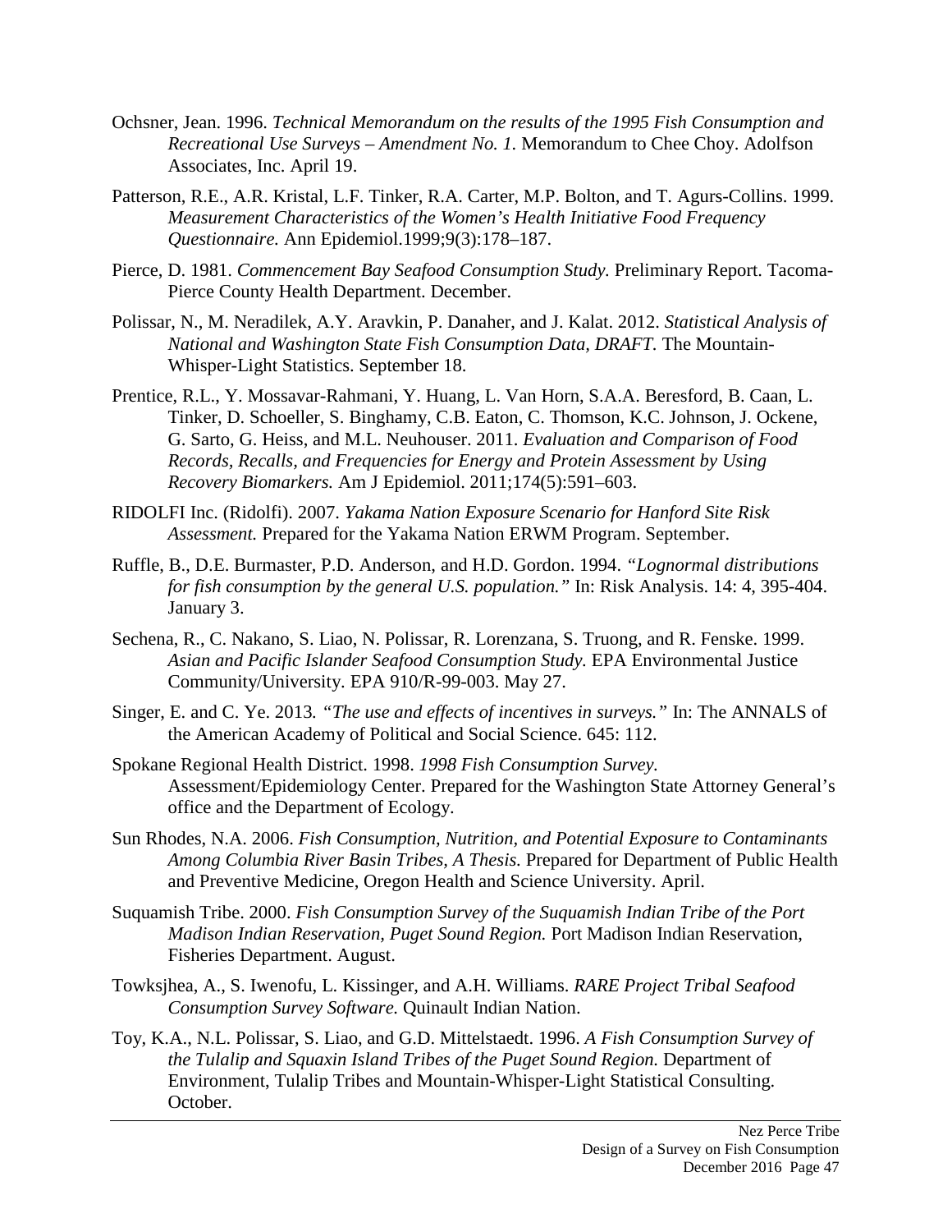Ochsner, Jean. 1996. *Technical Memorandum on the results of the 1995 Fish Consumption and Recreational Use Surveys – Amendment No. 1*. Memorandum to Chee Choy. Adolfson Associates, Inc. April 19.

Patterson, R.E., A.R. Kristal, L.F. Tinker, R.A. Carter, M.P. Bolton, and T. Agurs-Collins. 1999. *Measurement Characteristics of the Women's Health Initiative Food Frequency Questionnaire.* Ann Epidemiol.1999;9(3):178–187.

Pierce, D. 1981. *Commencement Bay Seafood Consumption Study.* Preliminary Report. Tacoma-Pierce County Health Department. December.

Polissar, N., M. Neradilek, A.Y. Aravkin, P. Danaher, and J. Kalat. 2012. *Statistical Analysis of National and Washington State Fish Consumption Data, DRAFT.* The Mountain-Whisper-Light Statistics. September 18.

Prentice, R.L., Y. Mossavar-Rahmani, Y. Huang, L. Van Horn, S.A.A. Beresford, B. Caan, L. Tinker, D. Schoeller, S. Binghamy, C.B. Eaton, C. Thomson, K.C. Johnson, J. Ockene, G. Sarto, G. Heiss, and M.L. Neuhouser. 2011. *Evaluation and Comparison of Food Records, Recalls, and Frequencies for Energy and Protein Assessment by Using Recovery Biomarkers.* Am J Epidemiol. 2011;174(5):591–603.

RIDOLFI Inc. (Ridolfi). 2007. *Yakama Nation Exposure Scenario for Hanford Site Risk Assessment.* Prepared for the Yakama Nation ERWM Program. September.

Ruffle, B., D.E. Burmaster, P.D. Anderson, and H.D. Gordon. 1994. *"Lognormal distributions for fish consumption by the general U.S. population."* In: Risk Analysis. 14: 4, 395-404. January 3.

Sechena, R., C. Nakano, S. Liao, N. Polissar, R. Lorenzana, S. Truong, and R. Fenske. 1999. *Asian and Pacific Islander Seafood Consumption Study.* EPA Environmental Justice Community/University. EPA 910/R-99-003. May 27.

Singer, E. and C. Ye. 2013*. "The use and effects of incentives in surveys."* In: The ANNALS of the American Academy of Political and Social Science. 645: 112.

Spokane Regional Health District. 1998. *1998 Fish Consumption Survey.* Assessment/Epidemiology Center. Prepared for the Washington State Attorney General's office and the Department of Ecology.

Sun Rhodes, N.A. 2006. *Fish Consumption, Nutrition, and Potential Exposure to Contaminants Among Columbia River Basin Tribes, A Thesis.* Prepared for Department of Public Health and Preventive Medicine, Oregon Health and Science University. April.

Suquamish Tribe. 2000. *Fish Consumption Survey of the Suquamish Indian Tribe of the Port Madison Indian Reservation, Puget Sound Region.* Port Madison Indian Reservation, Fisheries Department. August.

Towksjhea, A., S. Iwenofu, L. Kissinger, and A.H. Williams. *RARE Project Tribal Seafood Consumption Survey Software.* Quinault Indian Nation.

Toy, K.A., N.L. Polissar, S. Liao, and G.D. Mittelstaedt. 1996. *A Fish Consumption Survey of the Tulalip and Squaxin Island Tribes of the Puget Sound Region.* Department of Environment, Tulalip Tribes and Mountain-Whisper-Light Statistical Consulting. October.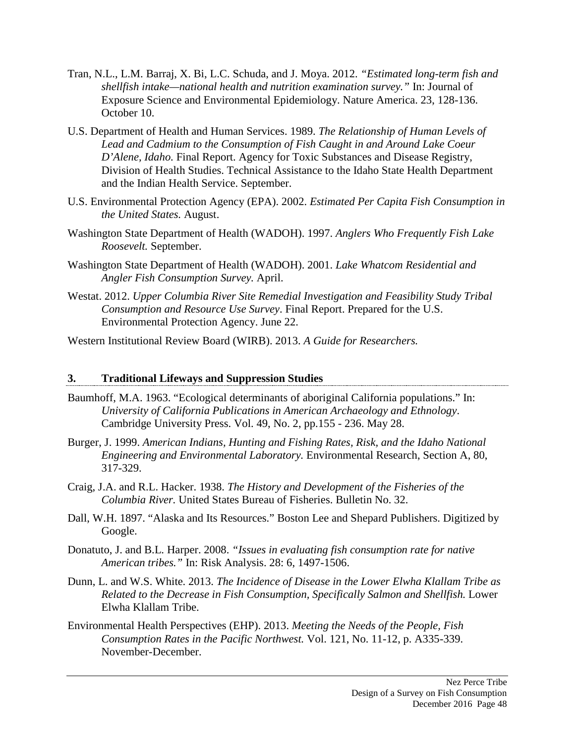Tran, N.L., L.M. Barraj, X. Bi, L.C. Schuda, and J. Moya. 2012. *"Estimated long-term fish and shellfish intake—national health and nutrition examination survey."* In: Journal of Exposure Science and Environmental Epidemiology. Nature America. 23, 128-136. October 10.

U.S. Department of Health and Human Services. 1989. *The Relationship of Human Levels of Lead and Cadmium to the Consumption of Fish Caught in and Around Lake Coeur D'Alene, Idaho.* Final Report. Agency for Toxic Substances and Disease Registry, Division of Health Studies. Technical Assistance to the Idaho State Health Department and the Indian Health Service. September.

U.S. Environmental Protection Agency (EPA). 2002. *Estimated Per Capita Fish Consumption in the United States.* August.

Washington State Department of Health (WADOH). 1997. *Anglers Who Frequently Fish Lake Roosevelt.* September.

Washington State Department of Health (WADOH). 2001. *Lake Whatcom Residential and Angler Fish Consumption Survey.* April.

Westat. 2012. *Upper Columbia River Site Remedial Investigation and Feasibility Study Tribal Consumption and Resource Use Survey*. Final Report. Prepared for the U.S. Environmental Protection Agency. June 22.

Western Institutional Review Board (WIRB). 2013. *A Guide for Researchers.*

## 3. Traditional Lifeways and Suppression Studies

Baumhoff, M.A. 1963. "Ecological determinants of aboriginal California populations." In: *University of California Publications in American Archaeology and Ethnology*. Cambridge University Press. Vol. 49, No. 2, pp.155 - 236. May 28.

Burger, J. 1999. *American Indians, Hunting and Fishing Rates, Risk, and the Idaho National Engineering and Environmental Laboratory.* Environmental Research, Section A, 80, 317-329.

Craig, J.A. and R.L. Hacker. 1938. *The History and Development of the Fisheries of the Columbia River.* United States Bureau of Fisheries. Bulletin No. 32.

Dall, W.H. 1897. "Alaska and Its Resources." Boston Lee and Shepard Publishers. Digitized by Google.

Donatuto, J. and B.L. Harper. 2008. *"Issues in evaluating fish consumption rate for native American tribes."* In: Risk Analysis. 28: 6, 1497-1506.

Dunn, L. and W.S. White. 2013. *The Incidence of Disease in the Lower Elwha Klallam Tribe as Related to the Decrease in Fish Consumption, Specifically Salmon and Shellfish.* Lower Elwha Klallam Tribe.

Environmental Health Perspectives (EHP). 2013. *Meeting the Needs of the People, Fish Consumption Rates in the Pacific Northwest.* Vol. 121, No. 11-12, p. A335-339. November-December.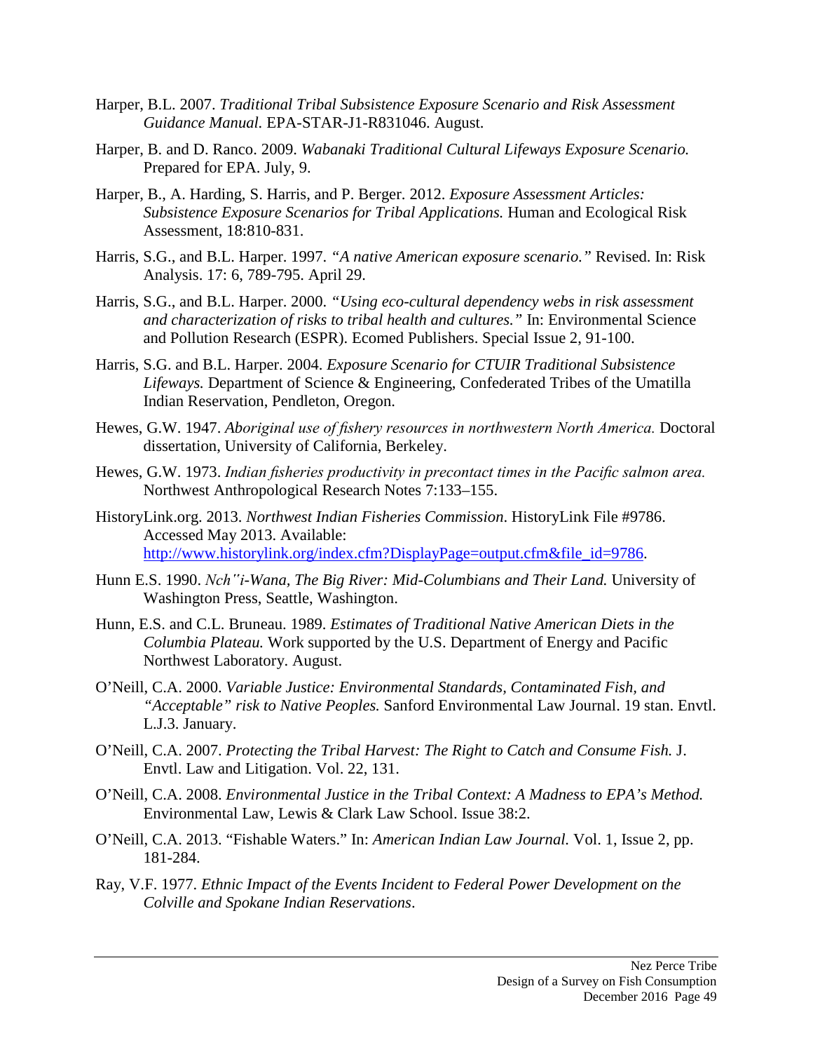Harper, B.L. 2007. *Traditional Tribal Subsistence Exposure Scenario and Risk Assessment Guidance Manual.* EPA-STAR-J1-R831046. August.

Harper, B. and D. Ranco. 2009. *Wabanaki Traditional Cultural Lifeways Exposure Scenario.* Prepared for EPA. July, 9.

Harper, B., A. Harding, S. Harris, and P. Berger. 2012. *Exposure Assessment Articles: Subsistence Exposure Scenarios for Tribal Applications.* Human and Ecological Risk Assessment, 18:810-831.

Harris, S.G., and B.L. Harper. 1997. *"A native American exposure scenario."* Revised. In: Risk Analysis. 17: 6, 789-795. April 29.

Harris, S.G., and B.L. Harper. 2000. *"Using eco-cultural dependency webs in risk assessment and characterization of risks to tribal health and cultures."* In: Environmental Science and Pollution Research (ESPR). Ecomed Publishers. Special Issue 2, 91-100.

Harris, S.G. and B.L. Harper. 2004. *Exposure Scenario for CTUIR Traditional Subsistence Lifeways.* Department of Science & Engineering, Confederated Tribes of the Umatilla Indian Reservation, Pendleton, Oregon.

Hewes, G.W. 1947. *Aboriginal use of fishery resources in northwestern North America.* Doctoral dissertation, University of California, Berkeley.

Hewes, G.W. 1973. *Indian fisheries productivity in precontact times in the Pacific salmon area.* Northwest Anthropological Research Notes 7:133–155.

HistoryLink.org. 2013. *Northwest Indian Fisheries Commission*. HistoryLink File #9786. Accessed May 2013. Available: [http://www.historylink.org/index.cfm?DisplayPage=output.cfm&file_id=9786](http://www.historylink.org/index.cfm?DisplayPage=output.cfm&file_id=9786).

Hunn E.S. 1990. *Nch"i-Wana, The Big River: Mid-Columbians and Their Land.* University of Washington Press, Seattle, Washington.

Hunn, E.S. and C.L. Bruneau. 1989. *Estimates of Traditional Native American Diets in the Columbia Plateau.* Work supported by the U.S. Department of Energy and Pacific Northwest Laboratory. August.

O'Neill, C.A. 2000. *Variable Justice: Environmental Standards, Contaminated Fish, and "Acceptable" risk to Native Peoples.* Sanford Environmental Law Journal. 19 stan. Envtl. L.J.3. January.

O'Neill, C.A. 2007. *Protecting the Tribal Harvest: The Right to Catch and Consume Fish.* J. Envtl. Law and Litigation. Vol. 22, 131.

O'Neill, C.A. 2008. *Environmental Justice in the Tribal Context: A Madness to EPA's Method.* Environmental Law, Lewis & Clark Law School. Issue 38:2.

O'Neill, C.A. 2013. "Fishable Waters." In: *American Indian Law Journal*. Vol. 1, Issue 2, pp. 181-284.

Ray, V.F. 1977. *Ethnic Impact of the Events Incident to Federal Power Development on the Colville and Spokane Indian Reservations*.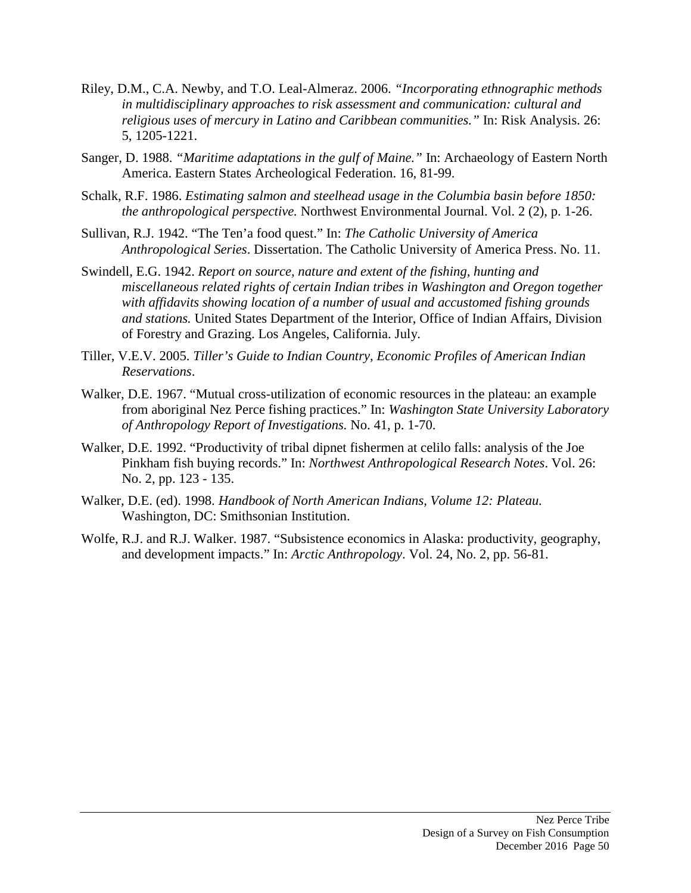Riley, D.M., C.A. Newby, and T.O. Leal-Almeraz. 2006. *"Incorporating ethnographic methods in multidisciplinary approaches to risk assessment and communication: cultural and religious uses of mercury in Latino and Caribbean communities."* In: Risk Analysis. 26: 5, 1205-1221.

Sanger, D. 1988. *"Maritime adaptations in the gulf of Maine."* In: Archaeology of Eastern North America. Eastern States Archeological Federation. 16, 81-99.

Schalk, R.F. 1986. *Estimating salmon and steelhead usage in the Columbia basin before 1850: the anthropological perspective.* Northwest Environmental Journal. Vol. 2 (2), p. 1-26.

Sullivan, R.J. 1942. "The Ten'a food quest." In: *The Catholic University of America Anthropological Series*. Dissertation. The Catholic University of America Press. No. 11.

Swindell, E.G. 1942. *Report on source, nature and extent of the fishing, hunting and miscellaneous related rights of certain Indian tribes in Washington and Oregon together with affidavits showing location of a number of usual and accustomed fishing grounds and stations.* United States Department of the Interior, Office of Indian Affairs, Division of Forestry and Grazing. Los Angeles, California. July.

Tiller, V.E.V. 2005. *Tiller's Guide to Indian Country, Economic Profiles of American Indian Reservations*.

Walker, D.E. 1967. "Mutual cross-utilization of economic resources in the plateau: an example from aboriginal Nez Perce fishing practices." In: *Washington State University Laboratory of Anthropology Report of Investigations.* No. 41, p. 1-70.

Walker, D.E. 1992. "Productivity of tribal dipnet fishermen at celilo falls: analysis of the Joe Pinkham fish buying records." In: *Northwest Anthropological Research Notes*. Vol. 26: No. 2, pp. 123 - 135.

Walker, D.E. (ed). 1998. *Handbook of North American Indians, Volume 12: Plateau.* Washington, DC: Smithsonian Institution.

Wolfe, R.J. and R.J. Walker. 1987. "Subsistence economics in Alaska: productivity, geography, and development impacts." In: *Arctic Anthropology*. Vol. 24, No. 2, pp. 56-81.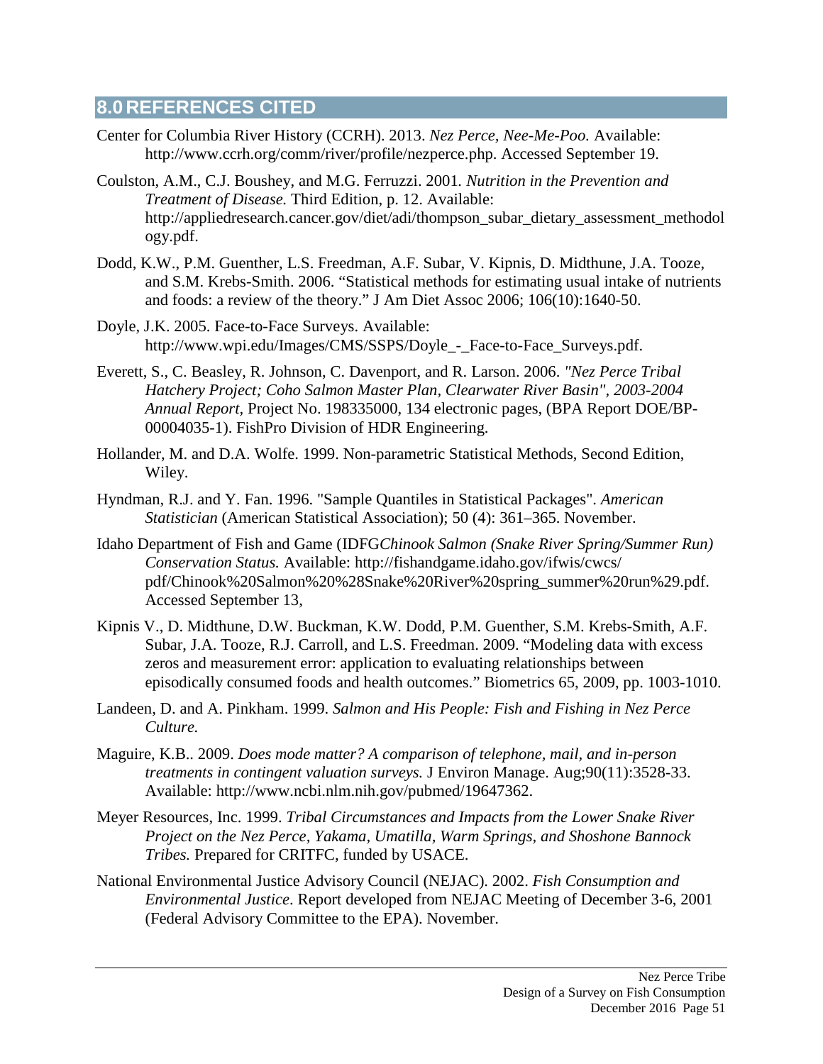## 8.0 REFERENCES CITED

Center for Columbia River History (CCRH). 2013. *Nez Perce, Nee-Me-Poo.* Available: http://www.ccrh.org/comm/river/profile/nezperce.php. Accessed September 19.

Coulston, A.M., C.J. Boushey, and M.G. Ferruzzi. 2001*. Nutrition in the Prevention and Treatment of Disease.* Third Edition, p. 12. Available: http://appliedresearch.cancer.gov/diet/adi/thompson_subar_dietary_assessment_methodology.pdf.

Dodd, K.W., P.M. Guenther, L.S. Freedman, A.F. Subar, V. Kipnis, D. Midthune, J.A. Tooze, and S.M. Krebs-Smith. 2006. "Statistical methods for estimating usual intake of nutrients and foods: a review of the theory." J Am Diet Assoc 2006; 106(10):1640-50.

Doyle, J.K. 2005. Face-to-Face Surveys. Available: http://www.wpi.edu/Images/CMS/SSPS/Doyle_-_Face-to-Face_Surveys.pdf.

Everett, S., C. Beasley, R. Johnson, C. Davenport, and R. Larson. 2006. *"Nez Perce Tribal Hatchery Project; Coho Salmon Master Plan, Clearwater River Basin", 2003-2004 Annual Report*, Project No. 198335000, 134 electronic pages, (BPA Report DOE/BP-00004035-1). FishPro Division of HDR Engineering.

Hollander, M. and D.A. Wolfe. 1999. Non-parametric Statistical Methods, Second Edition, Wiley.

Hyndman, R.J. and Y. Fan. 1996. "Sample Quantiles in Statistical Packages". *American Statistician* (American Statistical Association); 50 (4): 361–365. November.

Idaho Department of Fish and Game (IDFG*Chinook Salmon (Snake River Spring/Summer Run) Conservation Status.* Available: http://fishandgame.idaho.gov/ifwis/cwcs/pdf/Chinook%20Salmon%20%28Snake%20River%20spring_summer%20run%29.pdf. Accessed September 13,

Kipnis V., D. Midthune, D.W. Buckman, K.W. Dodd, P.M. Guenther, S.M. Krebs-Smith, A.F. Subar, J.A. Tooze, R.J. Carroll, and L.S. Freedman. 2009. "Modeling data with excess zeros and measurement error: application to evaluating relationships between episodically consumed foods and health outcomes." Biometrics 65, 2009, pp. 1003-1010.

Landeen, D. and A. Pinkham. 1999. *Salmon and His People: Fish and Fishing in Nez Perce Culture.*

Maguire, K.B.. 2009. *Does mode matter? A comparison of telephone, mail, and in-person treatments in contingent valuation surveys.* J Environ Manage. Aug;90(11):3528-33. Available: http://www.ncbi.nlm.nih.gov/pubmed/19647362.

Meyer Resources, Inc. 1999. *Tribal Circumstances and Impacts from the Lower Snake River Project on the Nez Perce, Yakama, Umatilla, Warm Springs, and Shoshone Bannock Tribes.* Prepared for CRITFC, funded by USACE.

National Environmental Justice Advisory Council (NEJAC). 2002. *Fish Consumption and Environmental Justice*. Report developed from NEJAC Meeting of December 3-6, 2001 (Federal Advisory Committee to the EPA). November.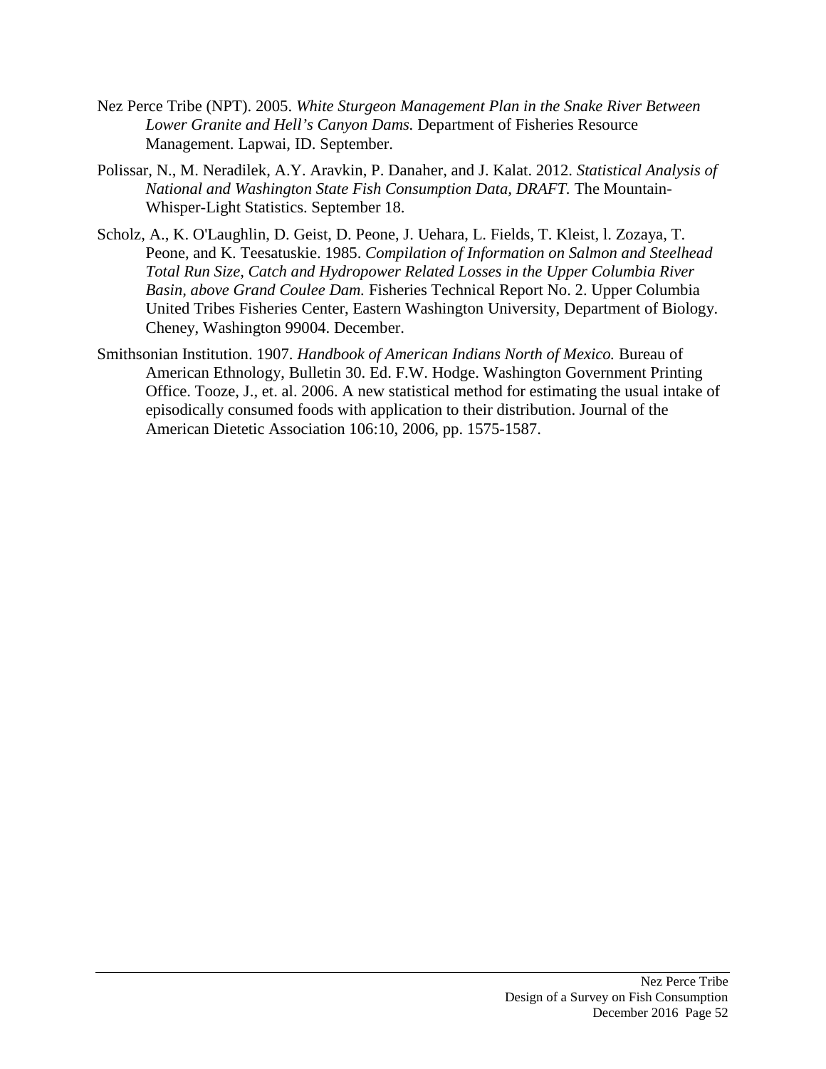Nez Perce Tribe (NPT). 2005. *White Sturgeon Management Plan in the Snake River Between Lower Granite and Hell's Canyon Dams.* Department of Fisheries Resource Management. Lapwai, ID. September.

Polissar, N., M. Neradilek, A.Y. Aravkin, P. Danaher, and J. Kalat. 2012. *Statistical Analysis of National and Washington State Fish Consumption Data, DRAFT.* The Mountain-Whisper-Light Statistics. September 18.

Scholz, A., K. O'Laughlin, D. Geist, D. Peone, J. Uehara, L. Fields, T. Kleist, l. Zozaya, T. Peone, and K. Teesatuskie. 1985. *Compilation of Information on Salmon and Steelhead Total Run Size, Catch and Hydropower Related Losses in the Upper Columbia River Basin, above Grand Coulee Dam.* Fisheries Technical Report No. 2. Upper Columbia United Tribes Fisheries Center, Eastern Washington University, Department of Biology. Cheney, Washington 99004. December.

Smithsonian Institution. 1907. *Handbook of American Indians North of Mexico.* Bureau of American Ethnology, Bulletin 30. Ed. F.W. Hodge. Washington Government Printing Office. Tooze, J., et. al. 2006. A new statistical method for estimating the usual intake of episodically consumed foods with application to their distribution. Journal of the American Dietetic Association 106:10, 2006, pp. 1575-1587.